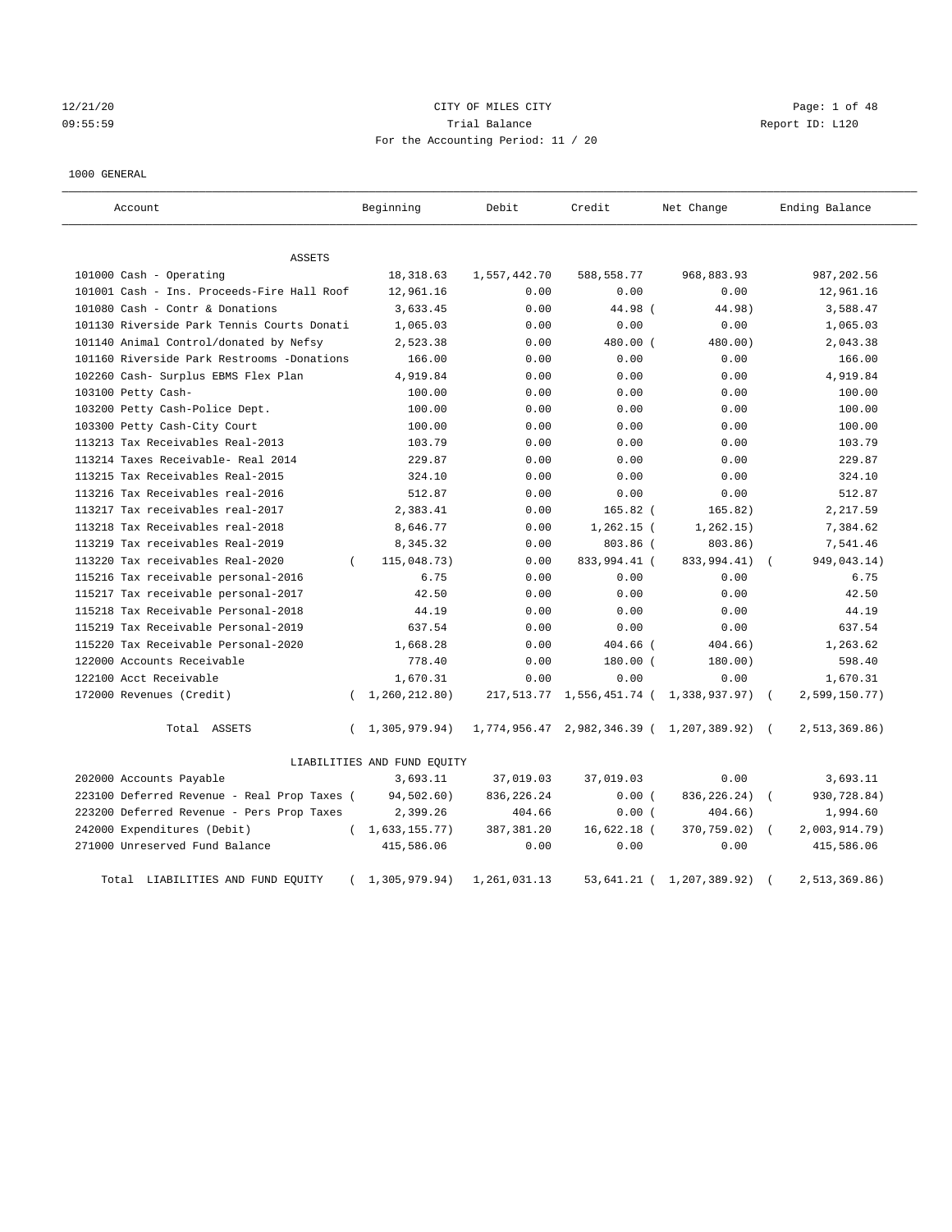CITY OF MILES CITY

Trial Balance

For the Accounting Period: 11 / 20

12/21/20 09:55:59 — Report ID: L120

1000 GENERAL

| Account | Beginning | Debit | Credit | Net Change | Ending Balance |
|---|---|---|---|---|---|
| **ASSETS** | | | | | |
| 101000 Cash - Operating | 18,318.63 | 1,557,442.70 | 588,558.77 | 968,883.93 | 987,202.56 |
| 101001 Cash - Ins. Proceeds-Fire Hall Roof | 12,961.16 | 0.00 | 0.00 | 0.00 | 12,961.16 |
| 101080 Cash - Contr & Donations | 3,633.45 | 0.00 | 44.98 | ( 44.98) | 3,588.47 |
| 101130 Riverside Park Tennis Courts Donati | 1,065.03 | 0.00 | 0.00 | 0.00 | 1,065.03 |
| 101140 Animal Control/donated by Nefsy | 2,523.38 | 0.00 | 480.00 | ( 480.00) | 2,043.38 |
| 101160 Riverside Park Restrooms -Donations | 166.00 | 0.00 | 0.00 | 0.00 | 166.00 |
| 102260 Cash- Surplus EBMS Flex Plan | 4,919.84 | 0.00 | 0.00 | 0.00 | 4,919.84 |
| 103100 Petty Cash- | 100.00 | 0.00 | 0.00 | 0.00 | 100.00 |
| 103200 Petty Cash-Police Dept. | 100.00 | 0.00 | 0.00 | 0.00 | 100.00 |
| 103300 Petty Cash-City Court | 100.00 | 0.00 | 0.00 | 0.00 | 100.00 |
| 113213 Tax Receivables Real-2013 | 103.79 | 0.00 | 0.00 | 0.00 | 103.79 |
| 113214 Taxes Receivable- Real 2014 | 229.87 | 0.00 | 0.00 | 0.00 | 229.87 |
| 113215 Tax Receivables Real-2015 | 324.10 | 0.00 | 0.00 | 0.00 | 324.10 |
| 113216 Tax Receivables real-2016 | 512.87 | 0.00 | 0.00 | 0.00 | 512.87 |
| 113217 Tax receivables real-2017 | 2,383.41 | 0.00 | 165.82 | ( 165.82) | 2,217.59 |
| 113218 Tax Receivables real-2018 | 8,646.77 | 0.00 | 1,262.15 | ( 1,262.15) | 7,384.62 |
| 113219 Tax receivables Real-2019 | 8,345.32 | 0.00 | 803.86 | ( 803.86) | 7,541.46 |
| 113220 Tax receivables Real-2020 | ( 115,048.73) | 0.00 | 833,994.41 | ( 833,994.41) | ( 949,043.14) |
| 115216 Tax receivable personal-2016 | 6.75 | 0.00 | 0.00 | 0.00 | 6.75 |
| 115217 Tax receivable personal-2017 | 42.50 | 0.00 | 0.00 | 0.00 | 42.50 |
| 115218 Tax Receivable Personal-2018 | 44.19 | 0.00 | 0.00 | 0.00 | 44.19 |
| 115219 Tax Receivable Personal-2019 | 637.54 | 0.00 | 0.00 | 0.00 | 637.54 |
| 115220 Tax Receivable Personal-2020 | 1,668.28 | 0.00 | 404.66 | ( 404.66) | 1,263.62 |
| 122000 Accounts Receivable | 778.40 | 0.00 | 180.00 | ( 180.00) | 598.40 |
| 122100 Acct Receivable | 1,670.31 | 0.00 | 0.00 | 0.00 | 1,670.31 |
| 172000 Revenues (Credit) | ( 1,260,212.80) | 217,513.77 | 1,556,451.74 | ( 1,338,937.97) | ( 2,599,150.77) |
| Total ASSETS | ( 1,305,979.94) | 1,774,956.47 | 2,982,346.39 | ( 1,207,389.92) | ( 2,513,369.86) |
| **LIABILITIES AND FUND EQUITY** | | | | | |
| 202000 Accounts Payable | 3,693.11 | 37,019.03 | 37,019.03 | 0.00 | 3,693.11 |
| 223100 Deferred Revenue - Real Prop Taxes | ( 94,502.60) | 836,226.24 | 0.00 | ( 836,226.24) | ( 930,728.84) |
| 223200 Deferred Revenue - Pers Prop Taxes | 2,399.26 | 404.66 | 0.00 | ( 404.66) | 1,994.60 |
| 242000 Expenditures (Debit) | ( 1,633,155.77) | 387,381.20 | 16,622.18 | ( 370,759.02) | ( 2,003,914.79) |
| 271000 Unreserved Fund Balance | 415,586.06 | 0.00 | 0.00 | 0.00 | 415,586.06 |
| Total LIABILITIES AND FUND EQUITY | ( 1,305,979.94) | 1,261,031.13 | 53,641.21 | ( 1,207,389.92) | ( 2,513,369.86) |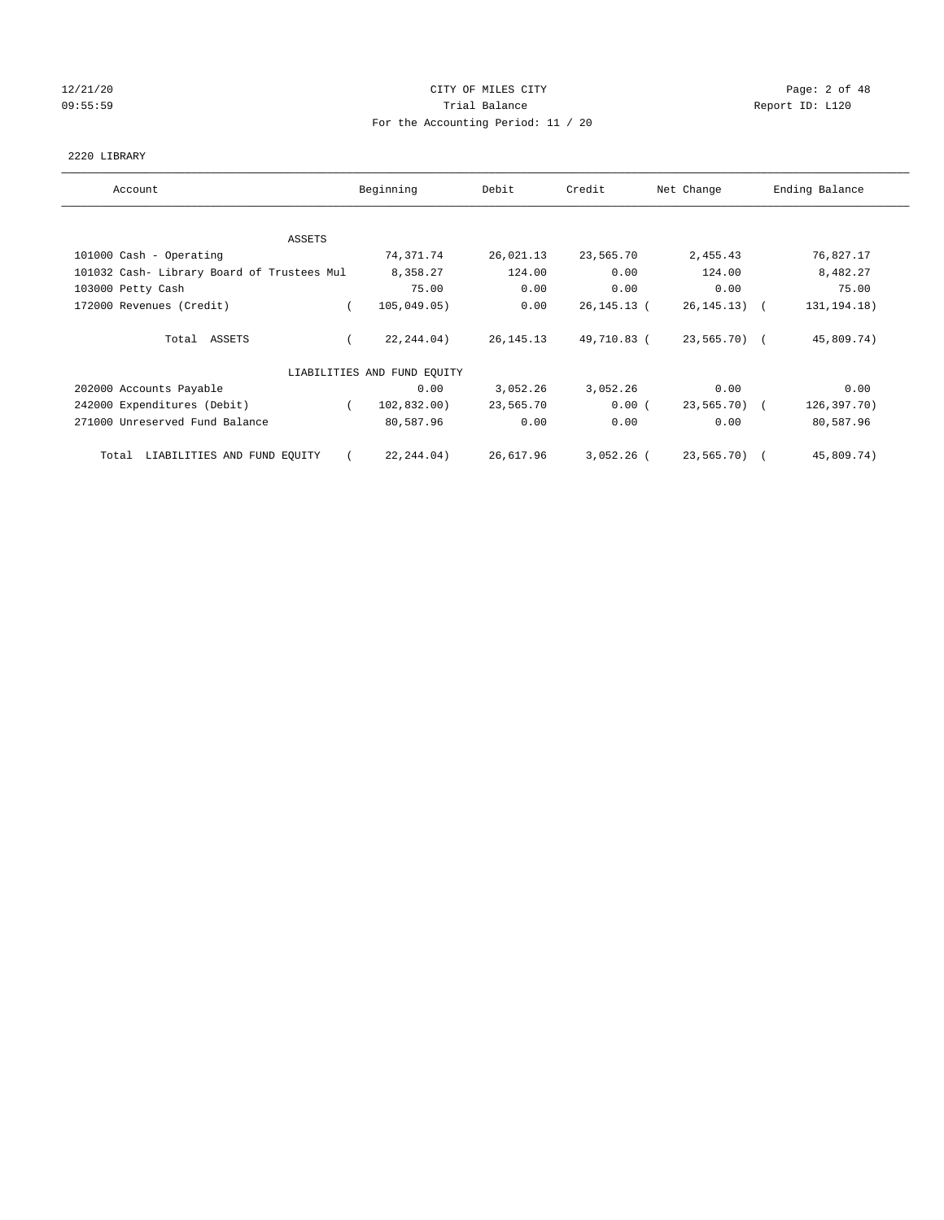CITY OF MILES CITY
Trial Balance
For the Accounting Period: 11 / 20

12/21/20
09:55:59

Report ID: L120

2220 LIBRARY

| Account | Beginning | Debit | Credit | Net Change | Ending Balance |
|---|---|---|---|---|---|
| ASSETS | | | | | |
| 101000 Cash - Operating | 74,371.74 | 26,021.13 | 23,565.70 | 2,455.43 | 76,827.17 |
| 101032 Cash- Library Board of Trustees Mul | 8,358.27 | 124.00 | 0.00 | 124.00 | 8,482.27 |
| 103000 Petty Cash | 75.00 | 0.00 | 0.00 | 0.00 | 75.00 |
| 172000 Revenues (Credit) | ( 105,049.05) | 0.00 | 26,145.13 | ( 26,145.13) | ( 131,194.18) |
| Total ASSETS | ( 22,244.04) | 26,145.13 | 49,710.83 | ( 23,565.70) | ( 45,809.74) |
| LIABILITIES AND FUND EQUITY | | | | | |
| 202000 Accounts Payable | 0.00 | 3,052.26 | 3,052.26 | 0.00 | 0.00 |
| 242000 Expenditures (Debit) | ( 102,832.00) | 23,565.70 | 0.00 | ( 23,565.70) | ( 126,397.70) |
| 271000 Unreserved Fund Balance | 80,587.96 | 0.00 | 0.00 | 0.00 | 80,587.96 |
| Total LIABILITIES AND FUND EQUITY | ( 22,244.04) | 26,617.96 | 3,052.26 | ( 23,565.70) | ( 45,809.74) |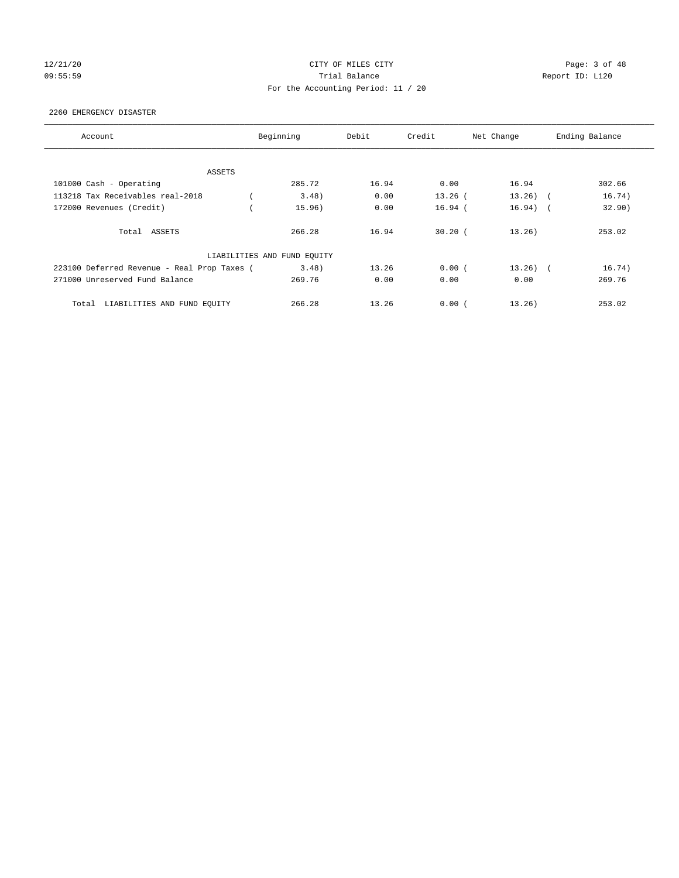CITY OF MILES CITY

Trial Balance

For the Accounting Period: 11 / 20

2260 EMERGENCY DISASTER

| Account | Beginning | Debit | Credit | Net Change | Ending Balance |
|---|---|---|---|---|---|
| ASSETS | | | | | |
| 101000 Cash - Operating | 285.72 | 16.94 | 0.00 | 16.94 | 302.66 |
| 113218 Tax Receivables real-2018 | (3.48) | 0.00 | 13.26 | (13.26) | (16.74) |
| 172000 Revenues (Credit) | (15.96) | 0.00 | 16.94 | (16.94) | (32.90) |
| Total ASSETS | 266.28 | 16.94 | 30.20 | (13.26) | 253.02 |
| LIABILITIES AND FUND EQUITY | | | | | |
| 223100 Deferred Revenue - Real Prop Taxes | (3.48) | 13.26 | 0.00 | (13.26) | (16.74) |
| 271000 Unreserved Fund Balance | 269.76 | 0.00 | 0.00 | 0.00 | 269.76 |
| Total LIABILITIES AND FUND EQUITY | 266.28 | 13.26 | 0.00 | (13.26) | 253.02 |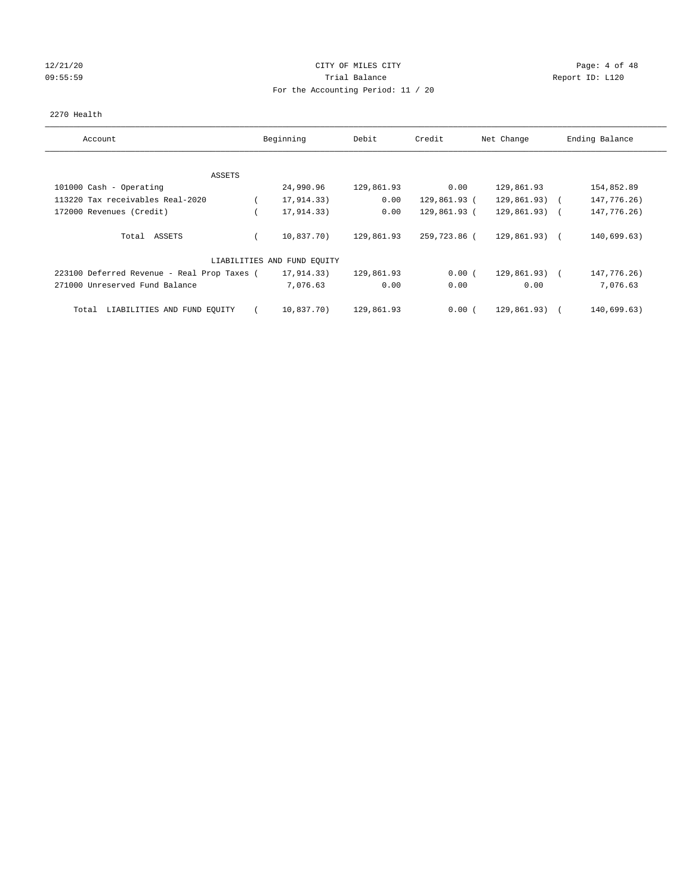CITY OF MILES CITY

Trial Balance

For the Accounting Period: 11 / 20

2270 Health

| Account | Beginning | Debit | Credit | Net Change | Ending Balance |
|---|---|---|---|---|---|
| ASSETS | | | | | |
| 101000 Cash - Operating | 24,990.96 | 129,861.93 | 0.00 | 129,861.93 | 154,852.89 |
| 113220 Tax receivables Real-2020 | ( 17,914.33) | 0.00 | 129,861.93 | ( 129,861.93) | ( 147,776.26) |
| 172000 Revenues (Credit) | ( 17,914.33) | 0.00 | 129,861.93 | ( 129,861.93) | ( 147,776.26) |
| Total ASSETS | ( 10,837.70) | 129,861.93 | 259,723.86 | ( 129,861.93) | ( 140,699.63) |
| LIABILITIES AND FUND EQUITY | | | | | |
| 223100 Deferred Revenue - Real Prop Taxes | ( 17,914.33) | 129,861.93 | 0.00 | ( 129,861.93) | ( 147,776.26) |
| 271000 Unreserved Fund Balance | 7,076.63 | 0.00 | 0.00 | 0.00 | 7,076.63 |
| Total LIABILITIES AND FUND EQUITY | ( 10,837.70) | 129,861.93 | 0.00 | ( 129,861.93) | ( 140,699.63) |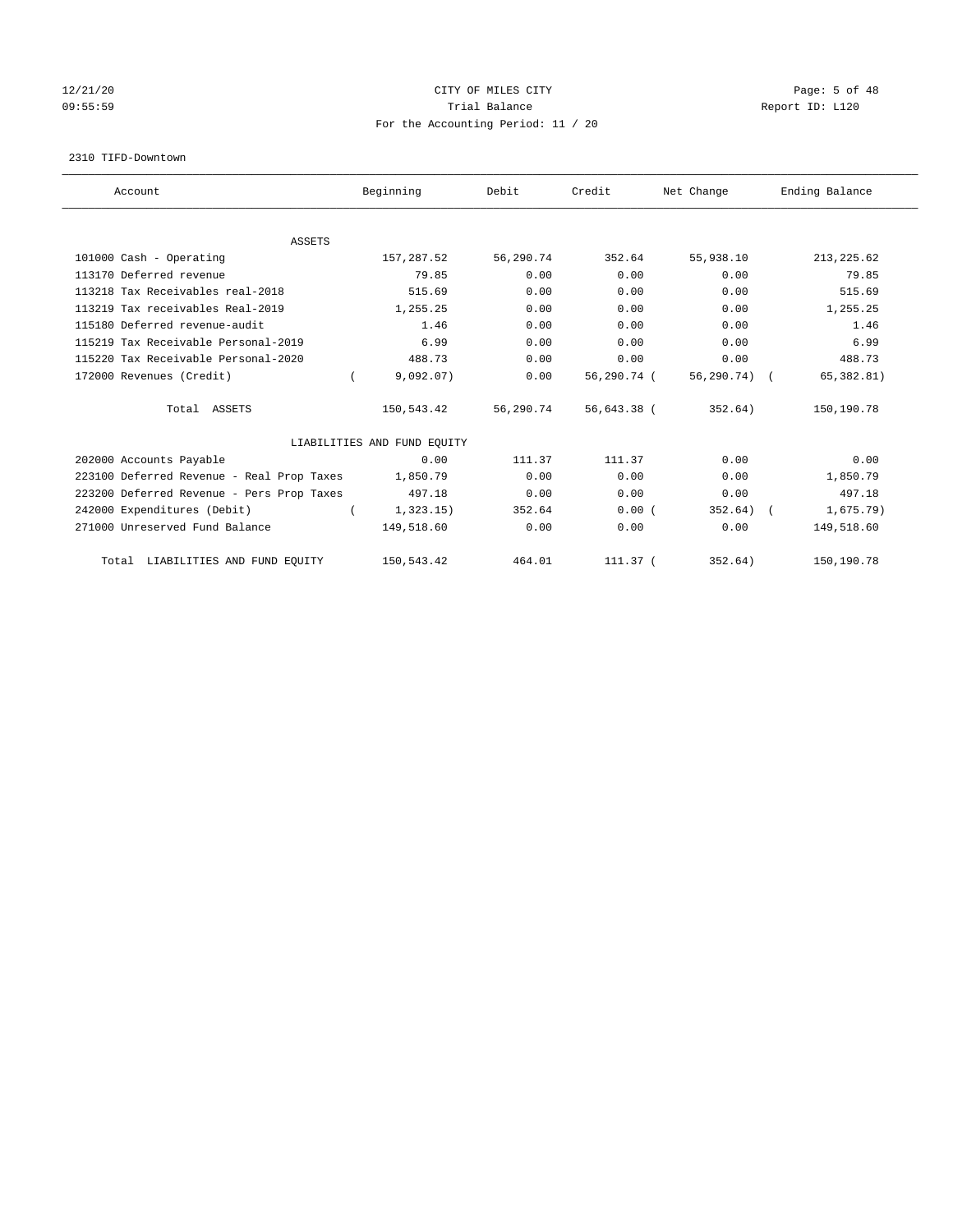CITY OF MILES CITY

Trial Balance

For the Accounting Period: 11 / 20

2310 TIFD-Downtown

| Account | Beginning | Debit | Credit | Net Change | Ending Balance |
|---|---|---|---|---|---|
| ASSETS | | | | | |
| 101000 Cash - Operating | 157,287.52 | 56,290.74 | 352.64 | 55,938.10 | 213,225.62 |
| 113170 Deferred revenue | 79.85 | 0.00 | 0.00 | 0.00 | 79.85 |
| 113218 Tax Receivables real-2018 | 515.69 | 0.00 | 0.00 | 0.00 | 515.69 |
| 113219 Tax receivables Real-2019 | 1,255.25 | 0.00 | 0.00 | 0.00 | 1,255.25 |
| 115180 Deferred revenue-audit | 1.46 | 0.00 | 0.00 | 0.00 | 1.46 |
| 115219 Tax Receivable Personal-2019 | 6.99 | 0.00 | 0.00 | 0.00 | 6.99 |
| 115220 Tax Receivable Personal-2020 | 488.73 | 0.00 | 0.00 | 0.00 | 488.73 |
| 172000 Revenues (Credit) | ( 9,092.07) | 0.00 | 56,290.74 | ( 56,290.74) | ( 65,382.81) |
| Total ASSETS | 150,543.42 | 56,290.74 | 56,643.38 | ( 352.64) | 150,190.78 |
| LIABILITIES AND FUND EQUITY | | | | | |
| 202000 Accounts Payable | 0.00 | 111.37 | 111.37 | 0.00 | 0.00 |
| 223100 Deferred Revenue - Real Prop Taxes | 1,850.79 | 0.00 | 0.00 | 0.00 | 1,850.79 |
| 223200 Deferred Revenue - Pers Prop Taxes | 497.18 | 0.00 | 0.00 | 0.00 | 497.18 |
| 242000 Expenditures (Debit) | ( 1,323.15) | 352.64 | 0.00 | ( 352.64) | ( 1,675.79) |
| 271000 Unreserved Fund Balance | 149,518.60 | 0.00 | 0.00 | 0.00 | 149,518.60 |
| Total LIABILITIES AND FUND EQUITY | 150,543.42 | 464.01 | 111.37 | ( 352.64) | 150,190.78 |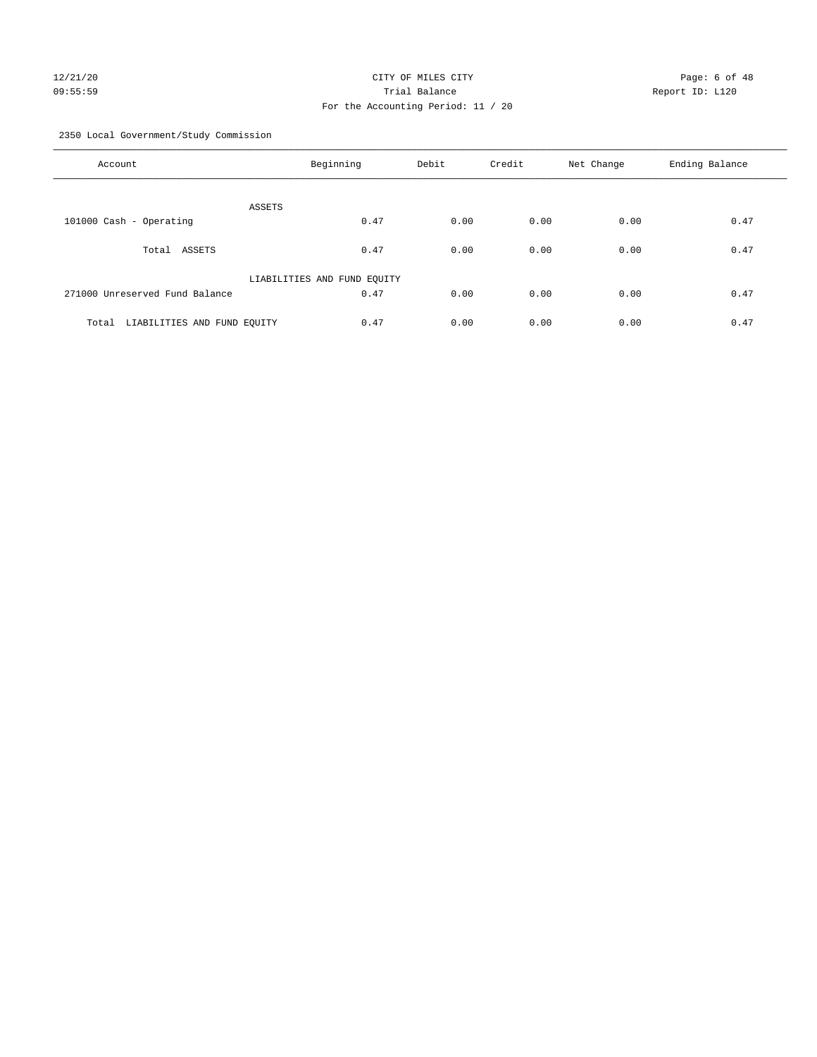CITY OF MILES CITY

Trial Balance

For the Accounting Period: 11 / 20

12/21/20
09:55:59

Report ID: L120

2350 Local Government/Study Commission

| Account | Beginning | Debit | Credit | Net Change | Ending Balance |
|---|---|---|---|---|---|
| ASSETS | | | | | |
| 101000 Cash - Operating | 0.47 | 0.00 | 0.00 | 0.00 | 0.47 |
| Total ASSETS | 0.47 | 0.00 | 0.00 | 0.00 | 0.47 |
| LIABILITIES AND FUND EQUITY | | | | | |
| 271000 Unreserved Fund Balance | 0.47 | 0.00 | 0.00 | 0.00 | 0.47 |
| Total LIABILITIES AND FUND EQUITY | 0.47 | 0.00 | 0.00 | 0.00 | 0.47 |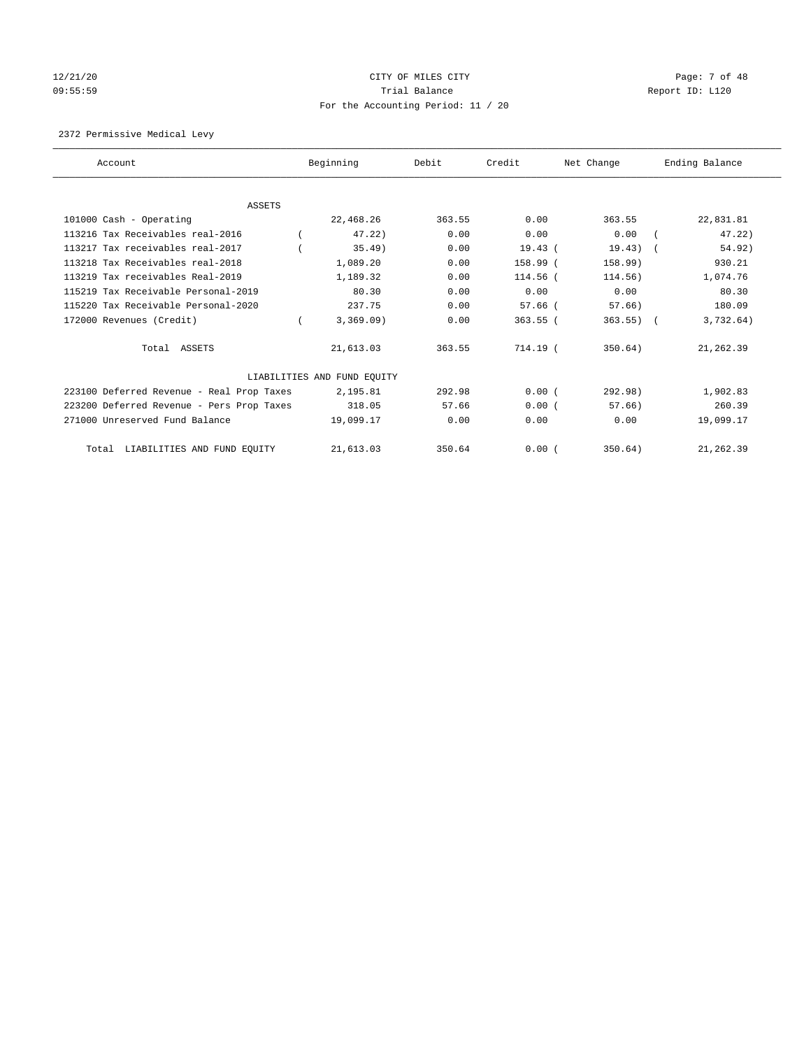12/21/20 CITY OF MILES CITY
09:55:59 Trial Balance Report ID: L120
For the Accounting Period: 11 / 20

2372 Permissive Medical Levy

| Account | Beginning | Debit | Credit | Net Change | Ending Balance |
|---|---|---|---|---|---|
| ASSETS | | | | | |
| 101000 Cash - Operating | 22,468.26 | 363.55 | 0.00 | 363.55 | 22,831.81 |
| 113216 Tax Receivables real-2016 | ( 47.22) | 0.00 | 0.00 | 0.00 | ( 47.22) |
| 113217 Tax receivables real-2017 | ( 35.49) | 0.00 | 19.43 | ( 19.43) | ( 54.92) |
| 113218 Tax Receivables real-2018 | 1,089.20 | 0.00 | 158.99 | ( 158.99) | 930.21 |
| 113219 Tax receivables Real-2019 | 1,189.32 | 0.00 | 114.56 | ( 114.56) | 1,074.76 |
| 115219 Tax Receivable Personal-2019 | 80.30 | 0.00 | 0.00 | 0.00 | 80.30 |
| 115220 Tax Receivable Personal-2020 | 237.75 | 0.00 | 57.66 | ( 57.66) | 180.09 |
| 172000 Revenues (Credit) | ( 3,369.09) | 0.00 | 363.55 | ( 363.55) | ( 3,732.64) |
| Total ASSETS | 21,613.03 | 363.55 | 714.19 | ( 350.64) | 21,262.39 |
| LIABILITIES AND FUND EQUITY | | | | | |
| 223100 Deferred Revenue - Real Prop Taxes | 2,195.81 | 292.98 | 0.00 | ( 292.98) | 1,902.83 |
| 223200 Deferred Revenue - Pers Prop Taxes | 318.05 | 57.66 | 0.00 | ( 57.66) | 260.39 |
| 271000 Unreserved Fund Balance | 19,099.17 | 0.00 | 0.00 | 0.00 | 19,099.17 |
| Total LIABILITIES AND FUND EQUITY | 21,613.03 | 350.64 | 0.00 | ( 350.64) | 21,262.39 |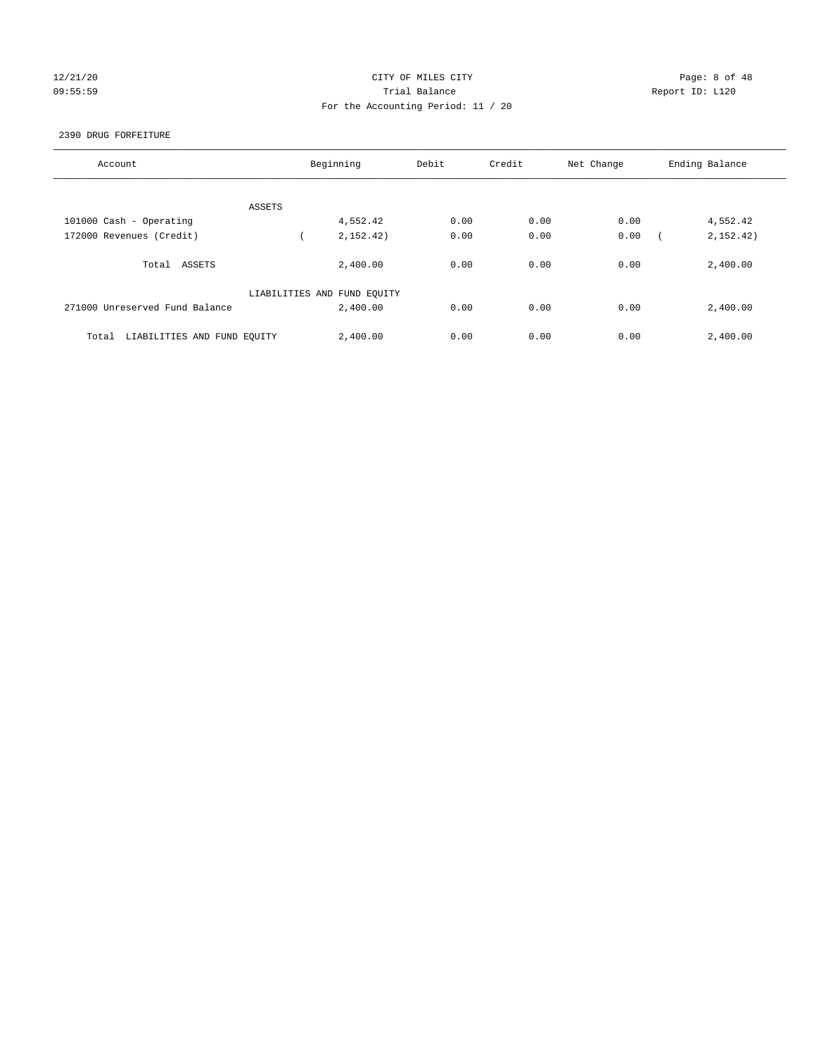CITY OF MILES CITY
Trial Balance
For the Accounting Period: 11 / 20

12/21/20
09:55:59

Report ID: L120

2390 DRUG FORFEITURE

| Account | Beginning | Debit | Credit | Net Change | Ending Balance |
|---|---|---|---|---|---|
| ASSETS | | | | | |
| 101000 Cash - Operating | 4,552.42 | 0.00 | 0.00 | 0.00 | 4,552.42 |
| 172000 Revenues (Credit) | ( 2,152.42) | 0.00 | 0.00 | 0.00 | ( 2,152.42) |
| Total ASSETS | 2,400.00 | 0.00 | 0.00 | 0.00 | 2,400.00 |
| LIABILITIES AND FUND EQUITY | | | | | |
| 271000 Unreserved Fund Balance | 2,400.00 | 0.00 | 0.00 | 0.00 | 2,400.00 |
| Total LIABILITIES AND FUND EQUITY | 2,400.00 | 0.00 | 0.00 | 0.00 | 2,400.00 |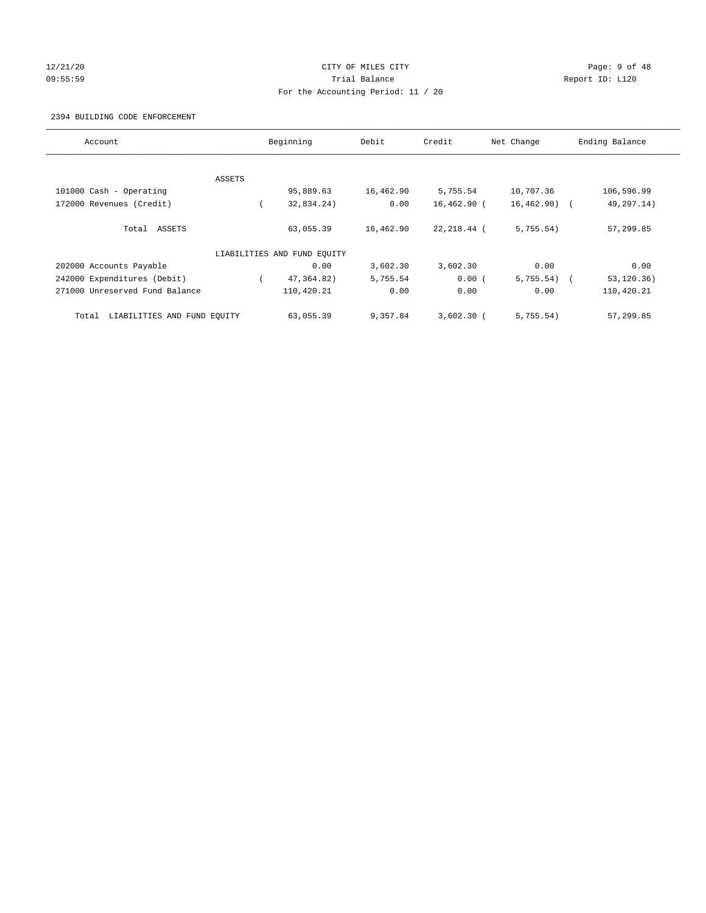CITY OF MILES CITY

Trial Balance

For the Accounting Period: 11 / 20

12/21/20 09:55:59 Report ID: L120

2394 BUILDING CODE ENFORCEMENT

| Account | Beginning | Debit | Credit | Net Change | Ending Balance |
|---|---|---|---|---|---|
| ASSETS | | | | | |
| 101000 Cash - Operating | 95,889.63 | 16,462.90 | 5,755.54 | 10,707.36 | 106,596.99 |
| 172000 Revenues (Credit) | ( 32,834.24) | 0.00 | 16,462.90 | ( 16,462.90) | ( 49,297.14) |
| Total ASSETS | 63,055.39 | 16,462.90 | 22,218.44 | ( 5,755.54) | 57,299.85 |
| LIABILITIES AND FUND EQUITY | | | | | |
| 202000 Accounts Payable | 0.00 | 3,602.30 | 3,602.30 | 0.00 | 0.00 |
| 242000 Expenditures (Debit) | ( 47,364.82) | 5,755.54 | 0.00 | ( 5,755.54) | ( 53,120.36) |
| 271000 Unreserved Fund Balance | 110,420.21 | 0.00 | 0.00 | 0.00 | 110,420.21 |
| Total LIABILITIES AND FUND EQUITY | 63,055.39 | 9,357.84 | 3,602.30 | ( 5,755.54) | 57,299.85 |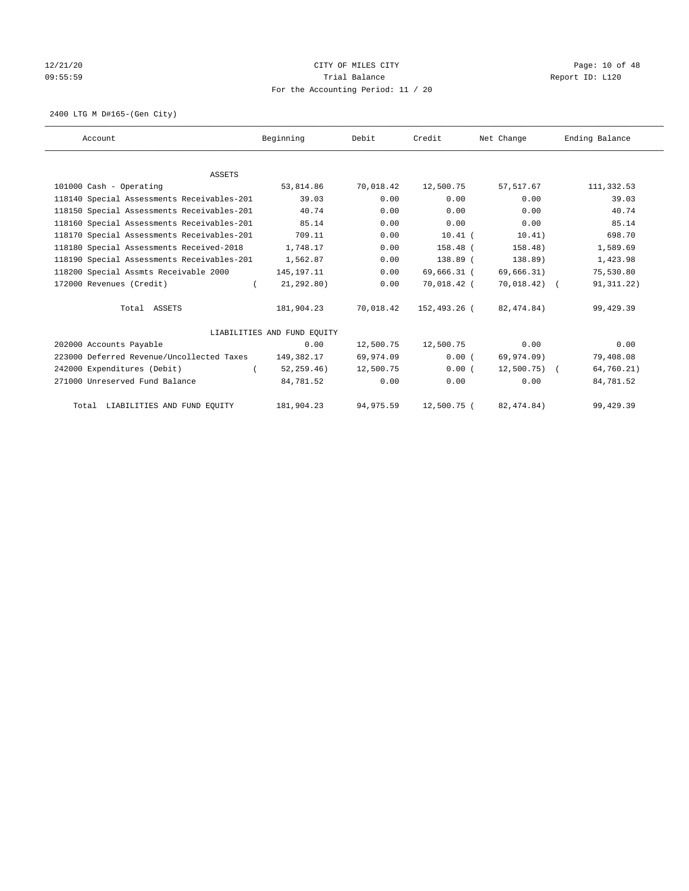CITY OF MILES CITY

Trial Balance

For the Accounting Period: 11 / 20

2400 LTG M D#165-(Gen City)

| Account | Beginning | Debit | Credit | Net Change | Ending Balance |
|---|---|---|---|---|---|
| ASSETS | | | | | |
| 101000 Cash - Operating | 53,814.86 | 70,018.42 | 12,500.75 | 57,517.67 | 111,332.53 |
| 118140 Special Assessments Receivables-201 | 39.03 | 0.00 | 0.00 | 0.00 | 39.03 |
| 118150 Special Assessments Receivables-201 | 40.74 | 0.00 | 0.00 | 0.00 | 40.74 |
| 118160 Special Assessments Receivables-201 | 85.14 | 0.00 | 0.00 | 0.00 | 85.14 |
| 118170 Special Assessments Receivables-201 | 709.11 | 0.00 | 10.41 | ( 10.41) | 698.70 |
| 118180 Special Assessments Received-2018 | 1,748.17 | 0.00 | 158.48 | ( 158.48) | 1,589.69 |
| 118190 Special Assessments Receivables-201 | 1,562.87 | 0.00 | 138.89 | ( 138.89) | 1,423.98 |
| 118200 Special Assmts Receivable 2000 | 145,197.11 | 0.00 | 69,666.31 | ( 69,666.31) | 75,530.80 |
| 172000 Revenues (Credit) | ( 21,292.80) | 0.00 | 70,018.42 | ( 70,018.42) | ( 91,311.22) |
| Total ASSETS | 181,904.23 | 70,018.42 | 152,493.26 | ( 82,474.84) | 99,429.39 |
| LIABILITIES AND FUND EQUITY | | | | | |
| 202000 Accounts Payable | 0.00 | 12,500.75 | 12,500.75 | 0.00 | 0.00 |
| 223000 Deferred Revenue/Uncollected Taxes | 149,382.17 | 69,974.09 | 0.00 | ( 69,974.09) | 79,408.08 |
| 242000 Expenditures (Debit) | ( 52,259.46) | 12,500.75 | 0.00 | ( 12,500.75) | ( 64,760.21) |
| 271000 Unreserved Fund Balance | 84,781.52 | 0.00 | 0.00 | 0.00 | 84,781.52 |
| Total LIABILITIES AND FUND EQUITY | 181,904.23 | 94,975.59 | 12,500.75 | ( 82,474.84) | 99,429.39 |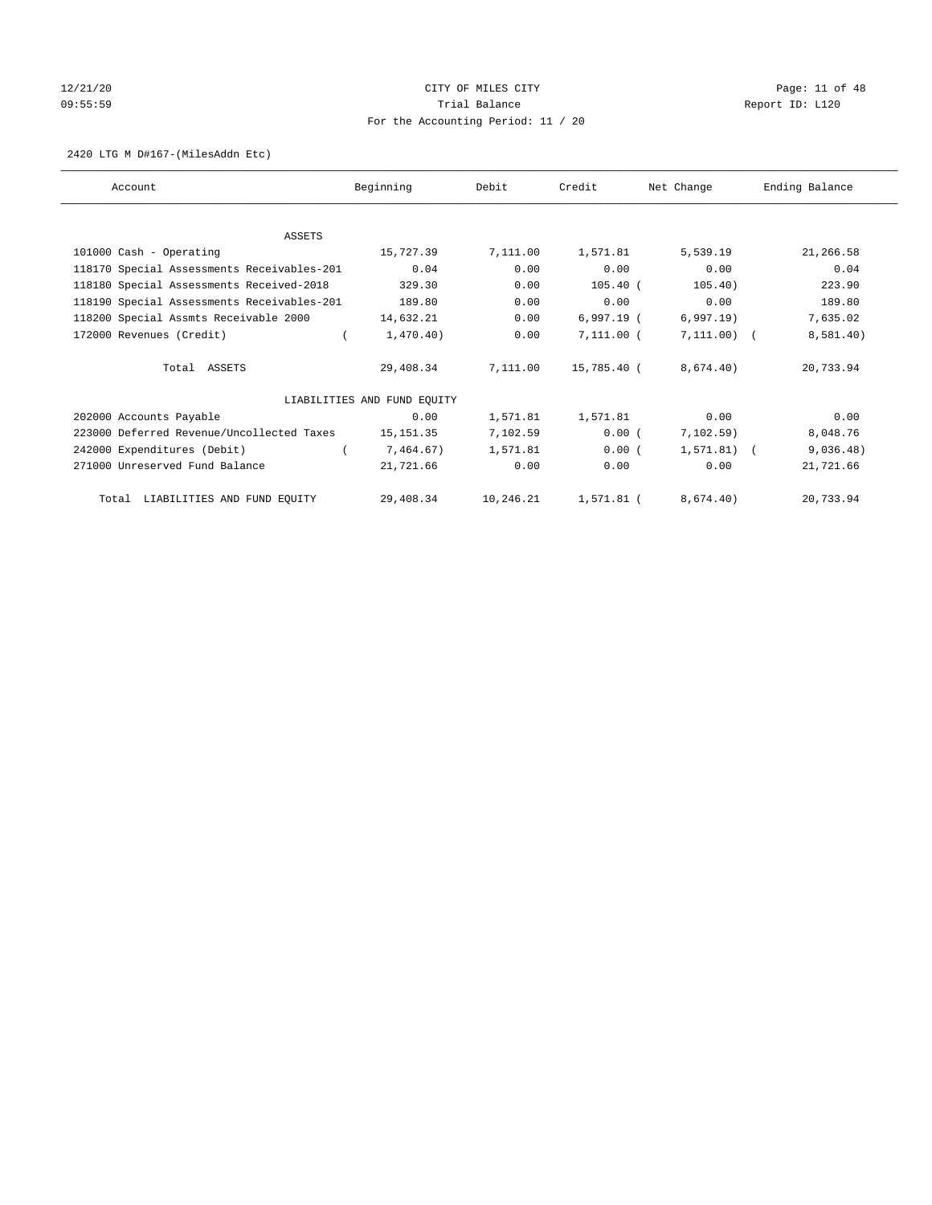CITY OF MILES CITY
Trial Balance
For the Accounting Period: 11 / 20

12/21/20
09:55:59

Report ID: L120

2420 LTG M D#167-(MilesAddn Etc)

| Account | Beginning | Debit | Credit | Net Change | Ending Balance |
|---|---|---|---|---|---|
| ASSETS | | | | | |
| 101000 Cash - Operating | 15,727.39 | 7,111.00 | 1,571.81 | 5,539.19 | 21,266.58 |
| 118170 Special Assessments Receivables-201 | 0.04 | 0.00 | 0.00 | 0.00 | 0.04 |
| 118180 Special Assessments Received-2018 | 329.30 | 0.00 | 105.40 | ( 105.40) | 223.90 |
| 118190 Special Assessments Receivables-201 | 189.80 | 0.00 | 0.00 | 0.00 | 189.80 |
| 118200 Special Assmts Receivable 2000 | 14,632.21 | 0.00 | 6,997.19 | ( 6,997.19) | 7,635.02 |
| 172000 Revenues (Credit) | ( 1,470.40) | 0.00 | 7,111.00 | ( 7,111.00) | ( 8,581.40) |
| Total ASSETS | 29,408.34 | 7,111.00 | 15,785.40 | ( 8,674.40) | 20,733.94 |
| LIABILITIES AND FUND EQUITY | | | | | |
| 202000 Accounts Payable | 0.00 | 1,571.81 | 1,571.81 | 0.00 | 0.00 |
| 223000 Deferred Revenue/Uncollected Taxes | 15,151.35 | 7,102.59 | 0.00 | ( 7,102.59) | 8,048.76 |
| 242000 Expenditures (Debit) | ( 7,464.67) | 1,571.81 | 0.00 | ( 1,571.81) | ( 9,036.48) |
| 271000 Unreserved Fund Balance | 21,721.66 | 0.00 | 0.00 | 0.00 | 21,721.66 |
| Total LIABILITIES AND FUND EQUITY | 29,408.34 | 10,246.21 | 1,571.81 | ( 8,674.40) | 20,733.94 |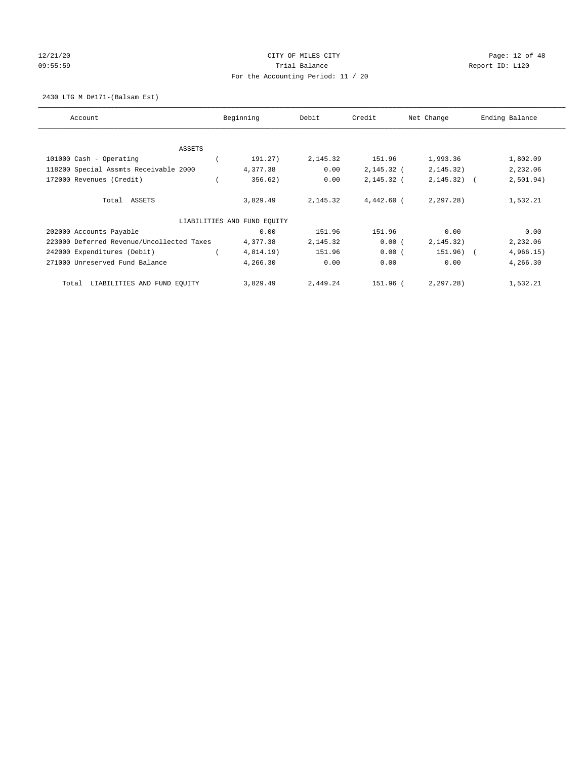CITY OF MILES CITY

Trial Balance

For the Accounting Period: 11 / 20

2430 LTG M D#171-(Balsam Est)

| Account | Beginning | Debit | Credit | Net Change | Ending Balance |
|---|---|---|---|---|---|
| ASSETS | | | | | |
| 101000 Cash - Operating | ( 191.27) | 2,145.32 | 151.96 | 1,993.36 | 1,802.09 |
| 118200 Special Assmts Receivable 2000 | 4,377.38 | 0.00 | 2,145.32 | ( 2,145.32) | 2,232.06 |
| 172000 Revenues (Credit) | ( 356.62) | 0.00 | 2,145.32 | ( 2,145.32) | ( 2,501.94) |
| Total ASSETS | 3,829.49 | 2,145.32 | 4,442.60 | ( 2,297.28) | 1,532.21 |
| LIABILITIES AND FUND EQUITY | | | | | |
| 202000 Accounts Payable | 0.00 | 151.96 | 151.96 | 0.00 | 0.00 |
| 223000 Deferred Revenue/Uncollected Taxes | 4,377.38 | 2,145.32 | 0.00 | ( 2,145.32) | 2,232.06 |
| 242000 Expenditures (Debit) | ( 4,814.19) | 151.96 | 0.00 | ( 151.96) | ( 4,966.15) |
| 271000 Unreserved Fund Balance | 4,266.30 | 0.00 | 0.00 | 0.00 | 4,266.30 |
| Total LIABILITIES AND FUND EQUITY | 3,829.49 | 2,449.24 | 151.96 | ( 2,297.28) | 1,532.21 |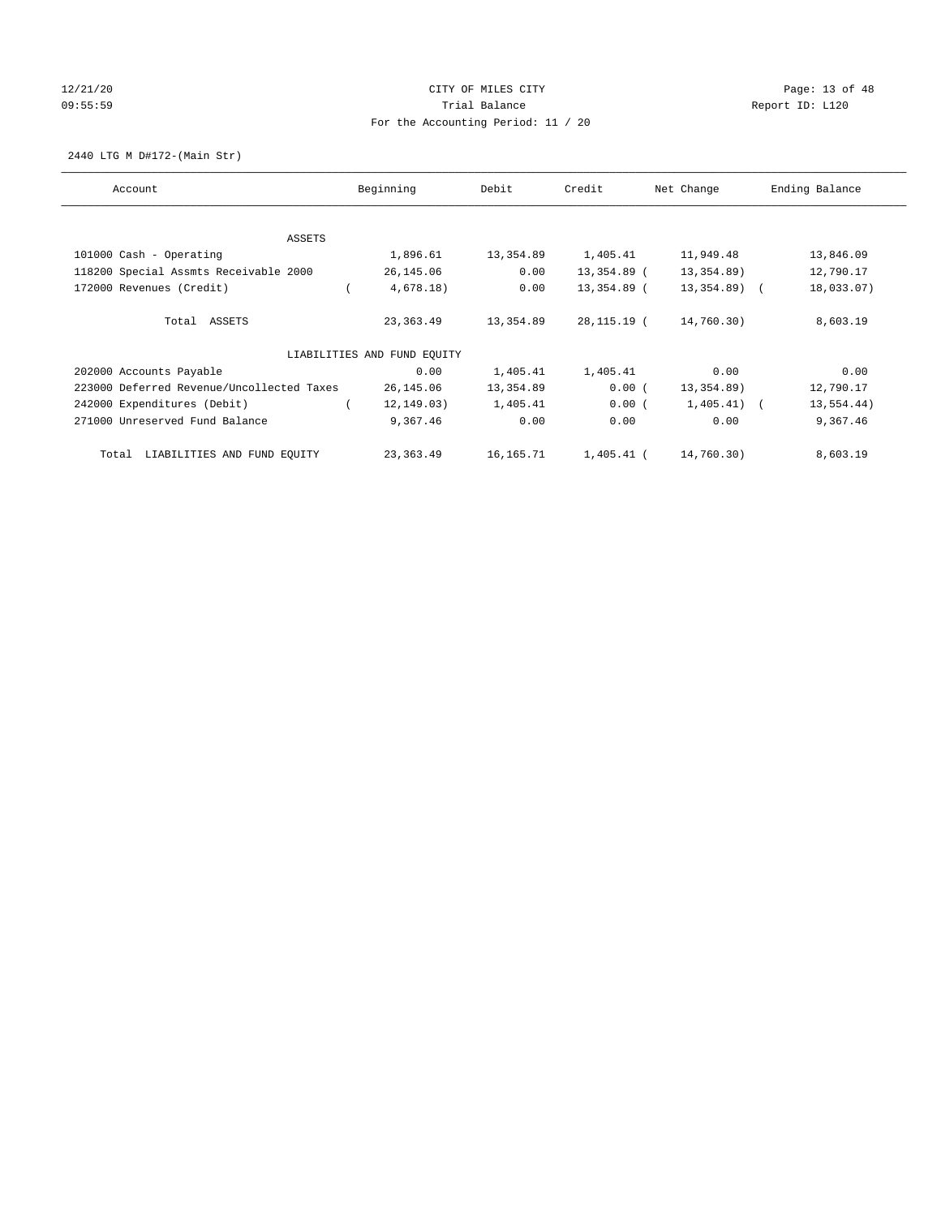CITY OF MILES CITY

Trial Balance

For the Accounting Period: 11 / 20

12/21/20
09:55:59

Report ID: L120

2440 LTG M D#172-(Main Str)

| Account | Beginning | Debit | Credit | Net Change | Ending Balance |
|---|---|---|---|---|---|
| ASSETS | | | | | |
| 101000 Cash - Operating | 1,896.61 | 13,354.89 | 1,405.41 | 11,949.48 | 13,846.09 |
| 118200 Special Assmts Receivable 2000 | 26,145.06 | 0.00 | 13,354.89 | ( 13,354.89) | 12,790.17 |
| 172000 Revenues (Credit) | ( 4,678.18) | 0.00 | 13,354.89 | ( 13,354.89) | ( 18,033.07) |
| Total ASSETS | 23,363.49 | 13,354.89 | 28,115.19 | ( 14,760.30) | 8,603.19 |
| LIABILITIES AND FUND EQUITY | | | | | |
| 202000 Accounts Payable | 0.00 | 1,405.41 | 1,405.41 | 0.00 | 0.00 |
| 223000 Deferred Revenue/Uncollected Taxes | 26,145.06 | 13,354.89 | 0.00 | ( 13,354.89) | 12,790.17 |
| 242000 Expenditures (Debit) | ( 12,149.03) | 1,405.41 | 0.00 | ( 1,405.41) | ( 13,554.44) |
| 271000 Unreserved Fund Balance | 9,367.46 | 0.00 | 0.00 | 0.00 | 9,367.46 |
| Total LIABILITIES AND FUND EQUITY | 23,363.49 | 16,165.71 | 1,405.41 | ( 14,760.30) | 8,603.19 |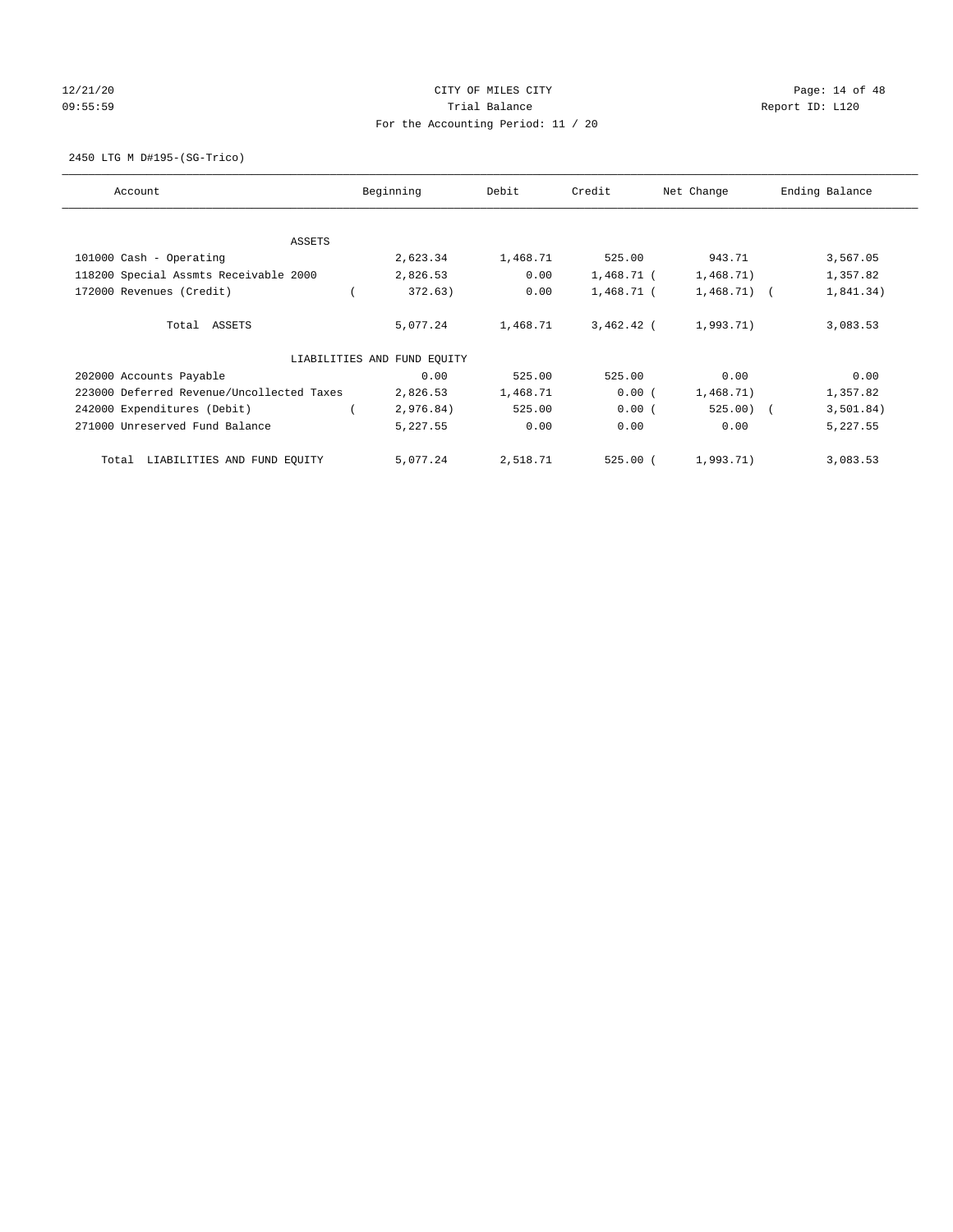12/21/20 CITY OF MILES CITY
09:55:59 Trial Balance Report ID: L120
For the Accounting Period: 11 / 20

2450 LTG M D#195-(SG-Trico)

| Account | Beginning | Debit | Credit | Net Change | Ending Balance |
|---|---|---|---|---|---|
| ASSETS | | | | | |
| 101000 Cash - Operating | 2,623.34 | 1,468.71 | 525.00 | 943.71 | 3,567.05 |
| 118200 Special Assmts Receivable 2000 | 2,826.53 | 0.00 | 1,468.71 | (1,468.71) | 1,357.82 |
| 172000 Revenues (Credit) | (372.63) | 0.00 | 1,468.71 | (1,468.71) | (1,841.34) |
| Total ASSETS | 5,077.24 | 1,468.71 | 3,462.42 | (1,993.71) | 3,083.53 |
| LIABILITIES AND FUND EQUITY | | | | | |
| 202000 Accounts Payable | 0.00 | 525.00 | 525.00 | 0.00 | 0.00 |
| 223000 Deferred Revenue/Uncollected Taxes | 2,826.53 | 1,468.71 | 0.00 | (1,468.71) | 1,357.82 |
| 242000 Expenditures (Debit) | (2,976.84) | 525.00 | 0.00 | (525.00) | (3,501.84) |
| 271000 Unreserved Fund Balance | 5,227.55 | 0.00 | 0.00 | 0.00 | 5,227.55 |
| Total LIABILITIES AND FUND EQUITY | 5,077.24 | 2,518.71 | 525.00 | (1,993.71) | 3,083.53 |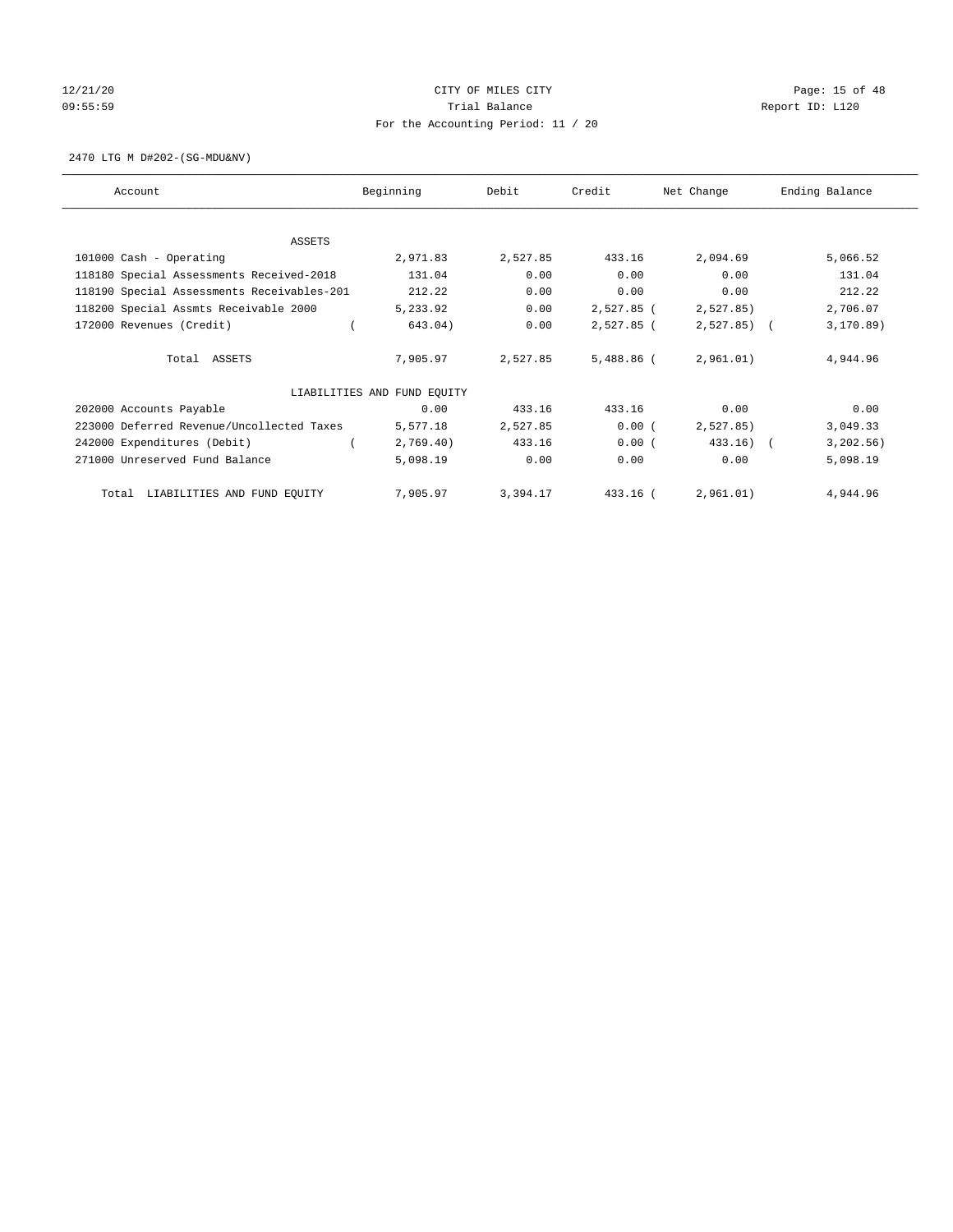CITY OF MILES CITY

Trial Balance

For the Accounting Period: 11 / 20

2470 LTG M D#202-(SG-MDU&NV)

| Account | Beginning | Debit | Credit | Net Change | Ending Balance |
|---|---|---|---|---|---|
| ASSETS | | | | | |
| 101000 Cash - Operating | 2,971.83 | 2,527.85 | 433.16 | 2,094.69 | 5,066.52 |
| 118180 Special Assessments Received-2018 | 131.04 | 0.00 | 0.00 | 0.00 | 131.04 |
| 118190 Special Assessments Receivables-201 | 212.22 | 0.00 | 0.00 | 0.00 | 212.22 |
| 118200 Special Assmts Receivable 2000 | 5,233.92 | 0.00 | 2,527.85 | ( 2,527.85) | 2,706.07 |
| 172000 Revenues (Credit) | ( 643.04) | 0.00 | 2,527.85 | ( 2,527.85) | ( 3,170.89) |
| Total ASSETS | 7,905.97 | 2,527.85 | 5,488.86 | ( 2,961.01) | 4,944.96 |
| LIABILITIES AND FUND EQUITY | | | | | |
| 202000 Accounts Payable | 0.00 | 433.16 | 433.16 | 0.00 | 0.00 |
| 223000 Deferred Revenue/Uncollected Taxes | 5,577.18 | 2,527.85 | 0.00 | ( 2,527.85) | 3,049.33 |
| 242000 Expenditures (Debit) | ( 2,769.40) | 433.16 | 0.00 | ( 433.16) | ( 3,202.56) |
| 271000 Unreserved Fund Balance | 5,098.19 | 0.00 | 0.00 | 0.00 | 5,098.19 |
| Total LIABILITIES AND FUND EQUITY | 7,905.97 | 3,394.17 | 433.16 | ( 2,961.01) | 4,944.96 |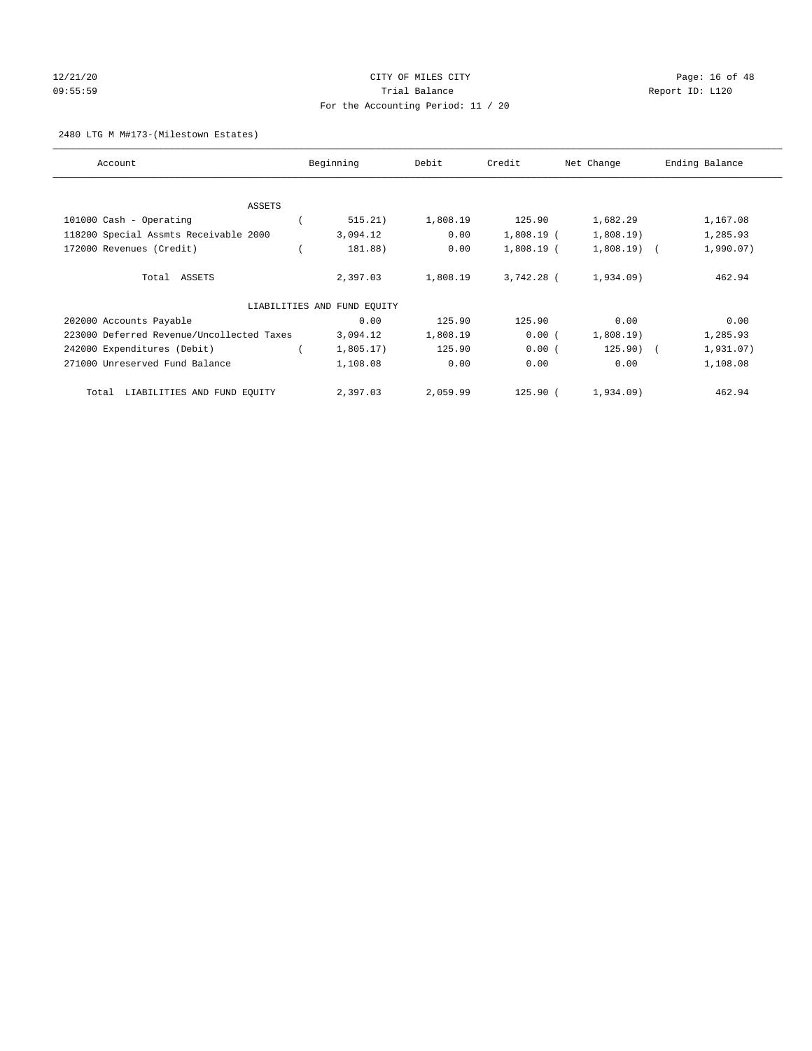12/21/20 CITY OF MILES CITY
09:55:59 Trial Balance Report ID: L120
For the Accounting Period: 11 / 20

2480 LTG M M#173-(Milestown Estates)

| Account | Beginning | Debit | Credit | Net Change | Ending Balance |
|---|---|---|---|---|---|
| ASSETS | | | | | |
| 101000 Cash - Operating | ( 515.21) | 1,808.19 | 125.90 | 1,682.29 | 1,167.08 |
| 118200 Special Assmts Receivable 2000 | 3,094.12 | 0.00 | 1,808.19 | ( 1,808.19) | 1,285.93 |
| 172000 Revenues (Credit) | ( 181.88) | 0.00 | 1,808.19 | ( 1,808.19) | ( 1,990.07) |
| Total ASSETS | 2,397.03 | 1,808.19 | 3,742.28 | ( 1,934.09) | 462.94 |
| LIABILITIES AND FUND EQUITY | | | | | |
| 202000 Accounts Payable | 0.00 | 125.90 | 125.90 | 0.00 | 0.00 |
| 223000 Deferred Revenue/Uncollected Taxes | 3,094.12 | 1,808.19 | 0.00 | ( 1,808.19) | 1,285.93 |
| 242000 Expenditures (Debit) | ( 1,805.17) | 125.90 | 0.00 | ( 125.90) | ( 1,931.07) |
| 271000 Unreserved Fund Balance | 1,108.08 | 0.00 | 0.00 | 0.00 | 1,108.08 |
| Total LIABILITIES AND FUND EQUITY | 2,397.03 | 2,059.99 | 125.90 | ( 1,934.09) | 462.94 |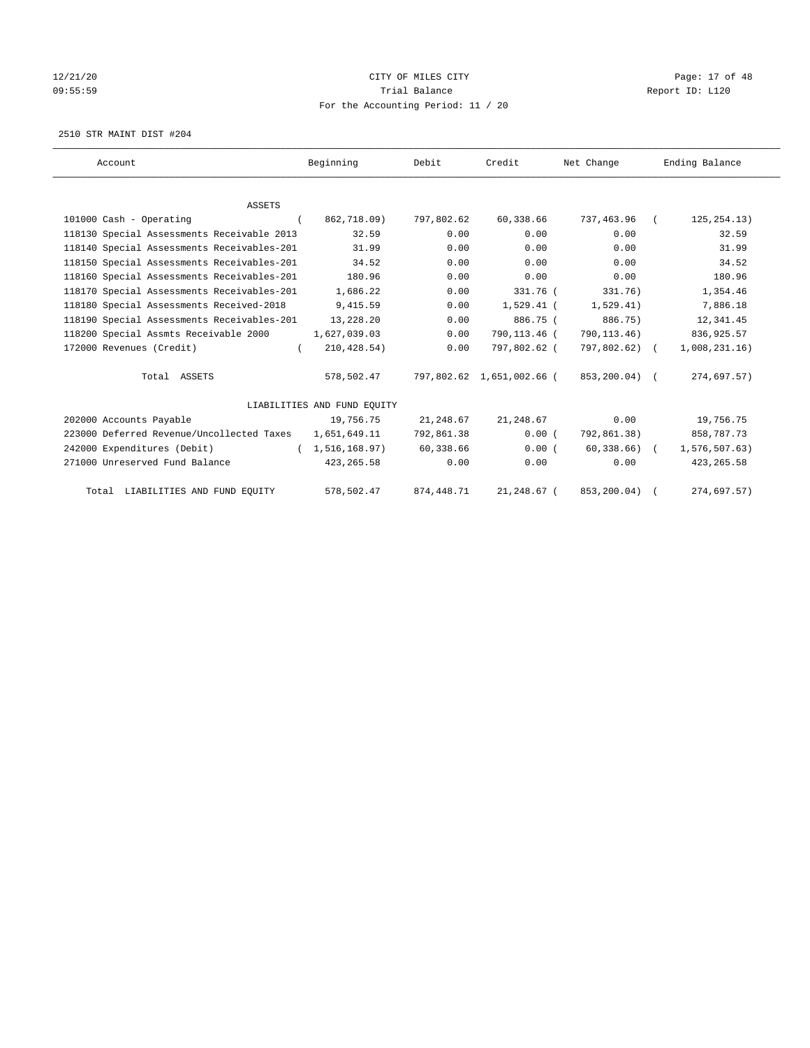CITY OF MILES CITY
Trial Balance
For the Accounting Period: 11 / 20

12/21/20
09:55:59

Report ID: L120

2510 STR MAINT DIST #204

| Account | Beginning | Debit | Credit | Net Change | Ending Balance |
|---|---|---|---|---|---|
| ASSETS | | | | | |
| 101000 Cash - Operating | ( 862,718.09) | 797,802.62 | 60,338.66 | 737,463.96 | ( 125,254.13) |
| 118130 Special Assessments Receivable 2013 | 32.59 | 0.00 | 0.00 | 0.00 | 32.59 |
| 118140 Special Assessments Receivables-201 | 31.99 | 0.00 | 0.00 | 0.00 | 31.99 |
| 118150 Special Assessments Receivables-201 | 34.52 | 0.00 | 0.00 | 0.00 | 34.52 |
| 118160 Special Assessments Receivables-201 | 180.96 | 0.00 | 0.00 | 0.00 | 180.96 |
| 118170 Special Assessments Receivables-201 | 1,686.22 | 0.00 | 331.76 | ( 331.76) | 1,354.46 |
| 118180 Special Assessments Received-2018 | 9,415.59 | 0.00 | 1,529.41 | ( 1,529.41) | 7,886.18 |
| 118190 Special Assessments Receivables-201 | 13,228.20 | 0.00 | 886.75 | ( 886.75) | 12,341.45 |
| 118200 Special Assmts Receivable 2000 | 1,627,039.03 | 0.00 | 790,113.46 | ( 790,113.46) | 836,925.57 |
| 172000 Revenues (Credit) | ( 210,428.54) | 0.00 | 797,802.62 | ( 797,802.62) | ( 1,008,231.16) |
| Total ASSETS | 578,502.47 | 797,802.62 | 1,651,002.66 | ( 853,200.04) | ( 274,697.57) |
| LIABILITIES AND FUND EQUITY | | | | | |
| 202000 Accounts Payable | 19,756.75 | 21,248.67 | 21,248.67 | 0.00 | 19,756.75 |
| 223000 Deferred Revenue/Uncollected Taxes | 1,651,649.11 | 792,861.38 | 0.00 | ( 792,861.38) | 858,787.73 |
| 242000 Expenditures (Debit) | ( 1,516,168.97) | 60,338.66 | 0.00 | ( 60,338.66) | ( 1,576,507.63) |
| 271000 Unreserved Fund Balance | 423,265.58 | 0.00 | 0.00 | 0.00 | 423,265.58 |
| Total LIABILITIES AND FUND EQUITY | 578,502.47 | 874,448.71 | 21,248.67 | ( 853,200.04) | ( 274,697.57) |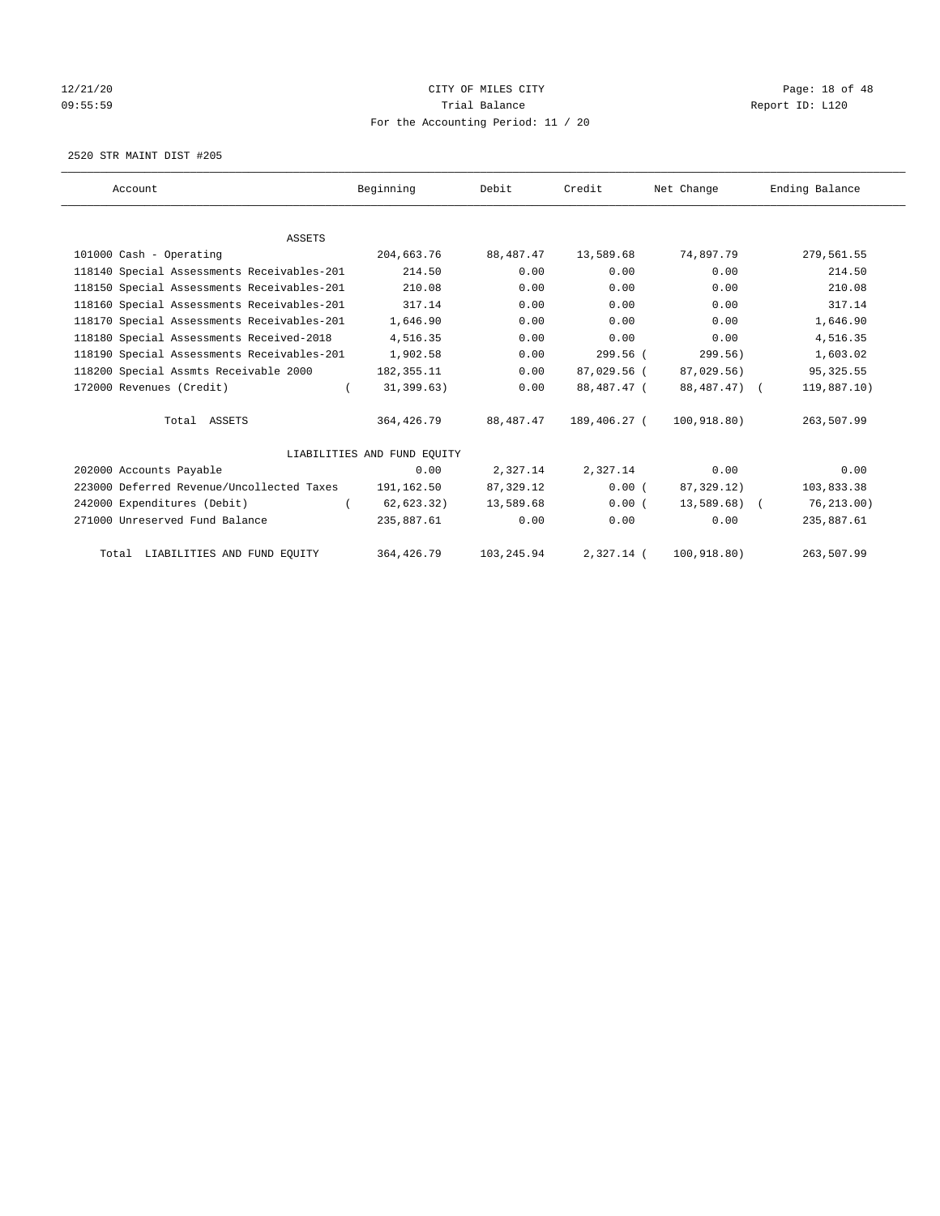CITY OF MILES CITY

Trial Balance

For the Accounting Period: 11 / 20

12/21/20
09:55:59

Report ID: L120

2520 STR MAINT DIST #205

| Account | Beginning | Debit | Credit | Net Change | Ending Balance |
|---|---|---|---|---|---|
| ASSETS | | | | | |
| 101000 Cash - Operating | 204,663.76 | 88,487.47 | 13,589.68 | 74,897.79 | 279,561.55 |
| 118140 Special Assessments Receivables-201 | 214.50 | 0.00 | 0.00 | 0.00 | 214.50 |
| 118150 Special Assessments Receivables-201 | 210.08 | 0.00 | 0.00 | 0.00 | 210.08 |
| 118160 Special Assessments Receivables-201 | 317.14 | 0.00 | 0.00 | 0.00 | 317.14 |
| 118170 Special Assessments Receivables-201 | 1,646.90 | 0.00 | 0.00 | 0.00 | 1,646.90 |
| 118180 Special Assessments Received-2018 | 4,516.35 | 0.00 | 0.00 | 0.00 | 4,516.35 |
| 118190 Special Assessments Receivables-201 | 1,902.58 | 0.00 | 299.56 | ( 299.56) | 1,603.02 |
| 118200 Special Assmts Receivable 2000 | 182,355.11 | 0.00 | 87,029.56 | ( 87,029.56) | 95,325.55 |
| 172000 Revenues (Credit) | ( 31,399.63) | 0.00 | 88,487.47 | ( 88,487.47) | ( 119,887.10) |
| Total ASSETS | 364,426.79 | 88,487.47 | 189,406.27 | ( 100,918.80) | 263,507.99 |
| LIABILITIES AND FUND EQUITY | | | | | |
| 202000 Accounts Payable | 0.00 | 2,327.14 | 2,327.14 | 0.00 | 0.00 |
| 223000 Deferred Revenue/Uncollected Taxes | 191,162.50 | 87,329.12 | 0.00 | ( 87,329.12) | 103,833.38 |
| 242000 Expenditures (Debit) | ( 62,623.32) | 13,589.68 | 0.00 | ( 13,589.68) | ( 76,213.00) |
| 271000 Unreserved Fund Balance | 235,887.61 | 0.00 | 0.00 | 0.00 | 235,887.61 |
| Total LIABILITIES AND FUND EQUITY | 364,426.79 | 103,245.94 | 2,327.14 | ( 100,918.80) | 263,507.99 |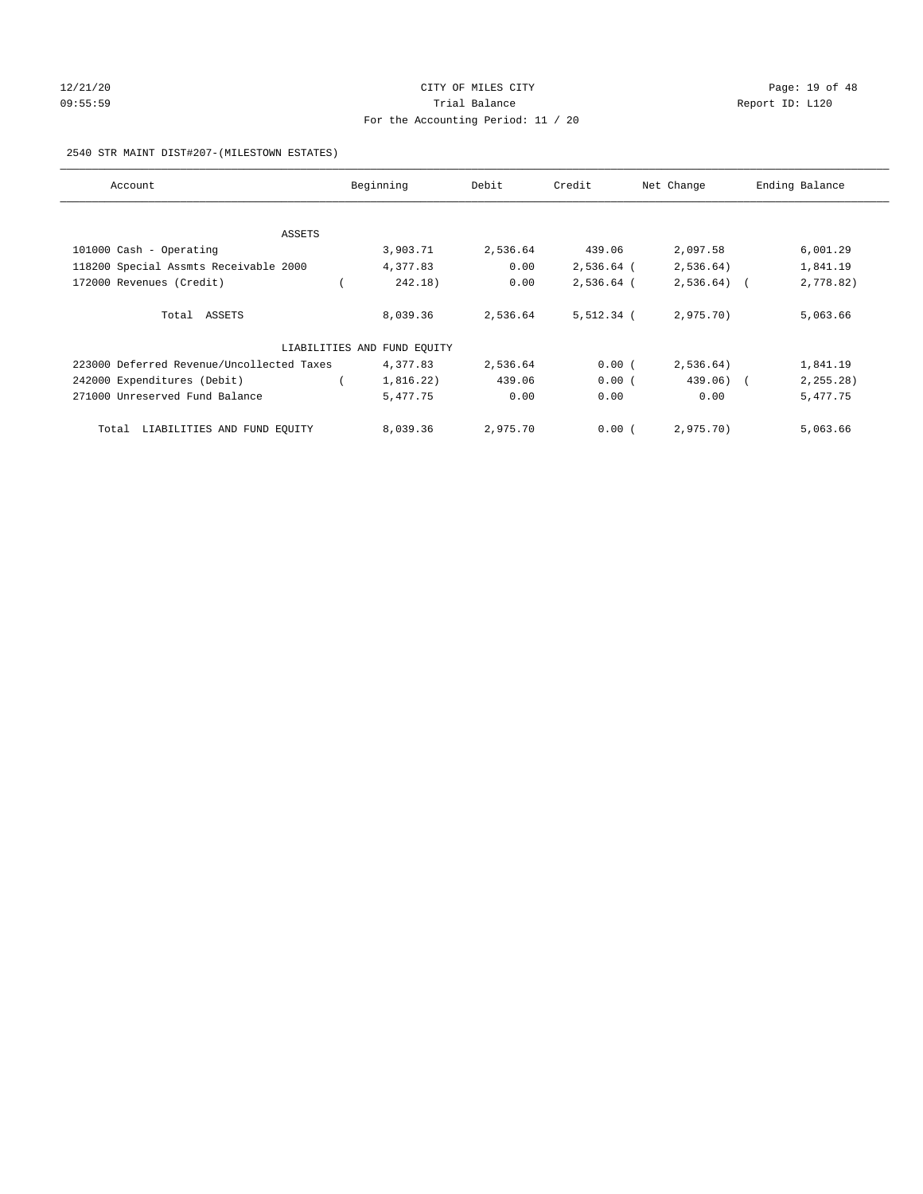CITY OF MILES CITY

Trial Balance

For the Accounting Period: 11 / 20

2540 STR MAINT DIST#207-(MILESTOWN ESTATES)

| Account | Beginning | Debit | Credit | Net Change | Ending Balance |
|---|---|---|---|---|---|
| ASSETS | | | | | |
| 101000 Cash - Operating | 3,903.71 | 2,536.64 | 439.06 | 2,097.58 | 6,001.29 |
| 118200 Special Assmts Receivable 2000 | 4,377.83 | 0.00 | 2,536.64 | (2,536.64) | 1,841.19 |
| 172000 Revenues (Credit) | (242.18) | 0.00 | 2,536.64 | (2,536.64) | (2,778.82) |
| Total ASSETS | 8,039.36 | 2,536.64 | 5,512.34 | (2,975.70) | 5,063.66 |
| LIABILITIES AND FUND EQUITY | | | | | |
| 223000 Deferred Revenue/Uncollected Taxes | 4,377.83 | 2,536.64 | 0.00 | (2,536.64) | 1,841.19 |
| 242000 Expenditures (Debit) | (1,816.22) | 439.06 | 0.00 | (439.06) | (2,255.28) |
| 271000 Unreserved Fund Balance | 5,477.75 | 0.00 | 0.00 | 0.00 | 5,477.75 |
| Total LIABILITIES AND FUND EQUITY | 8,039.36 | 2,975.70 | 0.00 | (2,975.70) | 5,063.66 |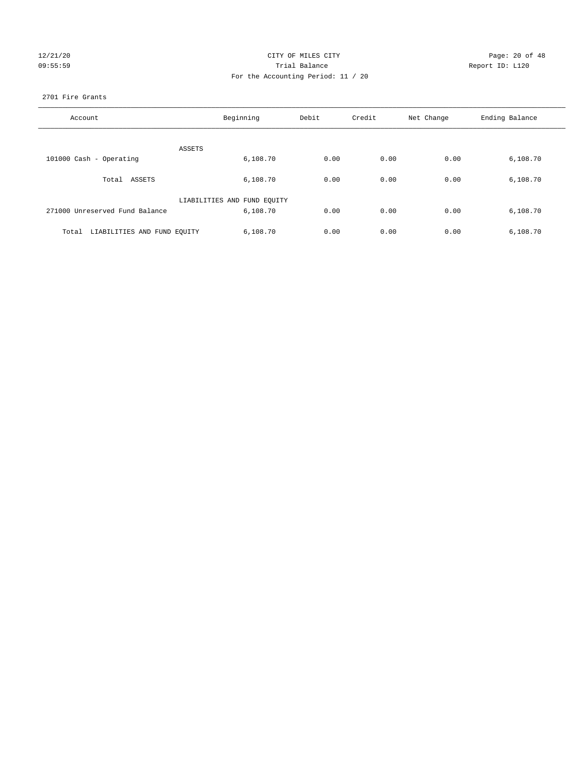CITY OF MILES CITY

Trial Balance

For the Accounting Period: 11 / 20

12/21/20 09:55:59 Report ID: L120

2701 Fire Grants

| Account | Beginning | Debit | Credit | Net Change | Ending Balance |
|---|---|---|---|---|---|
| ASSETS | | | | | |
| 101000 Cash - Operating | 6,108.70 | 0.00 | 0.00 | 0.00 | 6,108.70 |
| Total ASSETS | 6,108.70 | 0.00 | 0.00 | 0.00 | 6,108.70 |
| LIABILITIES AND FUND EQUITY | | | | | |
| 271000 Unreserved Fund Balance | 6,108.70 | 0.00 | 0.00 | 0.00 | 6,108.70 |
| Total LIABILITIES AND FUND EQUITY | 6,108.70 | 0.00 | 0.00 | 0.00 | 6,108.70 |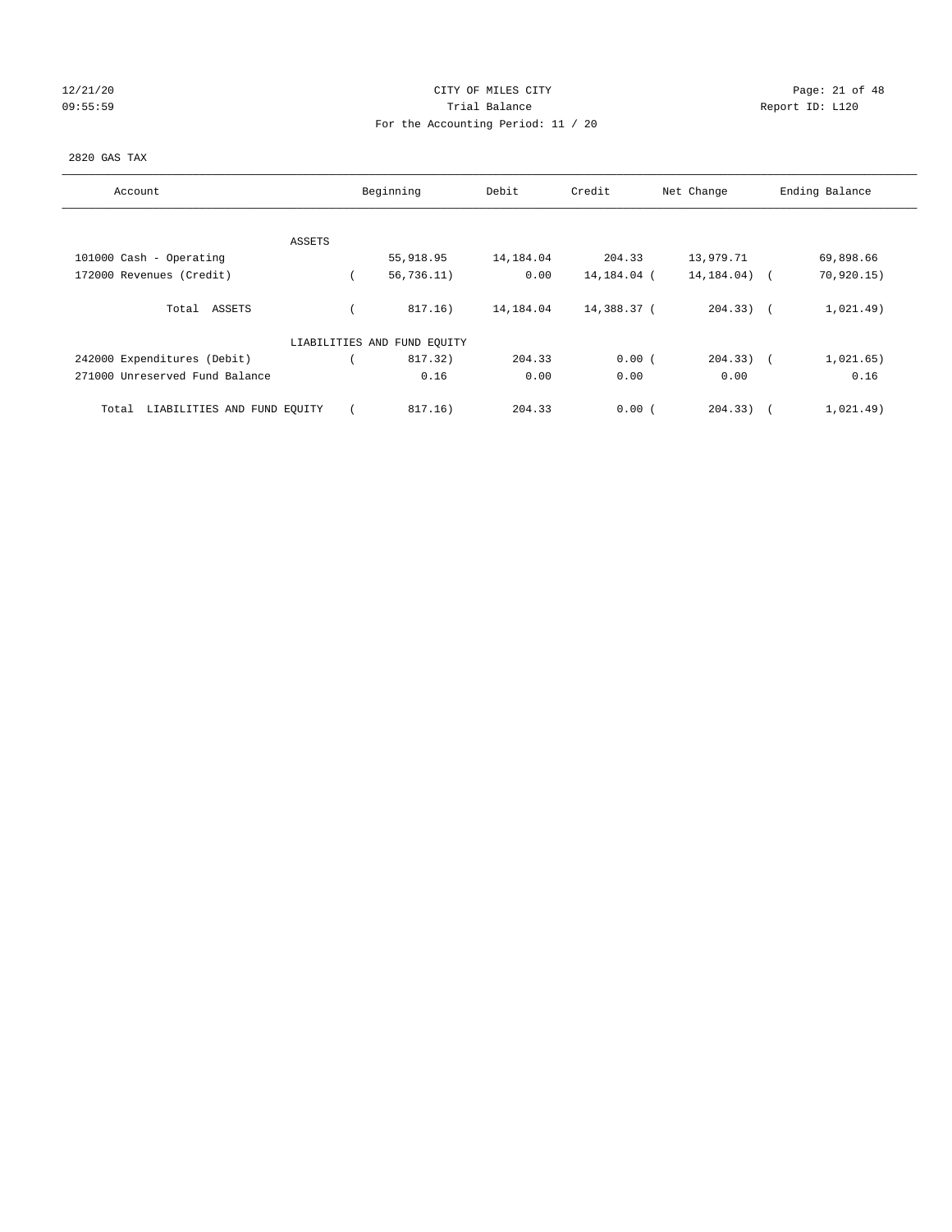CITY OF MILES CITY
Trial Balance
For the Accounting Period: 11 / 20

12/21/20
09:55:59

Report ID: L120

2820 GAS TAX

| Account | Beginning | Debit | Credit | Net Change | Ending Balance |
|---|---|---|---|---|---|
| ASSETS | | | | | |
| 101000 Cash - Operating | 55,918.95 | 14,184.04 | 204.33 | 13,979.71 | 69,898.66 |
| 172000 Revenues (Credit) | ( 56,736.11) | 0.00 | 14,184.04 | ( 14,184.04) | ( 70,920.15) |
| Total ASSETS | ( 817.16) | 14,184.04 | 14,388.37 | ( 204.33) | ( 1,021.49) |
| LIABILITIES AND FUND EQUITY | | | | | |
| 242000 Expenditures (Debit) | ( 817.32) | 204.33 | 0.00 | ( 204.33) | ( 1,021.65) |
| 271000 Unreserved Fund Balance | 0.16 | 0.00 | 0.00 | 0.00 | 0.16 |
| Total LIABILITIES AND FUND EQUITY | ( 817.16) | 204.33 | 0.00 | ( 204.33) | ( 1,021.49) |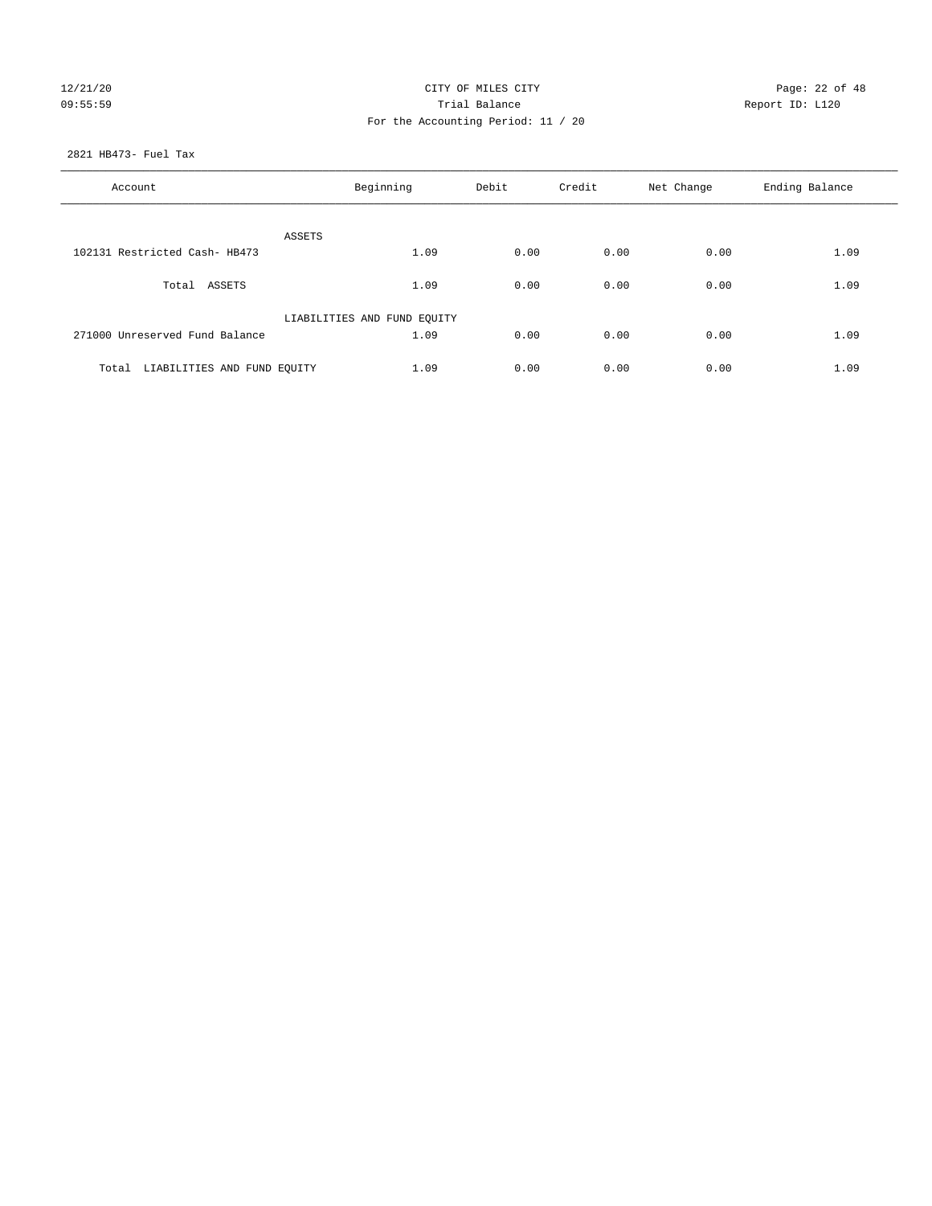CITY OF MILES CITY

Trial Balance

For the Accounting Period: 11 / 20

2821 HB473- Fuel Tax

| Account | Beginning | Debit | Credit | Net Change | Ending Balance |
|---|---|---|---|---|---|
| ASSETS | | | | | |
| 102131 Restricted Cash- HB473 | 1.09 | 0.00 | 0.00 | 0.00 | 1.09 |
| Total ASSETS | 1.09 | 0.00 | 0.00 | 0.00 | 1.09 |
| LIABILITIES AND FUND EQUITY | | | | | |
| 271000 Unreserved Fund Balance | 1.09 | 0.00 | 0.00 | 0.00 | 1.09 |
| Total LIABILITIES AND FUND EQUITY | 1.09 | 0.00 | 0.00 | 0.00 | 1.09 |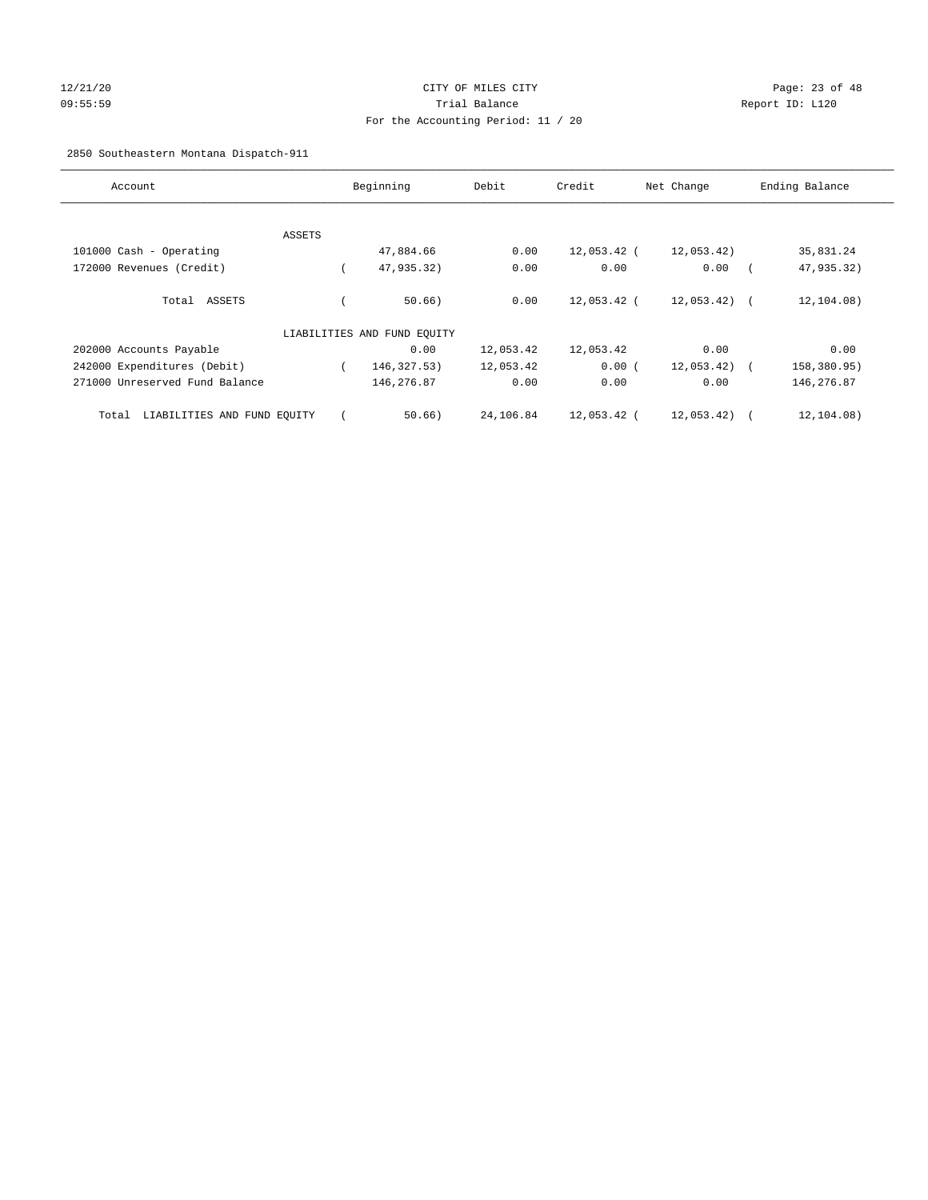CITY OF MILES CITY

Trial Balance

For the Accounting Period: 11 / 20

2850 Southeastern Montana Dispatch-911

| Account | Beginning | Debit | Credit | Net Change | Ending Balance |
|---|---|---|---|---|---|
| ASSETS | | | | | |
| 101000 Cash - Operating | 47,884.66 | 0.00 | 12,053.42 | (12,053.42) | 35,831.24 |
| 172000 Revenues (Credit) | (47,935.32) | 0.00 | 0.00 | 0.00 | (47,935.32) |
| Total ASSETS | (50.66) | 0.00 | 12,053.42 | (12,053.42) | (12,104.08) |
| LIABILITIES AND FUND EQUITY | | | | | |
| 202000 Accounts Payable | 0.00 | 12,053.42 | 12,053.42 | 0.00 | 0.00 |
| 242000 Expenditures (Debit) | (146,327.53) | 12,053.42 | 0.00 | (12,053.42) | (158,380.95) |
| 271000 Unreserved Fund Balance | 146,276.87 | 0.00 | 0.00 | 0.00 | 146,276.87 |
| Total LIABILITIES AND FUND EQUITY | (50.66) | 24,106.84 | 12,053.42 | (12,053.42) | (12,104.08) |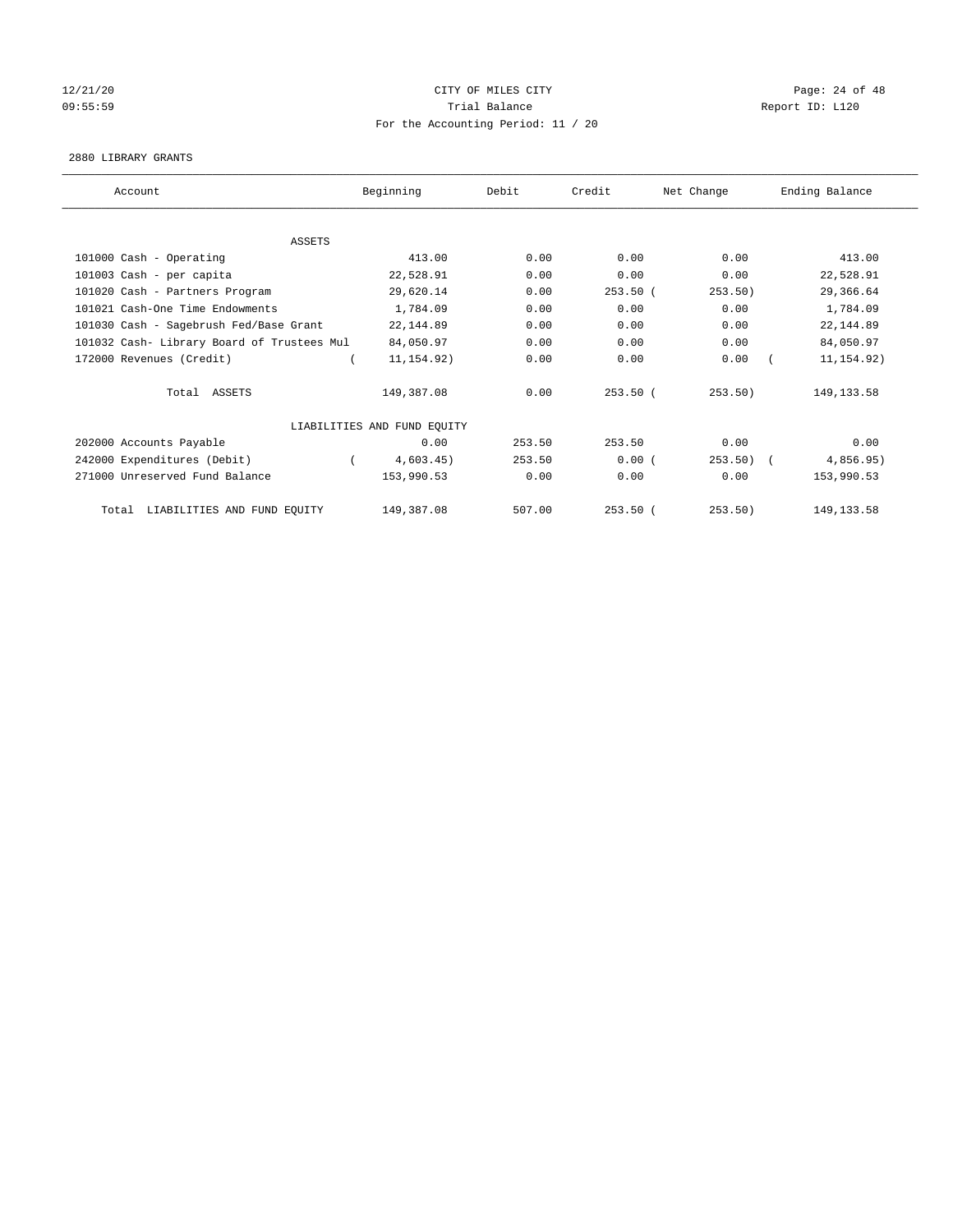CITY OF MILES CITY

Trial Balance

For the Accounting Period: 11 / 20

12/21/20 09:55:59

Report ID: L120

2880 LIBRARY GRANTS

| Account | Beginning | Debit | Credit | Net Change | Ending Balance |
|---|---|---|---|---|---|
| ASSETS | | | | | |
| 101000 Cash - Operating | 413.00 | 0.00 | 0.00 | 0.00 | 413.00 |
| 101003 Cash - per capita | 22,528.91 | 0.00 | 0.00 | 0.00 | 22,528.91 |
| 101020 Cash - Partners Program | 29,620.14 | 0.00 | 253.50 | ( 253.50) | 29,366.64 |
| 101021 Cash-One Time Endowments | 1,784.09 | 0.00 | 0.00 | 0.00 | 1,784.09 |
| 101030 Cash - Sagebrush Fed/Base Grant | 22,144.89 | 0.00 | 0.00 | 0.00 | 22,144.89 |
| 101032 Cash- Library Board of Trustees Mul | 84,050.97 | 0.00 | 0.00 | 0.00 | 84,050.97 |
| 172000 Revenues (Credit) | ( 11,154.92) | 0.00 | 0.00 | 0.00 | ( 11,154.92) |
| Total ASSETS | 149,387.08 | 0.00 | 253.50 | ( 253.50) | 149,133.58 |
| LIABILITIES AND FUND EQUITY | | | | | |
| 202000 Accounts Payable | 0.00 | 253.50 | 253.50 | 0.00 | 0.00 |
| 242000 Expenditures (Debit) | ( 4,603.45) | 253.50 | 0.00 | ( 253.50) | ( 4,856.95) |
| 271000 Unreserved Fund Balance | 153,990.53 | 0.00 | 0.00 | 0.00 | 153,990.53 |
| Total LIABILITIES AND FUND EQUITY | 149,387.08 | 507.00 | 253.50 | ( 253.50) | 149,133.58 |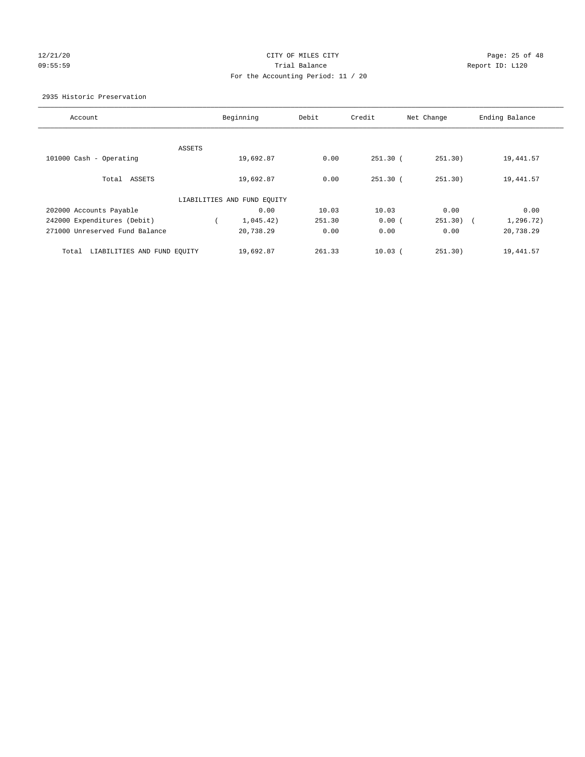CITY OF MILES CITY

Trial Balance

For the Accounting Period: 11 / 20

12/21/20
09:55:59

Report ID: L120

2935 Historic Preservation

| Account | Beginning | Debit | Credit | Net Change | Ending Balance |
|---|---|---|---|---|---|
| ASSETS | | | | | |
| 101000 Cash - Operating | 19,692.87 | 0.00 | 251.30 | ( 251.30) | 19,441.57 |
| Total ASSETS | 19,692.87 | 0.00 | 251.30 | ( 251.30) | 19,441.57 |
| LIABILITIES AND FUND EQUITY | | | | | |
| 202000 Accounts Payable | 0.00 | 10.03 | 10.03 | 0.00 | 0.00 |
| 242000 Expenditures (Debit) | ( 1,045.42) | 251.30 | 0.00 | ( 251.30) | ( 1,296.72) |
| 271000 Unreserved Fund Balance | 20,738.29 | 0.00 | 0.00 | 0.00 | 20,738.29 |
| Total LIABILITIES AND FUND EQUITY | 19,692.87 | 261.33 | 10.03 | ( 251.30) | 19,441.57 |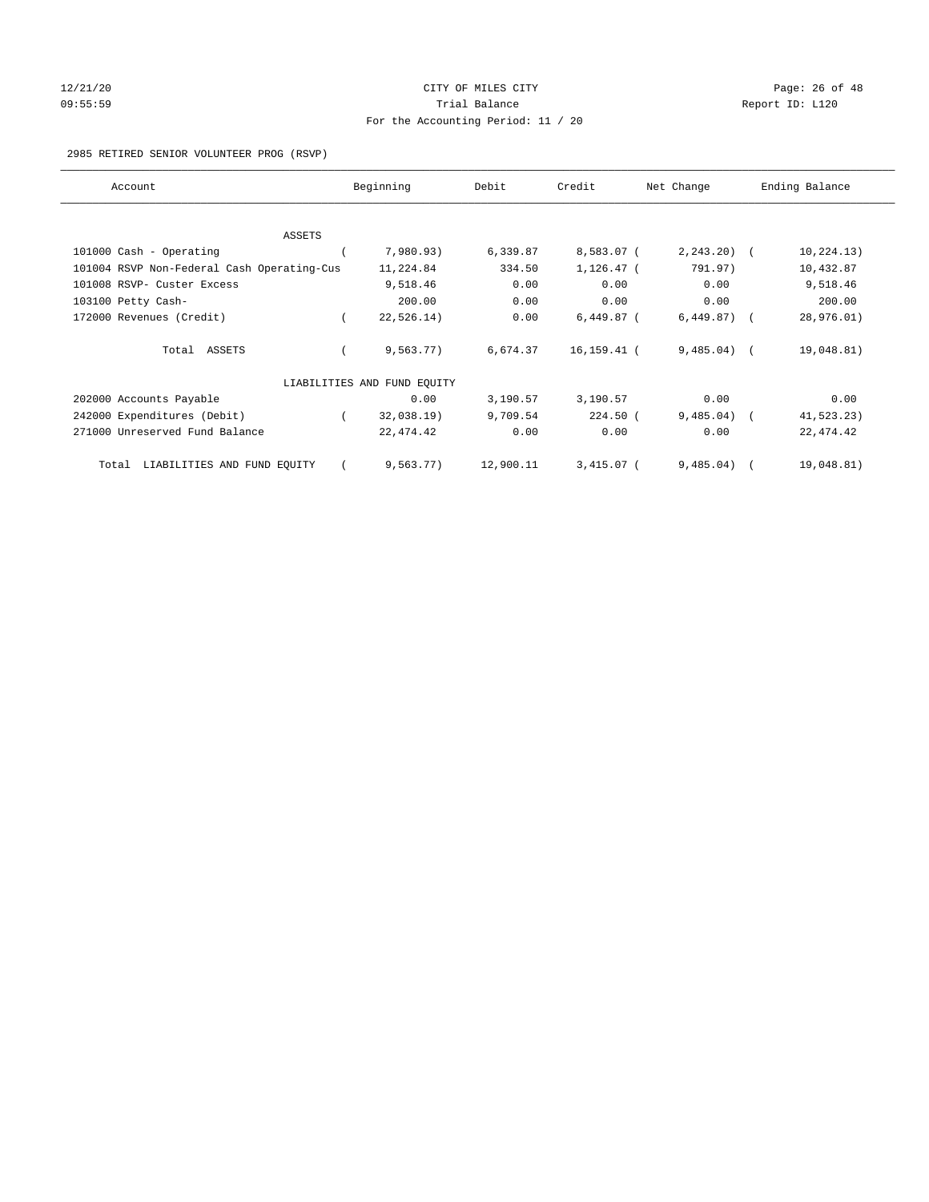CITY OF MILES CITY
Trial Balance
For the Accounting Period: 11 / 20

12/21/20
09:55:59

Report ID: L120

2985 RETIRED SENIOR VOLUNTEER PROG (RSVP)

| Account | Beginning | Debit | Credit | Net Change | Ending Balance |
|---|---|---|---|---|---|
| ASSETS | | | | | |
| 101000 Cash - Operating | (7,980.93) | 6,339.87 | 8,583.07 | (2,243.20) | (10,224.13) |
| 101004 RSVP Non-Federal Cash Operating-Cus | 11,224.84 | 334.50 | 1,126.47 | (791.97) | 10,432.87 |
| 101008 RSVP- Custer Excess | 9,518.46 | 0.00 | 0.00 | 0.00 | 9,518.46 |
| 103100 Petty Cash- | 200.00 | 0.00 | 0.00 | 0.00 | 200.00 |
| 172000 Revenues (Credit) | (22,526.14) | 0.00 | 6,449.87 | (6,449.87) | (28,976.01) |
| Total ASSETS | (9,563.77) | 6,674.37 | 16,159.41 | (9,485.04) | (19,048.81) |
| LIABILITIES AND FUND EQUITY | | | | | |
| 202000 Accounts Payable | 0.00 | 3,190.57 | 3,190.57 | 0.00 | 0.00 |
| 242000 Expenditures (Debit) | (32,038.19) | 9,709.54 | 224.50 | (9,485.04) | (41,523.23) |
| 271000 Unreserved Fund Balance | 22,474.42 | 0.00 | 0.00 | 0.00 | 22,474.42 |
| Total LIABILITIES AND FUND EQUITY | (9,563.77) | 12,900.11 | 3,415.07 | (9,485.04) | (19,048.81) |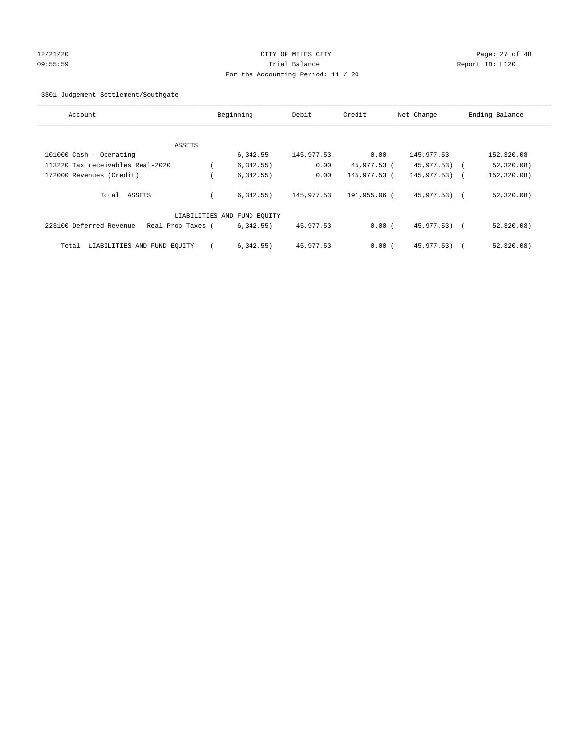CITY OF MILES CITY

Trial Balance

For the Accounting Period: 11 / 20

3301 Judgement Settlement/Southgate

| Account | Beginning | Debit | Credit | Net Change | Ending Balance |
|---|---|---|---|---|---|
| ASSETS | | | | | |
| 101000 Cash - Operating | 6,342.55 | 145,977.53 | 0.00 | 145,977.53 | 152,320.08 |
| 113220 Tax receivables Real-2020 | ( 6,342.55) | 0.00 | 45,977.53 | ( 45,977.53) | ( 52,320.08) |
| 172000 Revenues (Credit) | ( 6,342.55) | 0.00 | 145,977.53 | ( 145,977.53) | ( 152,320.08) |
| Total ASSETS | ( 6,342.55) | 145,977.53 | 191,955.06 | ( 45,977.53) | ( 52,320.08) |
| LIABILITIES AND FUND EQUITY | | | | | |
| 223100 Deferred Revenue - Real Prop Taxes | ( 6,342.55) | 45,977.53 | 0.00 | ( 45,977.53) | ( 52,320.08) |
| Total LIABILITIES AND FUND EQUITY | ( 6,342.55) | 45,977.53 | 0.00 | ( 45,977.53) | ( 52,320.08) |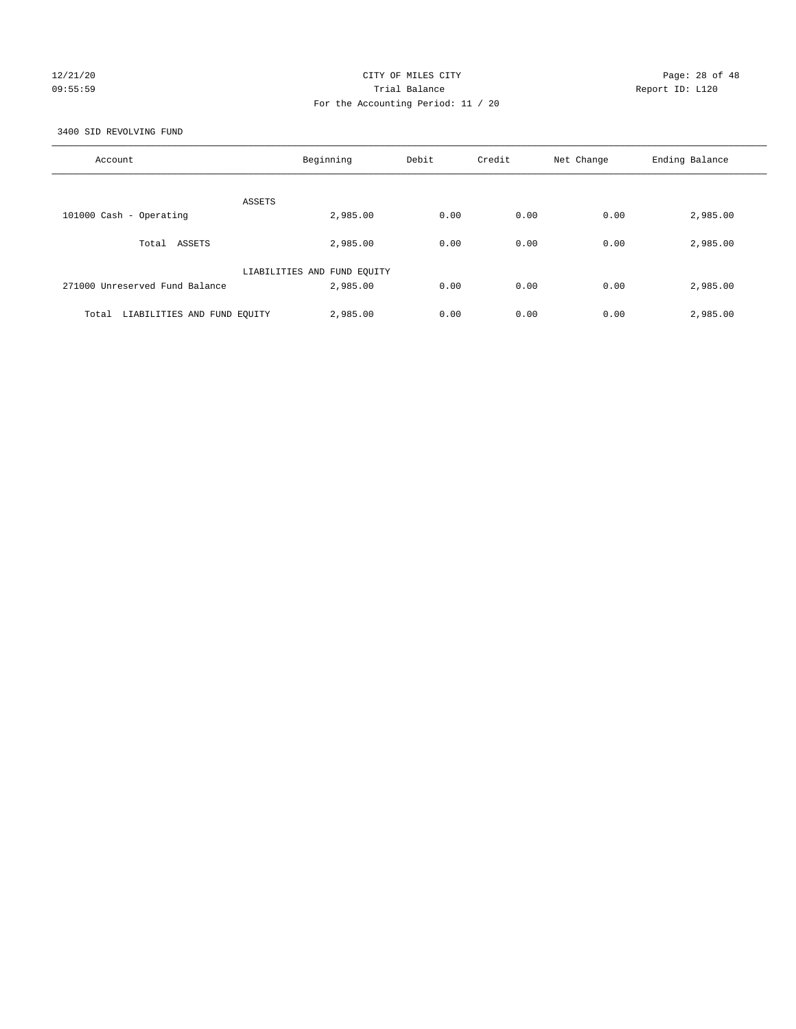CITY OF MILES CITY

Trial Balance

For the Accounting Period: 11 / 20

3400 SID REVOLVING FUND

| Account | Beginning | Debit | Credit | Net Change | Ending Balance |
|---|---|---|---|---|---|
| ASSETS | | | | | |
| 101000 Cash - Operating | 2,985.00 | 0.00 | 0.00 | 0.00 | 2,985.00 |
| Total ASSETS | 2,985.00 | 0.00 | 0.00 | 0.00 | 2,985.00 |
| LIABILITIES AND FUND EQUITY | | | | | |
| 271000 Unreserved Fund Balance | 2,985.00 | 0.00 | 0.00 | 0.00 | 2,985.00 |
| Total LIABILITIES AND FUND EQUITY | 2,985.00 | 0.00 | 0.00 | 0.00 | 2,985.00 |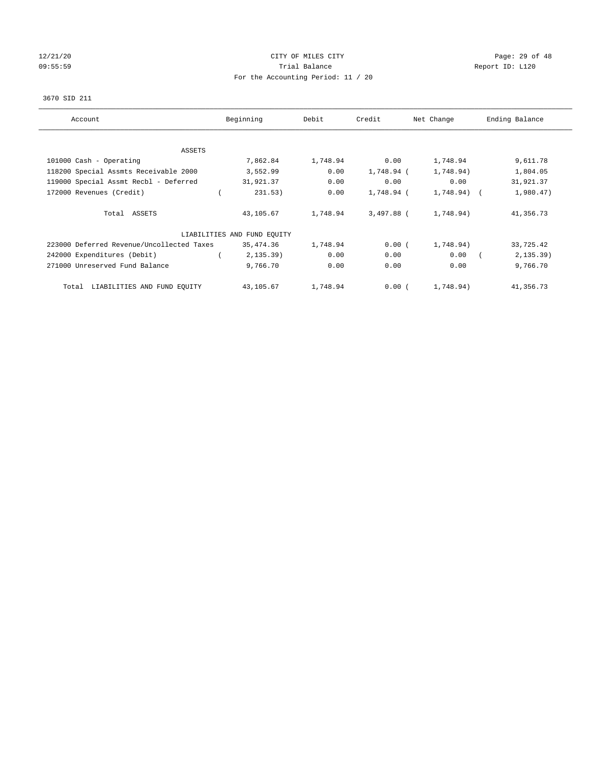CITY OF MILES CITY
Trial Balance
For the Accounting Period: 11 / 20

3670 SID 211

| Account | Beginning | Debit | Credit | Net Change | Ending Balance |
|---|---|---|---|---|---|
| ASSETS | | | | | |
| 101000 Cash - Operating | 7,862.84 | 1,748.94 | 0.00 | 1,748.94 | 9,611.78 |
| 118200 Special Assmts Receivable 2000 | 3,552.99 | 0.00 | 1,748.94 | (1,748.94) | 1,804.05 |
| 119000 Special Assmt Recbl - Deferred | 31,921.37 | 0.00 | 0.00 | 0.00 | 31,921.37 |
| 172000 Revenues (Credit) | (231.53) | 0.00 | 1,748.94 | (1,748.94) | (1,980.47) |
| Total ASSETS | 43,105.67 | 1,748.94 | 3,497.88 | (1,748.94) | 41,356.73 |
| LIABILITIES AND FUND EQUITY | | | | | |
| 223000 Deferred Revenue/Uncollected Taxes | 35,474.36 | 1,748.94 | 0.00 | (1,748.94) | 33,725.42 |
| 242000 Expenditures (Debit) | (2,135.39) | 0.00 | 0.00 | 0.00 | (2,135.39) |
| 271000 Unreserved Fund Balance | 9,766.70 | 0.00 | 0.00 | 0.00 | 9,766.70 |
| Total LIABILITIES AND FUND EQUITY | 43,105.67 | 1,748.94 | 0.00 | (1,748.94) | 41,356.73 |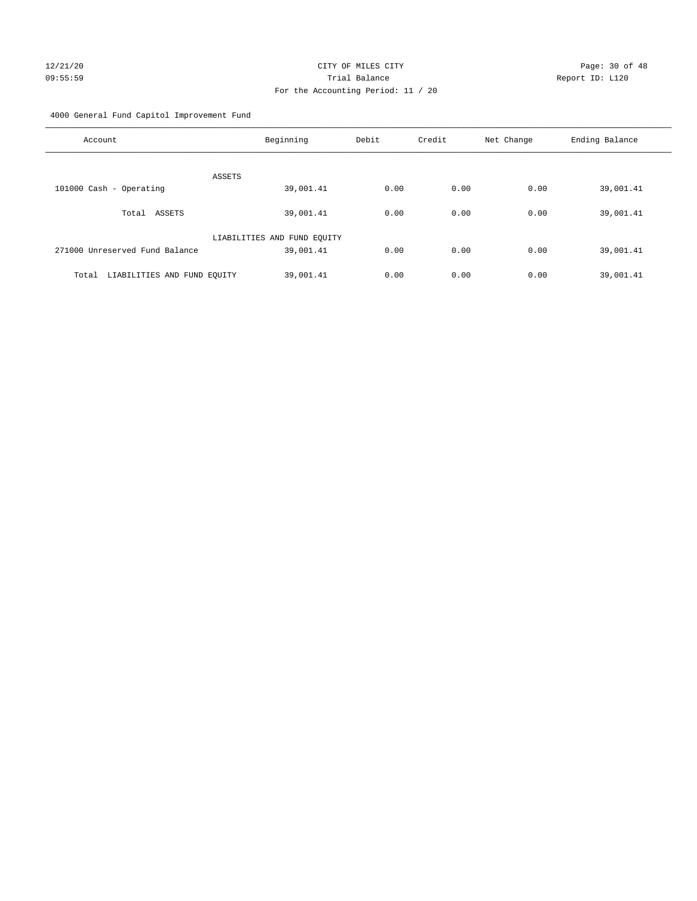CITY OF MILES CITY
Trial Balance
For the Accounting Period: 11 / 20

4000 General Fund Capitol Improvement Fund

| Account | Beginning | Debit | Credit | Net Change | Ending Balance |
|---|---|---|---|---|---|
| ASSETS | | | | | |
| 101000 Cash - Operating | 39,001.41 | 0.00 | 0.00 | 0.00 | 39,001.41 |
| Total ASSETS | 39,001.41 | 0.00 | 0.00 | 0.00 | 39,001.41 |
| LIABILITIES AND FUND EQUITY | | | | | |
| 271000 Unreserved Fund Balance | 39,001.41 | 0.00 | 0.00 | 0.00 | 39,001.41 |
| Total LIABILITIES AND FUND EQUITY | 39,001.41 | 0.00 | 0.00 | 0.00 | 39,001.41 |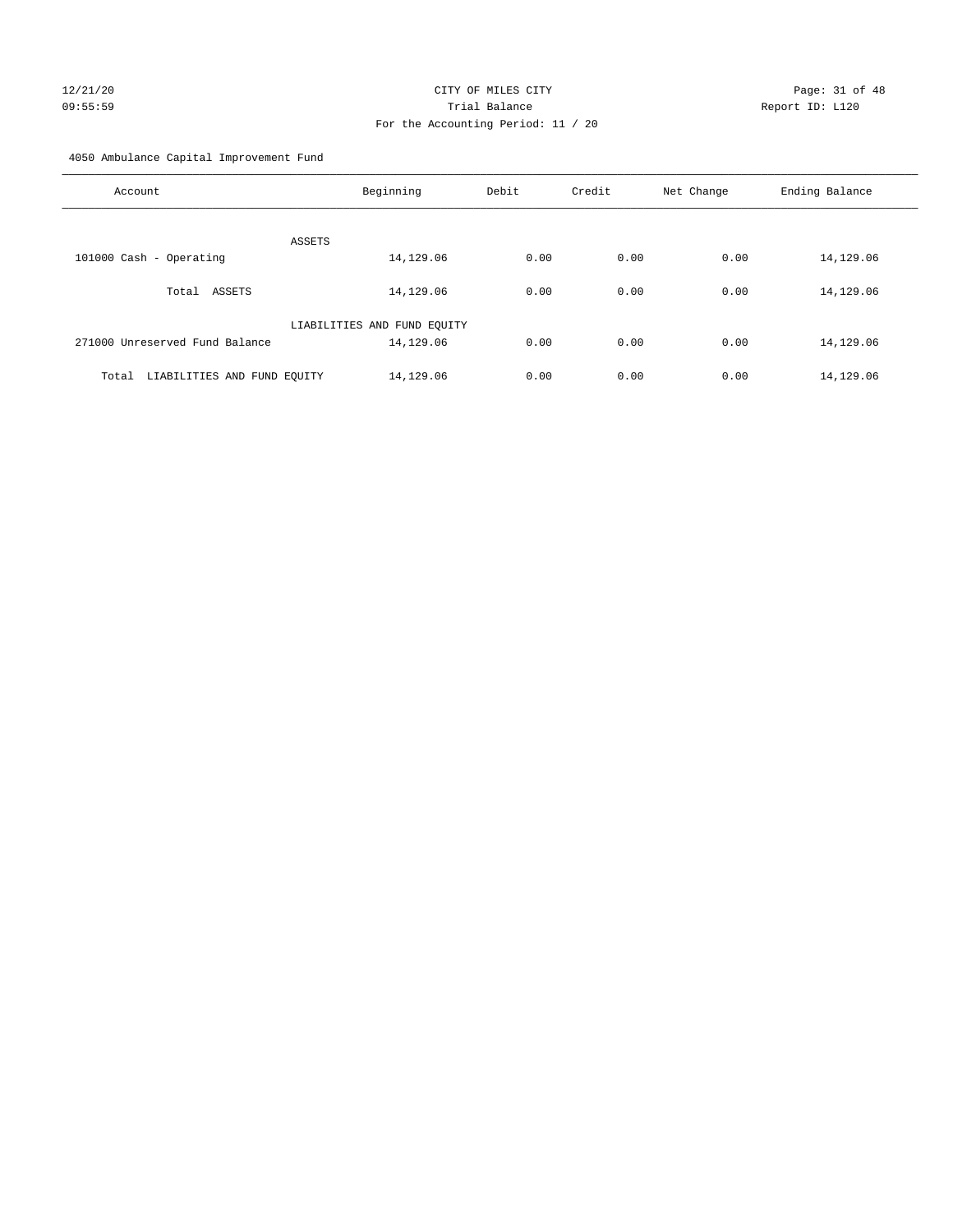CITY OF MILES CITY
Trial Balance
For the Accounting Period: 11 / 20

12/21/20
09:55:59

Report ID: L120

4050 Ambulance Capital Improvement Fund

| Account | Beginning | Debit | Credit | Net Change | Ending Balance |
|---|---|---|---|---|---|
| ASSETS | | | | | |
| 101000 Cash - Operating | 14,129.06 | 0.00 | 0.00 | 0.00 | 14,129.06 |
| Total ASSETS | 14,129.06 | 0.00 | 0.00 | 0.00 | 14,129.06 |
| LIABILITIES AND FUND EQUITY | | | | | |
| 271000 Unreserved Fund Balance | 14,129.06 | 0.00 | 0.00 | 0.00 | 14,129.06 |
| Total LIABILITIES AND FUND EQUITY | 14,129.06 | 0.00 | 0.00 | 0.00 | 14,129.06 |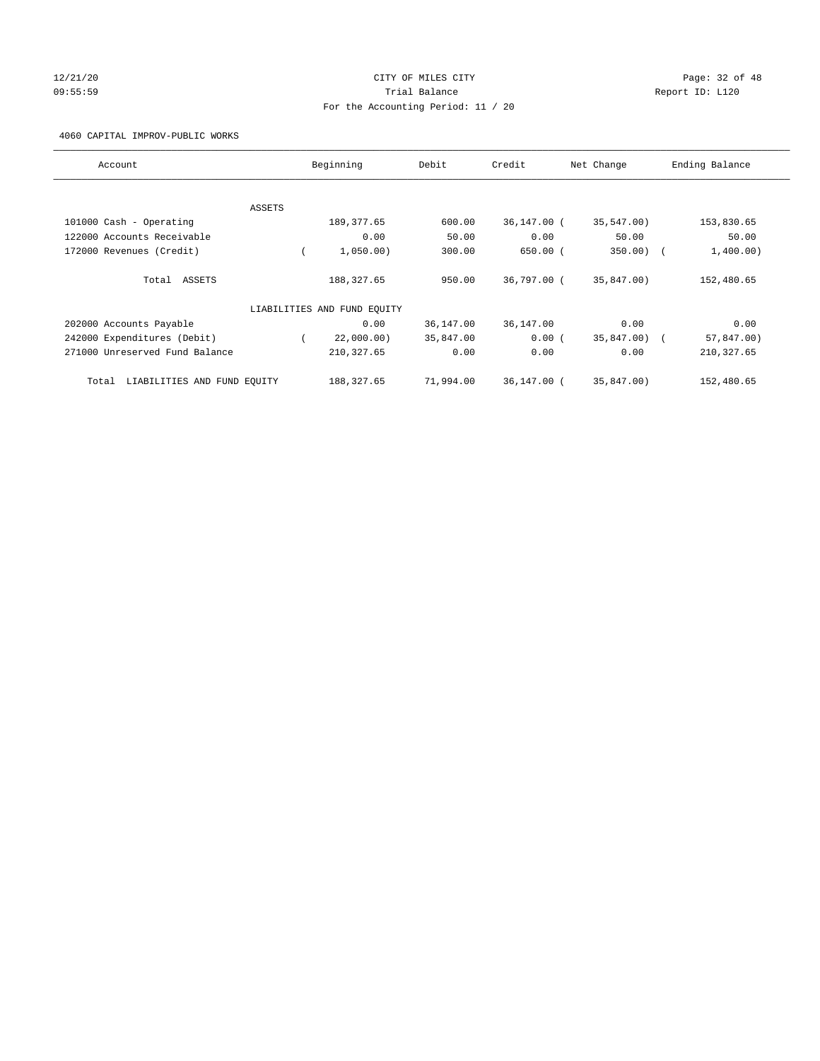CITY OF MILES CITY
Trial Balance
For the Accounting Period: 11 / 20

12/21/20 09:55:59 Report ID: L120

4060 CAPITAL IMPROV-PUBLIC WORKS

| Account | Beginning | Debit | Credit | Net Change | Ending Balance |
|---|---|---|---|---|---|
| ASSETS | | | | | |
| 101000 Cash - Operating | 189,377.65 | 600.00 | 36,147.00 | (35,547.00) | 153,830.65 |
| 122000 Accounts Receivable | 0.00 | 50.00 | 0.00 | 50.00 | 50.00 |
| 172000 Revenues (Credit) | (1,050.00) | 300.00 | 650.00 | (350.00) | (1,400.00) |
| Total ASSETS | 188,327.65 | 950.00 | 36,797.00 | (35,847.00) | 152,480.65 |
| LIABILITIES AND FUND EQUITY | | | | | |
| 202000 Accounts Payable | 0.00 | 36,147.00 | 36,147.00 | 0.00 | 0.00 |
| 242000 Expenditures (Debit) | (22,000.00) | 35,847.00 | 0.00 | (35,847.00) | (57,847.00) |
| 271000 Unreserved Fund Balance | 210,327.65 | 0.00 | 0.00 | 0.00 | 210,327.65 |
| Total LIABILITIES AND FUND EQUITY | 188,327.65 | 71,994.00 | 36,147.00 | (35,847.00) | 152,480.65 |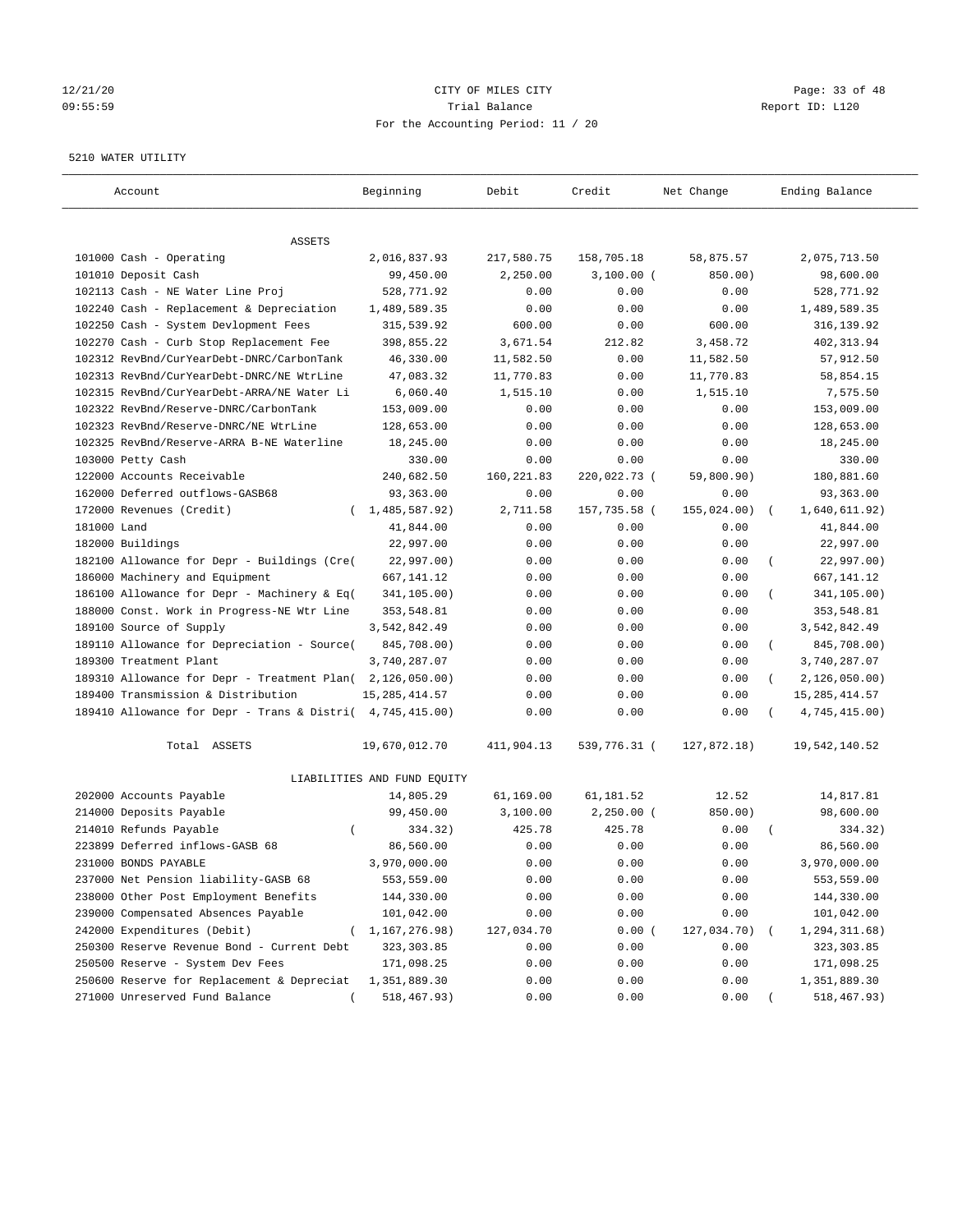# CITY OF MILES CITY

Trial Balance

For the Accounting Period: 11 / 20

12/21/20 09:55:59 — Report ID: L120

5210 WATER UTILITY

| Account | Beginning | Debit | Credit | Net Change | Ending Balance |
|---|---|---|---|---|---|
| **ASSETS** | | | | | |
| 101000 Cash - Operating | 2,016,837.93 | 217,580.75 | 158,705.18 | 58,875.57 | 2,075,713.50 |
| 101010 Deposit Cash | 99,450.00 | 2,250.00 | 3,100.00 | (850.00) | 98,600.00 |
| 102113 Cash - NE Water Line Proj | 528,771.92 | 0.00 | 0.00 | 0.00 | 528,771.92 |
| 102240 Cash - Replacement & Depreciation | 1,489,589.35 | 0.00 | 0.00 | 0.00 | 1,489,589.35 |
| 102250 Cash - System Devlopment Fees | 315,539.92 | 600.00 | 0.00 | 600.00 | 316,139.92 |
| 102270 Cash - Curb Stop Replacement Fee | 398,855.22 | 3,671.54 | 212.82 | 3,458.72 | 402,313.94 |
| 102312 RevBnd/CurYearDebt-DNRC/CarbonTank | 46,330.00 | 11,582.50 | 0.00 | 11,582.50 | 57,912.50 |
| 102313 RevBnd/CurYearDebt-DNRC/NE WtrLine | 47,083.32 | 11,770.83 | 0.00 | 11,770.83 | 58,854.15 |
| 102315 RevBnd/CurYearDebt-ARRA/NE Water Li | 6,060.40 | 1,515.10 | 0.00 | 1,515.10 | 7,575.50 |
| 102322 RevBnd/Reserve-DNRC/CarbonTank | 153,009.00 | 0.00 | 0.00 | 0.00 | 153,009.00 |
| 102323 RevBnd/Reserve-DNRC/NE WtrLine | 128,653.00 | 0.00 | 0.00 | 0.00 | 128,653.00 |
| 102325 RevBnd/Reserve-ARRA B-NE Waterline | 18,245.00 | 0.00 | 0.00 | 0.00 | 18,245.00 |
| 103000 Petty Cash | 330.00 | 0.00 | 0.00 | 0.00 | 330.00 |
| 122000 Accounts Receivable | 240,682.50 | 160,221.83 | 220,022.73 | (59,800.90) | 180,881.60 |
| 162000 Deferred outflows-GASB68 | 93,363.00 | 0.00 | 0.00 | 0.00 | 93,363.00 |
| 172000 Revenues (Credit) | (1,485,587.92) | 2,711.58 | 157,735.58 | (155,024.00) | (1,640,611.92) |
| 181000 Land | 41,844.00 | 0.00 | 0.00 | 0.00 | 41,844.00 |
| 182000 Buildings | 22,997.00 | 0.00 | 0.00 | 0.00 | 22,997.00 |
| 182100 Allowance for Depr - Buildings (Cre( | 22,997.00) | 0.00 | 0.00 | 0.00 | (22,997.00) |
| 186000 Machinery and Equipment | 667,141.12 | 0.00 | 0.00 | 0.00 | 667,141.12 |
| 186100 Allowance for Depr - Machinery & Eq( | 341,105.00) | 0.00 | 0.00 | 0.00 | (341,105.00) |
| 188000 Const. Work in Progress-NE Wtr Line | 353,548.81 | 0.00 | 0.00 | 0.00 | 353,548.81 |
| 189100 Source of Supply | 3,542,842.49 | 0.00 | 0.00 | 0.00 | 3,542,842.49 |
| 189110 Allowance for Depreciation - Source( | 845,708.00) | 0.00 | 0.00 | 0.00 | (845,708.00) |
| 189300 Treatment Plant | 3,740,287.07 | 0.00 | 0.00 | 0.00 | 3,740,287.07 |
| 189310 Allowance for Depr - Treatment Plan( | 2,126,050.00) | 0.00 | 0.00 | 0.00 | (2,126,050.00) |
| 189400 Transmission & Distribution | 15,285,414.57 | 0.00 | 0.00 | 0.00 | 15,285,414.57 |
| 189410 Allowance for Depr - Trans & Distri( | 4,745,415.00) | 0.00 | 0.00 | 0.00 | (4,745,415.00) |
| Total ASSETS | 19,670,012.70 | 411,904.13 | 539,776.31 | (127,872.18) | 19,542,140.52 |
| **LIABILITIES AND FUND EQUITY** | | | | | |
| 202000 Accounts Payable | 14,805.29 | 61,169.00 | 61,181.52 | 12.52 | 14,817.81 |
| 214000 Deposits Payable | 99,450.00 | 3,100.00 | 2,250.00 | (850.00) | 98,600.00 |
| 214010 Refunds Payable | (334.32) | 425.78 | 425.78 | 0.00 | (334.32) |
| 223899 Deferred inflows-GASB 68 | 86,560.00 | 0.00 | 0.00 | 0.00 | 86,560.00 |
| 231000 BONDS PAYABLE | 3,970,000.00 | 0.00 | 0.00 | 0.00 | 3,970,000.00 |
| 237000 Net Pension liability-GASB 68 | 553,559.00 | 0.00 | 0.00 | 0.00 | 553,559.00 |
| 238000 Other Post Employment Benefits | 144,330.00 | 0.00 | 0.00 | 0.00 | 144,330.00 |
| 239000 Compensated Absences Payable | 101,042.00 | 0.00 | 0.00 | 0.00 | 101,042.00 |
| 242000 Expenditures (Debit) | (1,167,276.98) | 127,034.70 | 0.00 | (127,034.70) | (1,294,311.68) |
| 250300 Reserve Revenue Bond - Current Debt | 323,303.85 | 0.00 | 0.00 | 0.00 | 323,303.85 |
| 250500 Reserve - System Dev Fees | 171,098.25 | 0.00 | 0.00 | 0.00 | 171,098.25 |
| 250600 Reserve for Replacement & Depreciat | 1,351,889.30 | 0.00 | 0.00 | 0.00 | 1,351,889.30 |
| 271000 Unreserved Fund Balance | (518,467.93) | 0.00 | 0.00 | 0.00 | (518,467.93) |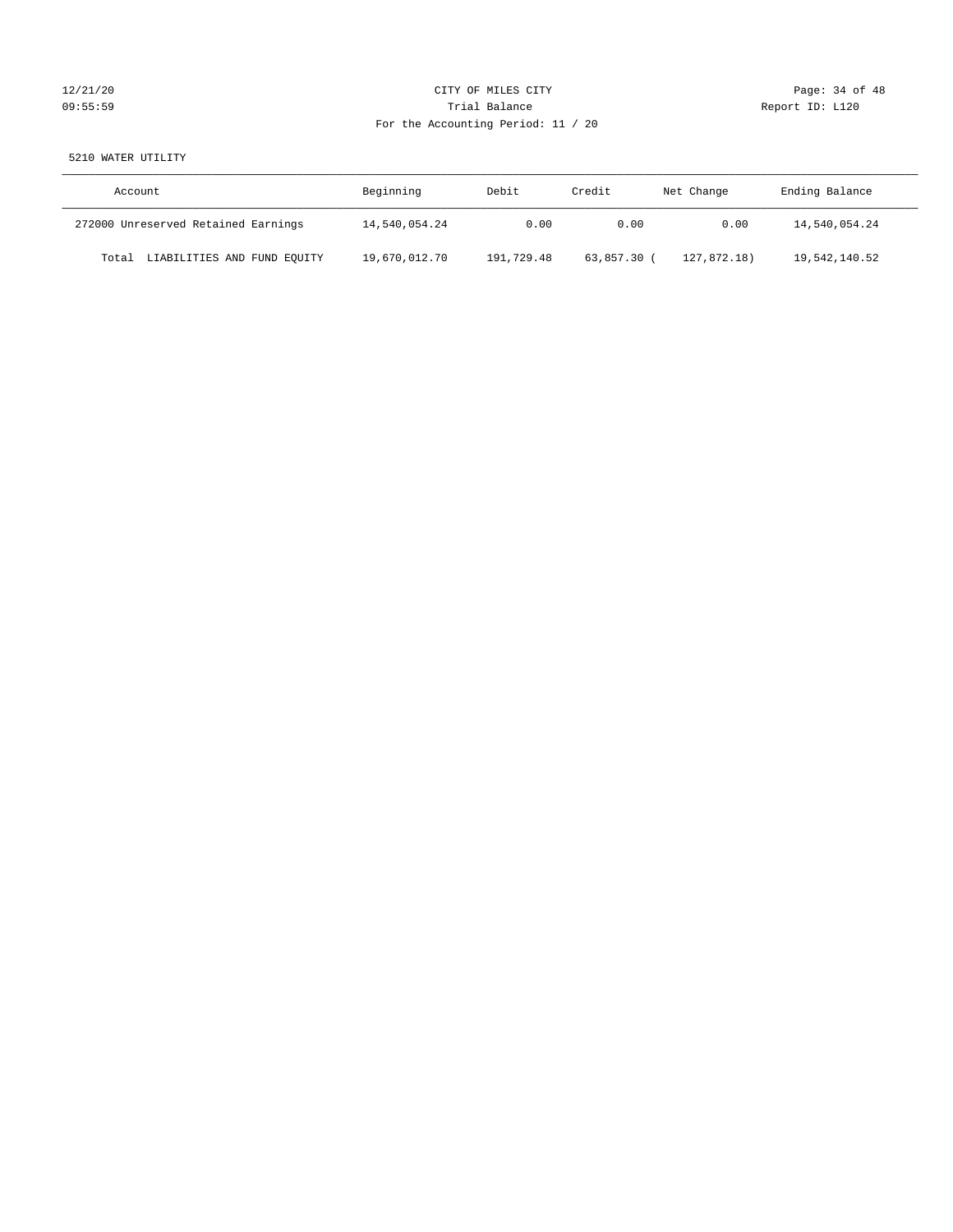CITY OF MILES CITY

Trial Balance

For the Accounting Period: 11 / 20

5210 WATER UTILITY

| Account | Beginning | Debit | Credit | Net Change | Ending Balance |
|---|---|---|---|---|---|
| 272000 Unreserved Retained Earnings | 14,540,054.24 | 0.00 | 0.00 | 0.00 | 14,540,054.24 |
| Total LIABILITIES AND FUND EQUITY | 19,670,012.70 | 191,729.48 | 63,857.30 | ( 127,872.18) | 19,542,140.52 |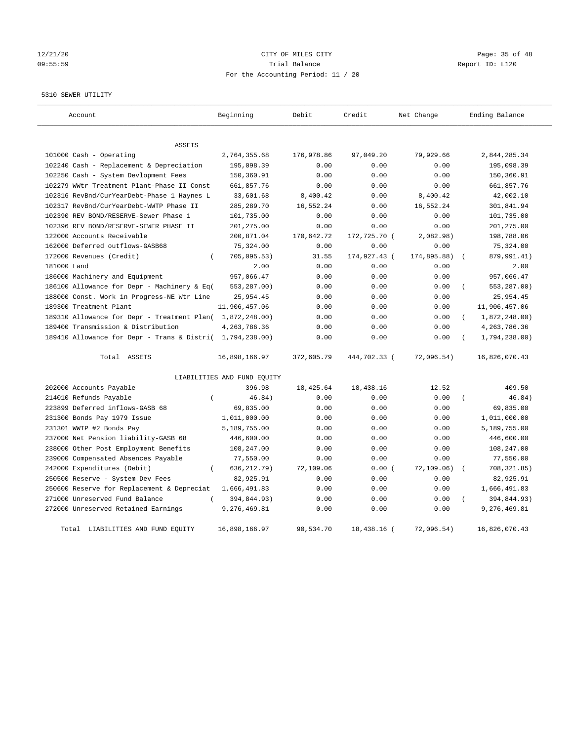CITY OF MILES CITY
Trial Balance
For the Accounting Period: 11 / 20

5310 SEWER UTILITY

| Account | Beginning | Debit | Credit | Net Change | Ending Balance |
|---|---|---|---|---|---|
| ASSETS | | | | | |
| 101000 Cash - Operating | 2,764,355.68 | 176,978.86 | 97,049.20 | 79,929.66 | 2,844,285.34 |
| 102240 Cash - Replacement & Depreciation | 195,098.39 | 0.00 | 0.00 | 0.00 | 195,098.39 |
| 102250 Cash - System Devlopment Fees | 150,360.91 | 0.00 | 0.00 | 0.00 | 150,360.91 |
| 102279 WWtr Treatment Plant-Phase II Const | 661,857.76 | 0.00 | 0.00 | 0.00 | 661,857.76 |
| 102316 RevBnd/CurYearDebt-Phase 1 Haynes L | 33,601.68 | 8,400.42 | 0.00 | 8,400.42 | 42,002.10 |
| 102317 RevBnd/CurYearDebt-WWTP Phase II | 285,289.70 | 16,552.24 | 0.00 | 16,552.24 | 301,841.94 |
| 102390 REV BOND/RESERVE-Sewer Phase 1 | 101,735.00 | 0.00 | 0.00 | 0.00 | 101,735.00 |
| 102396 REV BOND/RESERVE-SEWER PHASE II | 201,275.00 | 0.00 | 0.00 | 0.00 | 201,275.00 |
| 122000 Accounts Receivable | 200,871.04 | 170,642.72 | 172,725.70 | ( 2,082.98) | 198,788.06 |
| 162000 Deferred outflows-GASB68 | 75,324.00 | 0.00 | 0.00 | 0.00 | 75,324.00 |
| 172000 Revenues (Credit) | ( 705,095.53) | 31.55 | 174,927.43 | ( 174,895.88) | ( 879,991.41) |
| 181000 Land | 2.00 | 0.00 | 0.00 | 0.00 | 2.00 |
| 186000 Machinery and Equipment | 957,066.47 | 0.00 | 0.00 | 0.00 | 957,066.47 |
| 186100 Allowance for Depr - Machinery & Eq | ( 553,287.00) | 0.00 | 0.00 | 0.00 | ( 553,287.00) |
| 188000 Const. Work in Progress-NE Wtr Line | 25,954.45 | 0.00 | 0.00 | 0.00 | 25,954.45 |
| 189300 Treatment Plant | 11,906,457.06 | 0.00 | 0.00 | 0.00 | 11,906,457.06 |
| 189310 Allowance for Depr - Treatment Plan | ( 1,872,248.00) | 0.00 | 0.00 | 0.00 | ( 1,872,248.00) |
| 189400 Transmission & Distribution | 4,263,786.36 | 0.00 | 0.00 | 0.00 | 4,263,786.36 |
| 189410 Allowance for Depr - Trans & Distri | ( 1,794,238.00) | 0.00 | 0.00 | 0.00 | ( 1,794,238.00) |
| Total ASSETS | 16,898,166.97 | 372,605.79 | 444,702.33 | ( 72,096.54) | 16,826,070.43 |
| LIABILITIES AND FUND EQUITY | | | | | |
| 202000 Accounts Payable | 396.98 | 18,425.64 | 18,438.16 | 12.52 | 409.50 |
| 214010 Refunds Payable | ( 46.84) | 0.00 | 0.00 | 0.00 | ( 46.84) |
| 223899 Deferred inflows-GASB 68 | 69,835.00 | 0.00 | 0.00 | 0.00 | 69,835.00 |
| 231300 Bonds Pay 1979 Issue | 1,011,000.00 | 0.00 | 0.00 | 0.00 | 1,011,000.00 |
| 231301 WWTP #2 Bonds Pay | 5,189,755.00 | 0.00 | 0.00 | 0.00 | 5,189,755.00 |
| 237000 Net Pension liability-GASB 68 | 446,600.00 | 0.00 | 0.00 | 0.00 | 446,600.00 |
| 238000 Other Post Employment Benefits | 108,247.00 | 0.00 | 0.00 | 0.00 | 108,247.00 |
| 239000 Compensated Absences Payable | 77,550.00 | 0.00 | 0.00 | 0.00 | 77,550.00 |
| 242000 Expenditures (Debit) | ( 636,212.79) | 72,109.06 | 0.00 | ( 72,109.06) | ( 708,321.85) |
| 250500 Reserve - System Dev Fees | 82,925.91 | 0.00 | 0.00 | 0.00 | 82,925.91 |
| 250600 Reserve for Replacement & Depreciat | 1,666,491.83 | 0.00 | 0.00 | 0.00 | 1,666,491.83 |
| 271000 Unreserved Fund Balance | ( 394,844.93) | 0.00 | 0.00 | 0.00 | ( 394,844.93) |
| 272000 Unreserved Retained Earnings | 9,276,469.81 | 0.00 | 0.00 | 0.00 | 9,276,469.81 |
| Total LIABILITIES AND FUND EQUITY | 16,898,166.97 | 90,534.70 | 18,438.16 | ( 72,096.54) | 16,826,070.43 |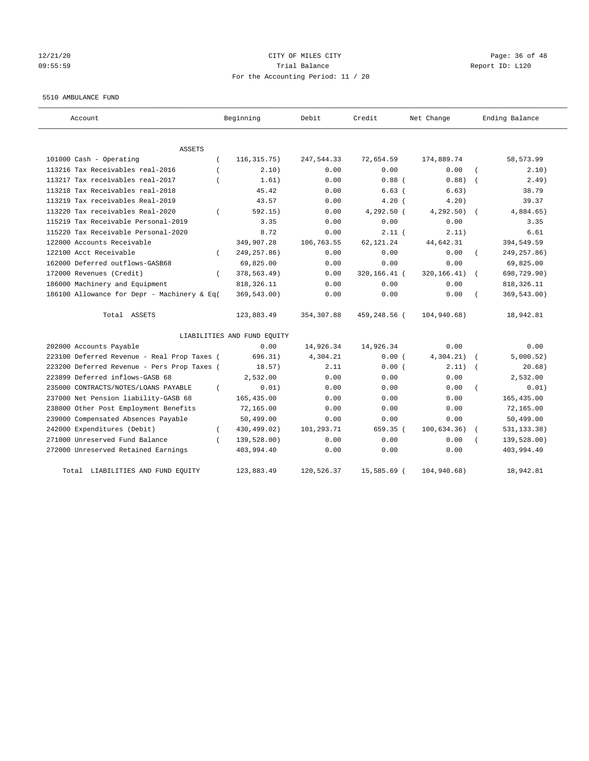# CITY OF MILES CITY

## Trial Balance

For the Accounting Period: 11 / 20

5510 AMBULANCE FUND

| Account | Beginning | Debit | Credit | Net Change | Ending Balance |
|---|---|---|---|---|---|
| **ASSETS** | | | | | |
| 101000 Cash - Operating | ( 116,315.75) | 247,544.33 | 72,654.59 | 174,889.74 | 58,573.99 |
| 113216 Tax Receivables real-2016 | ( 2.10) | 0.00 | 0.00 | 0.00 | ( 2.10) |
| 113217 Tax receivables real-2017 | ( 1.61) | 0.00 | 0.88 | ( 0.88) | ( 2.49) |
| 113218 Tax Receivables real-2018 | 45.42 | 0.00 | 6.63 | ( 6.63) | 38.79 |
| 113219 Tax receivables Real-2019 | 43.57 | 0.00 | 4.20 | ( 4.20) | 39.37 |
| 113220 Tax receivables Real-2020 | ( 592.15) | 0.00 | 4,292.50 | ( 4,292.50) | ( 4,884.65) |
| 115219 Tax Receivable Personal-2019 | 3.35 | 0.00 | 0.00 | 0.00 | 3.35 |
| 115220 Tax Receivable Personal-2020 | 8.72 | 0.00 | 2.11 | ( 2.11) | 6.61 |
| 122000 Accounts Receivable | 349,907.28 | 106,763.55 | 62,121.24 | 44,642.31 | 394,549.59 |
| 122100 Acct Receivable | ( 249,257.86) | 0.00 | 0.00 | 0.00 | ( 249,257.86) |
| 162000 Deferred outflows-GASB68 | 69,825.00 | 0.00 | 0.00 | 0.00 | 69,825.00 |
| 172000 Revenues (Credit) | ( 378,563.49) | 0.00 | 320,166.41 | ( 320,166.41) | ( 698,729.90) |
| 186000 Machinery and Equipment | 818,326.11 | 0.00 | 0.00 | 0.00 | 818,326.11 |
| 186100 Allowance for Depr - Machinery & Eq( | 369,543.00) | 0.00 | 0.00 | 0.00 | ( 369,543.00) |
| Total ASSETS | 123,883.49 | 354,307.88 | 459,248.56 | ( 104,940.68) | 18,942.81 |
| **LIABILITIES AND FUND EQUITY** | | | | | |
| 202000 Accounts Payable | 0.00 | 14,926.34 | 14,926.34 | 0.00 | 0.00 |
| 223100 Deferred Revenue - Real Prop Taxes ( | 696.31) | 4,304.21 | 0.00 | ( 4,304.21) | ( 5,000.52) |
| 223200 Deferred Revenue - Pers Prop Taxes ( | 18.57) | 2.11 | 0.00 | ( 2.11) | ( 20.68) |
| 223899 Deferred inflows-GASB 68 | 2,532.00 | 0.00 | 0.00 | 0.00 | 2,532.00 |
| 235000 CONTRACTS/NOTES/LOANS PAYABLE | ( 0.01) | 0.00 | 0.00 | 0.00 | ( 0.01) |
| 237000 Net Pension liability-GASB 68 | 165,435.00 | 0.00 | 0.00 | 0.00 | 165,435.00 |
| 238000 Other Post Employment Benefits | 72,165.00 | 0.00 | 0.00 | 0.00 | 72,165.00 |
| 239000 Compensated Absences Payable | 50,499.00 | 0.00 | 0.00 | 0.00 | 50,499.00 |
| 242000 Expenditures (Debit) | ( 430,499.02) | 101,293.71 | 659.35 | ( 100,634.36) | ( 531,133.38) |
| 271000 Unreserved Fund Balance | ( 139,528.00) | 0.00 | 0.00 | 0.00 | ( 139,528.00) |
| 272000 Unreserved Retained Earnings | 403,994.40 | 0.00 | 0.00 | 0.00 | 403,994.40 |
| Total LIABILITIES AND FUND EQUITY | 123,883.49 | 120,526.37 | 15,585.69 | ( 104,940.68) | 18,942.81 |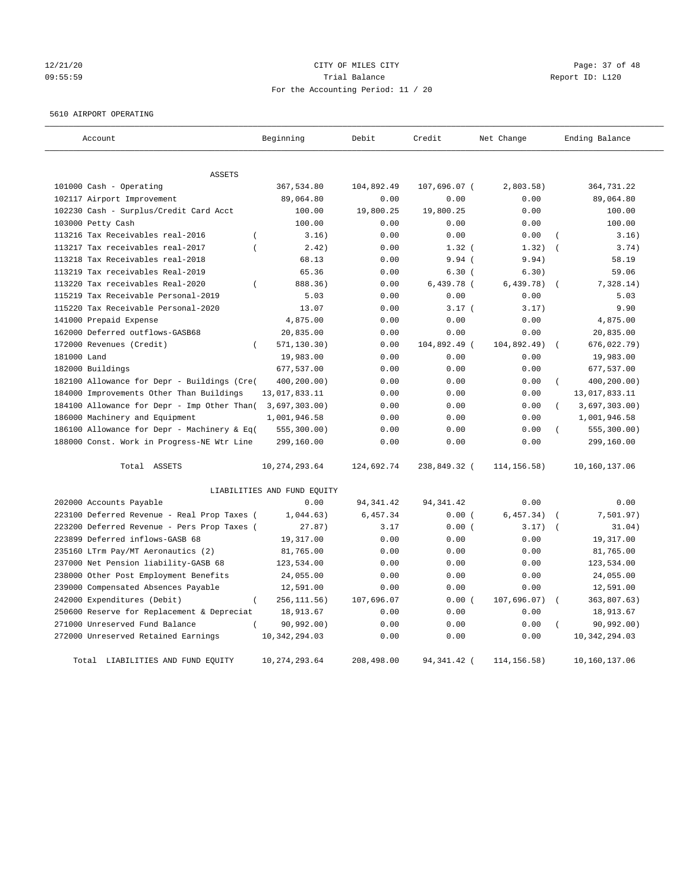12/21/20 CITY OF MILES CITY
09:55:59 Trial Balance Report ID: L120
For the Accounting Period: 11 / 20

5610 AIRPORT OPERATING

| Account | Beginning | Debit | Credit | Net Change | Ending Balance |
|---|---|---|---|---|---|
| ASSETS | | | | | |
| 101000 Cash - Operating | 367,534.80 | 104,892.49 | 107,696.07 | ( 2,803.58) | 364,731.22 |
| 102117 Airport Improvement | 89,064.80 | 0.00 | 0.00 | 0.00 | 89,064.80 |
| 102230 Cash - Surplus/Credit Card Acct | 100.00 | 19,800.25 | 19,800.25 | 0.00 | 100.00 |
| 103000 Petty Cash | 100.00 | 0.00 | 0.00 | 0.00 | 100.00 |
| 113216 Tax Receivables real-2016 | ( 3.16) | 0.00 | 0.00 | 0.00 | ( 3.16) |
| 113217 Tax receivables real-2017 | ( 2.42) | 0.00 | 1.32 | ( 1.32) | ( 3.74) |
| 113218 Tax Receivables real-2018 | 68.13 | 0.00 | 9.94 | ( 9.94) | 58.19 |
| 113219 Tax receivables Real-2019 | 65.36 | 0.00 | 6.30 | ( 6.30) | 59.06 |
| 113220 Tax receivables Real-2020 | ( 888.36) | 0.00 | 6,439.78 | ( 6,439.78) | ( 7,328.14) |
| 115219 Tax Receivable Personal-2019 | 5.03 | 0.00 | 0.00 | 0.00 | 5.03 |
| 115220 Tax Receivable Personal-2020 | 13.07 | 0.00 | 3.17 | ( 3.17) | 9.90 |
| 141000 Prepaid Expense | 4,875.00 | 0.00 | 0.00 | 0.00 | 4,875.00 |
| 162000 Deferred outflows-GASB68 | 20,835.00 | 0.00 | 0.00 | 0.00 | 20,835.00 |
| 172000 Revenues (Credit) | ( 571,130.30) | 0.00 | 104,892.49 | ( 104,892.49) | ( 676,022.79) |
| 181000 Land | 19,983.00 | 0.00 | 0.00 | 0.00 | 19,983.00 |
| 182000 Buildings | 677,537.00 | 0.00 | 0.00 | 0.00 | 677,537.00 |
| 182100 Allowance for Depr - Buildings (Cre | ( 400,200.00) | 0.00 | 0.00 | 0.00 | ( 400,200.00) |
| 184000 Improvements Other Than Buildings | 13,017,833.11 | 0.00 | 0.00 | 0.00 | 13,017,833.11 |
| 184100 Allowance for Depr - Imp Other Than | ( 3,697,303.00) | 0.00 | 0.00 | 0.00 | ( 3,697,303.00) |
| 186000 Machinery and Equipment | 1,001,946.58 | 0.00 | 0.00 | 0.00 | 1,001,946.58 |
| 186100 Allowance for Depr - Machinery & Eq | ( 555,300.00) | 0.00 | 0.00 | 0.00 | ( 555,300.00) |
| 188000 Const. Work in Progress-NE Wtr Line | 299,160.00 | 0.00 | 0.00 | 0.00 | 299,160.00 |
| Total ASSETS | 10,274,293.64 | 124,692.74 | 238,849.32 | ( 114,156.58) | 10,160,137.06 |
| LIABILITIES AND FUND EQUITY | | | | | |
| 202000 Accounts Payable | 0.00 | 94,341.42 | 94,341.42 | 0.00 | 0.00 |
| 223100 Deferred Revenue - Real Prop Taxes | ( 1,044.63) | 6,457.34 | 0.00 | ( 6,457.34) | ( 7,501.97) |
| 223200 Deferred Revenue - Pers Prop Taxes | ( 27.87) | 3.17 | 0.00 | ( 3.17) | ( 31.04) |
| 223899 Deferred inflows-GASB 68 | 19,317.00 | 0.00 | 0.00 | 0.00 | 19,317.00 |
| 235160 LTrm Pay/MT Aeronautics (2) | 81,765.00 | 0.00 | 0.00 | 0.00 | 81,765.00 |
| 237000 Net Pension liability-GASB 68 | 123,534.00 | 0.00 | 0.00 | 0.00 | 123,534.00 |
| 238000 Other Post Employment Benefits | 24,055.00 | 0.00 | 0.00 | 0.00 | 24,055.00 |
| 239000 Compensated Absences Payable | 12,591.00 | 0.00 | 0.00 | 0.00 | 12,591.00 |
| 242000 Expenditures (Debit) | ( 256,111.56) | 107,696.07 | 0.00 | ( 107,696.07) | ( 363,807.63) |
| 250600 Reserve for Replacement & Depreciat | 18,913.67 | 0.00 | 0.00 | 0.00 | 18,913.67 |
| 271000 Unreserved Fund Balance | ( 90,992.00) | 0.00 | 0.00 | 0.00 | ( 90,992.00) |
| 272000 Unreserved Retained Earnings | 10,342,294.03 | 0.00 | 0.00 | 0.00 | 10,342,294.03 |
| Total LIABILITIES AND FUND EQUITY | 10,274,293.64 | 208,498.00 | 94,341.42 | ( 114,156.58) | 10,160,137.06 |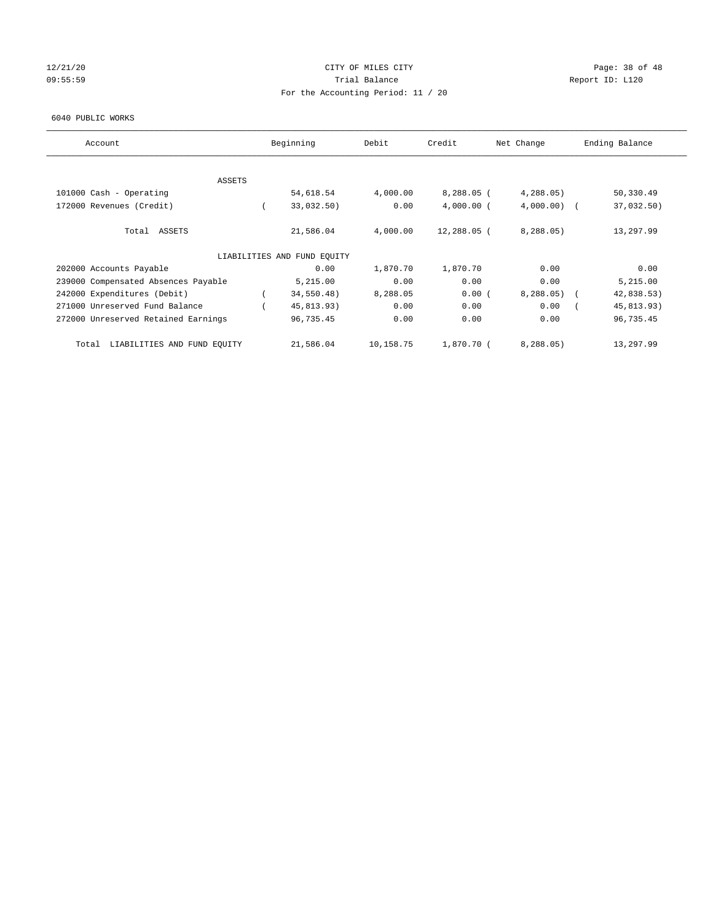CITY OF MILES CITY

Trial Balance

For the Accounting Period: 11 / 20

6040 PUBLIC WORKS

| Account | Beginning | Debit | Credit | Net Change | Ending Balance |
|---|---|---|---|---|---|
| ASSETS | | | | | |
| 101000 Cash - Operating | 54,618.54 | 4,000.00 | 8,288.05 | ( 4,288.05) | 50,330.49 |
| 172000 Revenues (Credit) | ( 33,032.50) | 0.00 | 4,000.00 | ( 4,000.00) | ( 37,032.50) |
| Total ASSETS | 21,586.04 | 4,000.00 | 12,288.05 | ( 8,288.05) | 13,297.99 |
| LIABILITIES AND FUND EQUITY | | | | | |
| 202000 Accounts Payable | 0.00 | 1,870.70 | 1,870.70 | 0.00 | 0.00 |
| 239000 Compensated Absences Payable | 5,215.00 | 0.00 | 0.00 | 0.00 | 5,215.00 |
| 242000 Expenditures (Debit) | ( 34,550.48) | 8,288.05 | 0.00 | ( 8,288.05) | ( 42,838.53) |
| 271000 Unreserved Fund Balance | ( 45,813.93) | 0.00 | 0.00 | 0.00 | ( 45,813.93) |
| 272000 Unreserved Retained Earnings | 96,735.45 | 0.00 | 0.00 | 0.00 | 96,735.45 |
| Total LIABILITIES AND FUND EQUITY | 21,586.04 | 10,158.75 | 1,870.70 | ( 8,288.05) | 13,297.99 |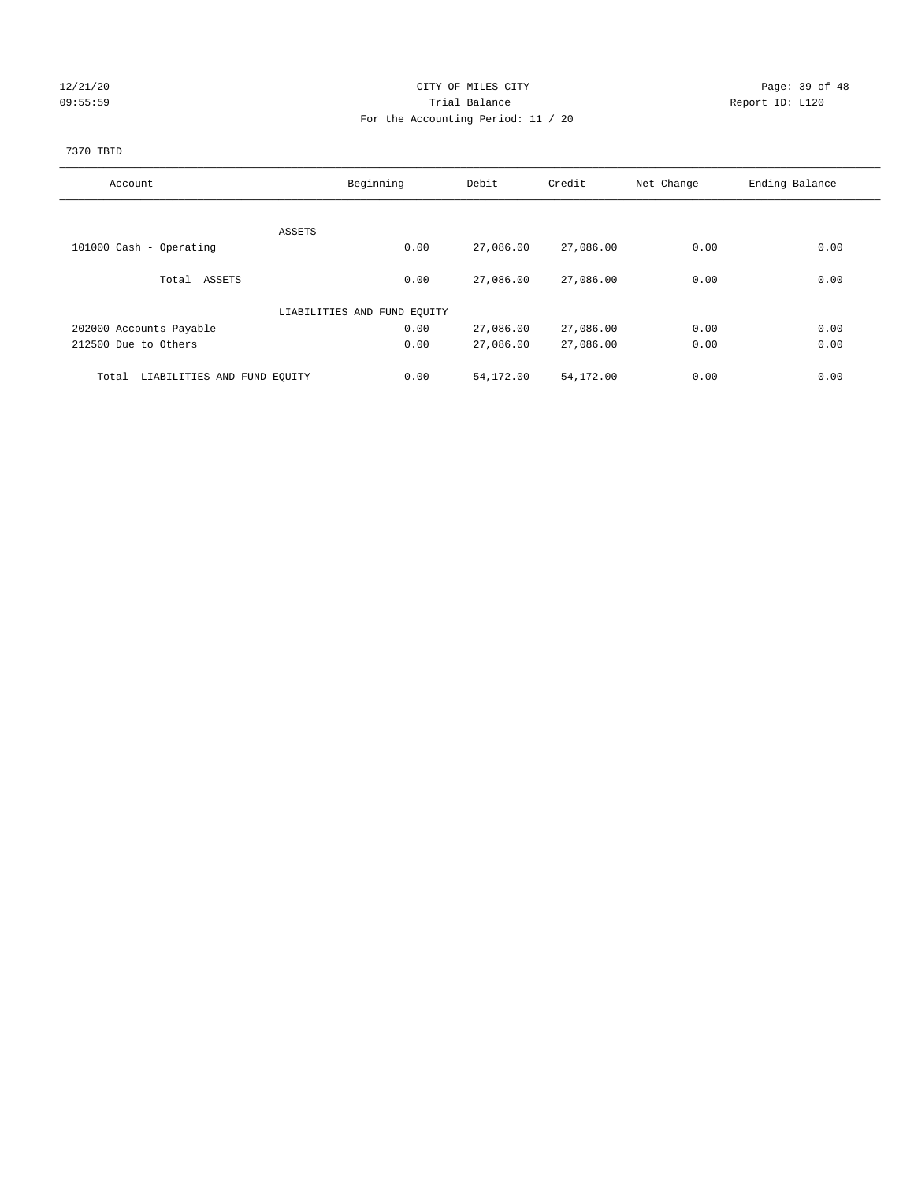CITY OF MILES CITY
Trial Balance
For the Accounting Period: 11 / 20

12/21/20
09:55:59

Report ID: L120

7370 TBID

| Account | Beginning | Debit | Credit | Net Change | Ending Balance |
|---|---|---|---|---|---|
| ASSETS | | | | | |
| 101000 Cash - Operating | 0.00 | 27,086.00 | 27,086.00 | 0.00 | 0.00 |
| Total ASSETS | 0.00 | 27,086.00 | 27,086.00 | 0.00 | 0.00 |
| LIABILITIES AND FUND EQUITY | | | | | |
| 202000 Accounts Payable | 0.00 | 27,086.00 | 27,086.00 | 0.00 | 0.00 |
| 212500 Due to Others | 0.00 | 27,086.00 | 27,086.00 | 0.00 | 0.00 |
| Total LIABILITIES AND FUND EQUITY | 0.00 | 54,172.00 | 54,172.00 | 0.00 | 0.00 |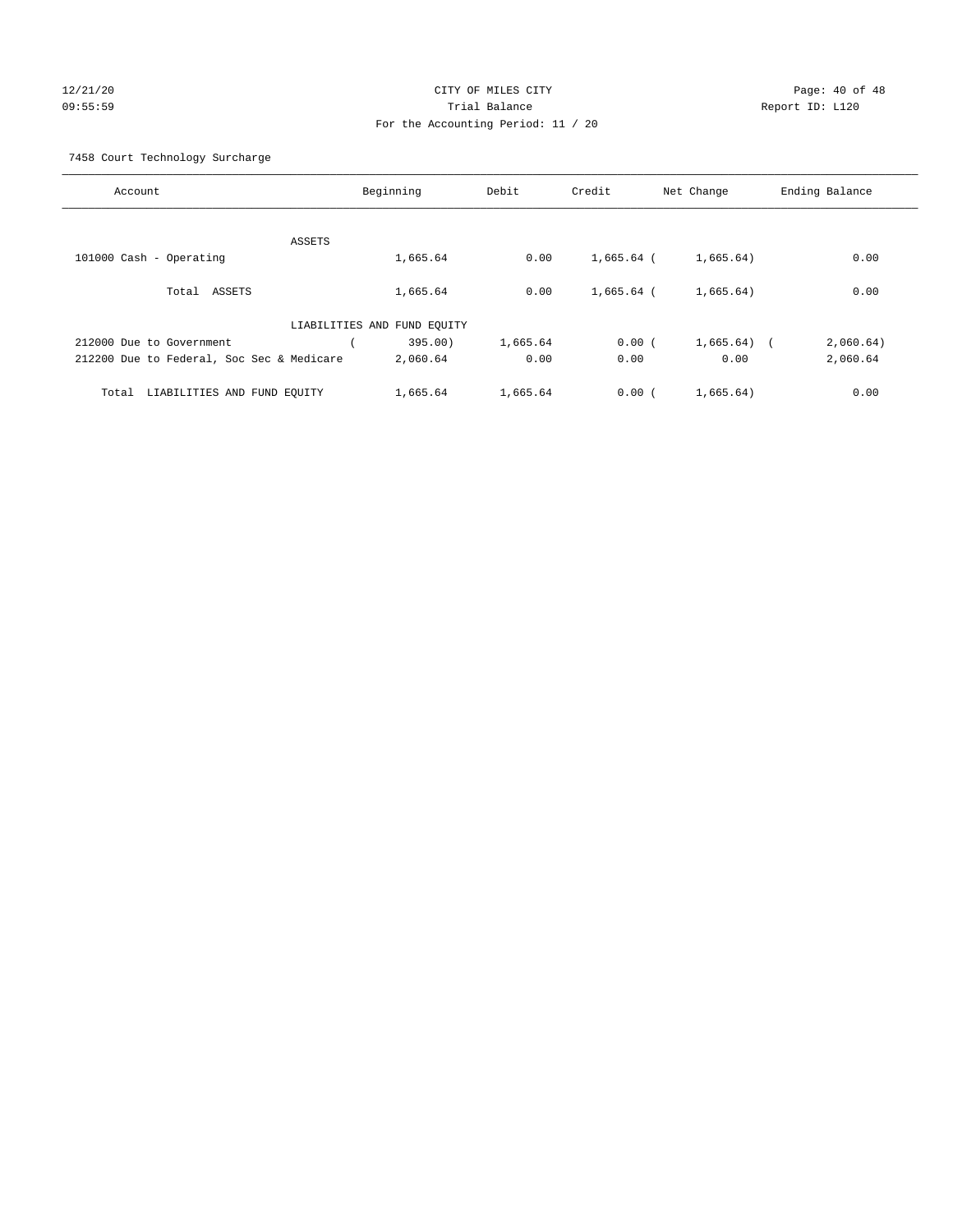CITY OF MILES CITY

Trial Balance

For the Accounting Period: 11 / 20

12/21/20
09:55:59

Report ID: L120

7458 Court Technology Surcharge

| Account | Beginning | Debit | Credit | Net Change | Ending Balance |
|---|---|---|---|---|---|
| ASSETS | | | | | |
| 101000 Cash - Operating | 1,665.64 | 0.00 | 1,665.64 | ( 1,665.64) | 0.00 |
| Total ASSETS | 1,665.64 | 0.00 | 1,665.64 | ( 1,665.64) | 0.00 |
| LIABILITIES AND FUND EQUITY | | | | | |
| 212000 Due to Government | ( 395.00) | 1,665.64 | 0.00 | ( 1,665.64) | ( 2,060.64) |
| 212200 Due to Federal, Soc Sec & Medicare | 2,060.64 | 0.00 | 0.00 | 0.00 | 2,060.64 |
| Total LIABILITIES AND FUND EQUITY | 1,665.64 | 1,665.64 | 0.00 | ( 1,665.64) | 0.00 |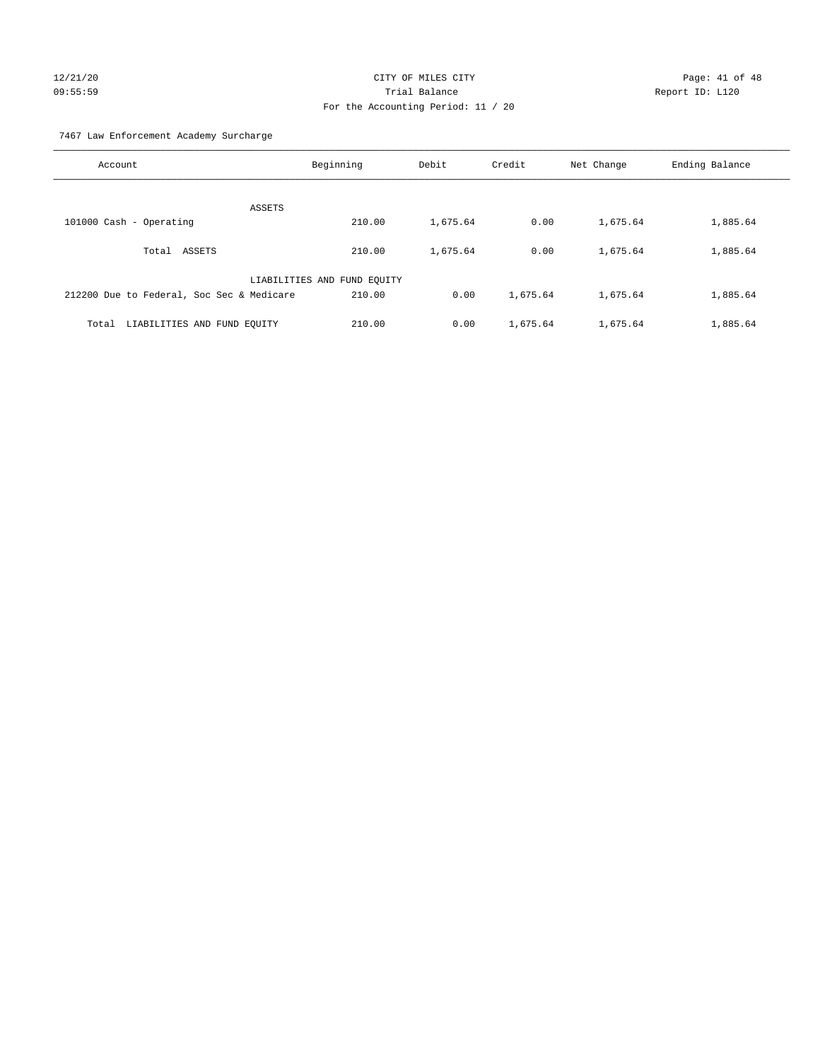CITY OF MILES CITY

Trial Balance

For the Accounting Period: 11 / 20

12/21/20
09:55:59

Report ID: L120

7467 Law Enforcement Academy Surcharge

| Account | Beginning | Debit | Credit | Net Change | Ending Balance |
|---|---|---|---|---|---|
| ASSETS | | | | | |
| 101000 Cash - Operating | 210.00 | 1,675.64 | 0.00 | 1,675.64 | 1,885.64 |
| Total ASSETS | 210.00 | 1,675.64 | 0.00 | 1,675.64 | 1,885.64 |
| LIABILITIES AND FUND EQUITY | | | | | |
| 212200 Due to Federal, Soc Sec & Medicare | 210.00 | 0.00 | 1,675.64 | 1,675.64 | 1,885.64 |
| Total LIABILITIES AND FUND EQUITY | 210.00 | 0.00 | 1,675.64 | 1,675.64 | 1,885.64 |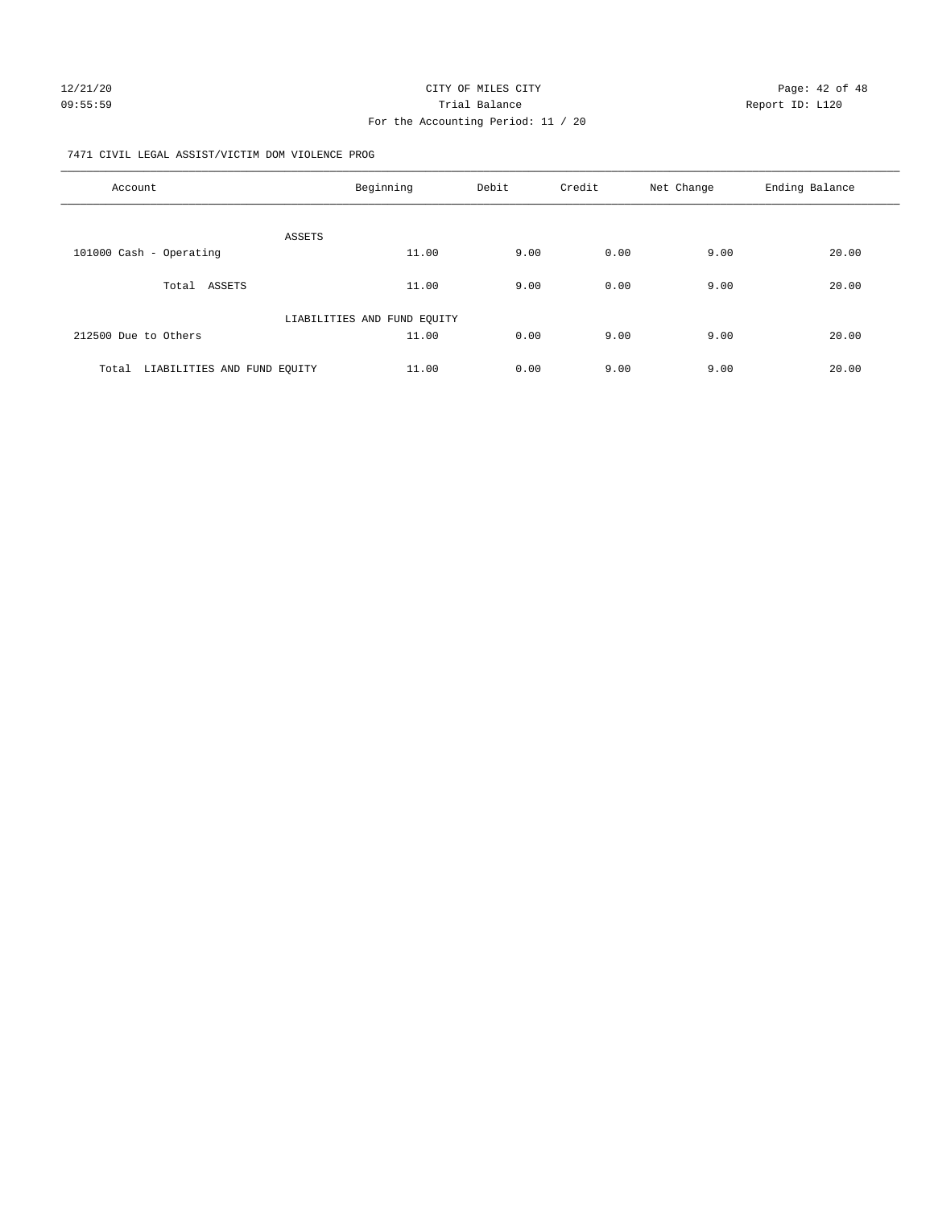7471 CIVIL LEGAL ASSIST/VICTIM DOM VIOLENCE PROG

| Account | Beginning | Debit | Credit | Net Change | Ending Balance |
|---|---|---|---|---|---|
| ASSETS | | | | | |
| 101000 Cash - Operating | 11.00 | 9.00 | 0.00 | 9.00 | 20.00 |
| Total ASSETS | 11.00 | 9.00 | 0.00 | 9.00 | 20.00 |
| LIABILITIES AND FUND EQUITY | | | | | |
| 212500 Due to Others | 11.00 | 0.00 | 9.00 | 9.00 | 20.00 |
| Total LIABILITIES AND FUND EQUITY | 11.00 | 0.00 | 9.00 | 9.00 | 20.00 |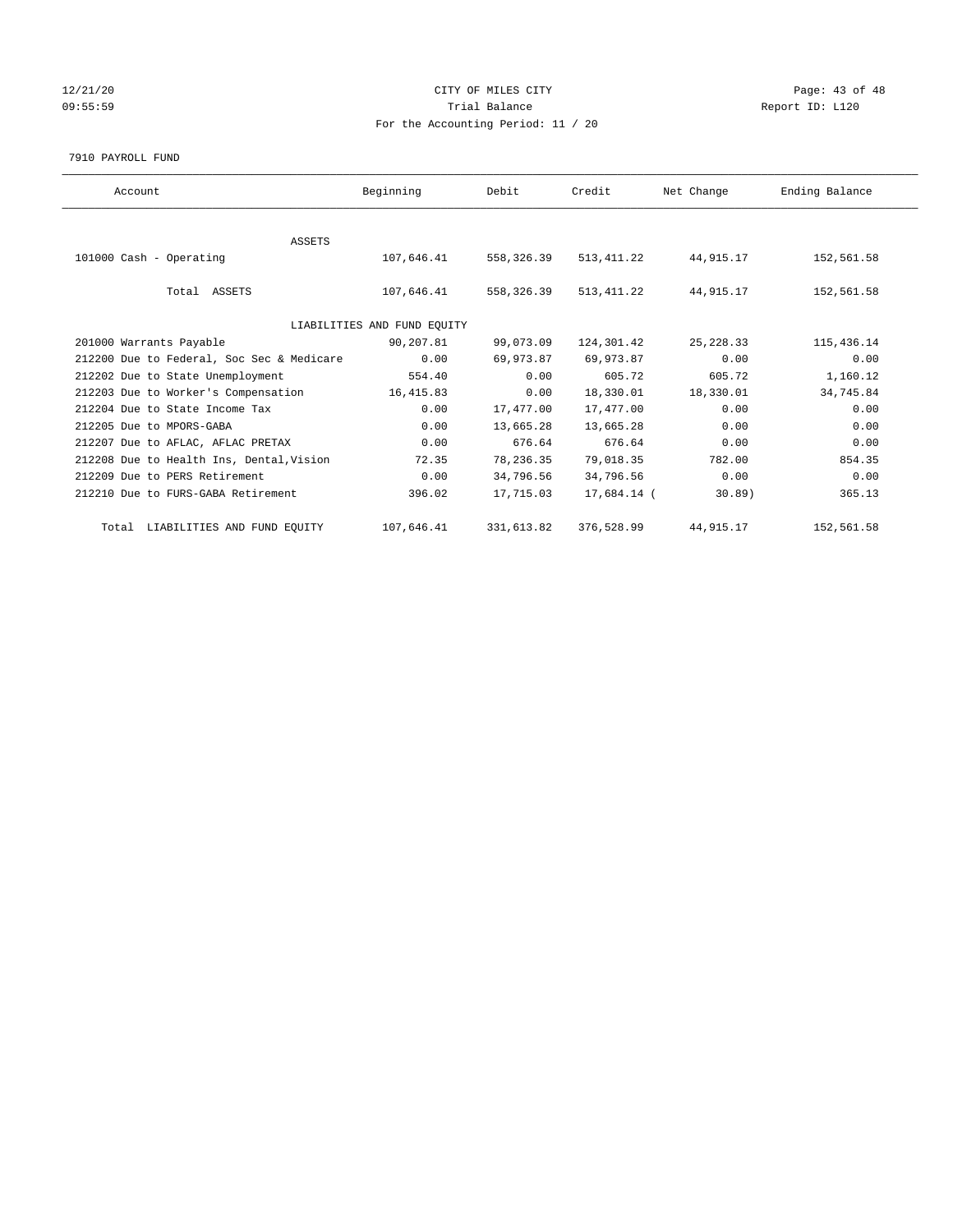CITY OF MILES CITY

Trial Balance

For the Accounting Period: 11 / 20

12/21/20
09:55:59

Report ID: L120

7910 PAYROLL FUND

| Account | Beginning | Debit | Credit | Net Change | Ending Balance |
|---|---|---|---|---|---|
| ASSETS | | | | | |
| 101000 Cash - Operating | 107,646.41 | 558,326.39 | 513,411.22 | 44,915.17 | 152,561.58 |
| Total ASSETS | 107,646.41 | 558,326.39 | 513,411.22 | 44,915.17 | 152,561.58 |
| LIABILITIES AND FUND EQUITY | | | | | |
| 201000 Warrants Payable | 90,207.81 | 99,073.09 | 124,301.42 | 25,228.33 | 115,436.14 |
| 212200 Due to Federal, Soc Sec & Medicare | 0.00 | 69,973.87 | 69,973.87 | 0.00 | 0.00 |
| 212202 Due to State Unemployment | 554.40 | 0.00 | 605.72 | 605.72 | 1,160.12 |
| 212203 Due to Worker's Compensation | 16,415.83 | 0.00 | 18,330.01 | 18,330.01 | 34,745.84 |
| 212204 Due to State Income Tax | 0.00 | 17,477.00 | 17,477.00 | 0.00 | 0.00 |
| 212205 Due to MPORS-GABA | 0.00 | 13,665.28 | 13,665.28 | 0.00 | 0.00 |
| 212207 Due to AFLAC, AFLAC PRETAX | 0.00 | 676.64 | 676.64 | 0.00 | 0.00 |
| 212208 Due to Health Ins, Dental,Vision | 72.35 | 78,236.35 | 79,018.35 | 782.00 | 854.35 |
| 212209 Due to PERS Retirement | 0.00 | 34,796.56 | 34,796.56 | 0.00 | 0.00 |
| 212210 Due to FURS-GABA Retirement | 396.02 | 17,715.03 | 17,684.14 | ( 30.89) | 365.13 |
| Total LIABILITIES AND FUND EQUITY | 107,646.41 | 331,613.82 | 376,528.99 | 44,915.17 | 152,561.58 |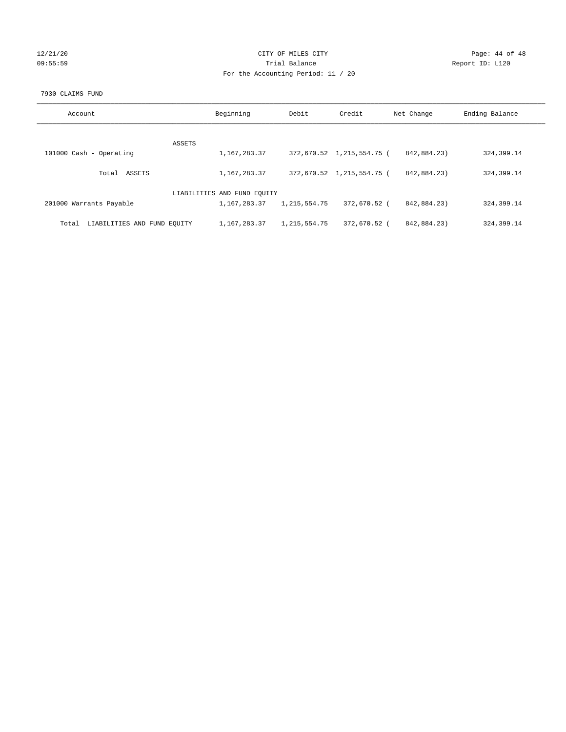CITY OF MILES CITY

Trial Balance

For the Accounting Period: 11 / 20

12/21/20
09:55:59

Report ID: L120

7930 CLAIMS FUND

| Account | Beginning | Debit | Credit | Net Change | Ending Balance |
|---|---|---|---|---|---|
| ASSETS | | | | | |
| 101000 Cash - Operating | 1,167,283.37 | 372,670.52 | 1,215,554.75 | ( 842,884.23) | 324,399.14 |
| Total ASSETS | 1,167,283.37 | 372,670.52 | 1,215,554.75 | ( 842,884.23) | 324,399.14 |
| LIABILITIES AND FUND EQUITY | | | | | |
| 201000 Warrants Payable | 1,167,283.37 | 1,215,554.75 | 372,670.52 | ( 842,884.23) | 324,399.14 |
| Total LIABILITIES AND FUND EQUITY | 1,167,283.37 | 1,215,554.75 | 372,670.52 | ( 842,884.23) | 324,399.14 |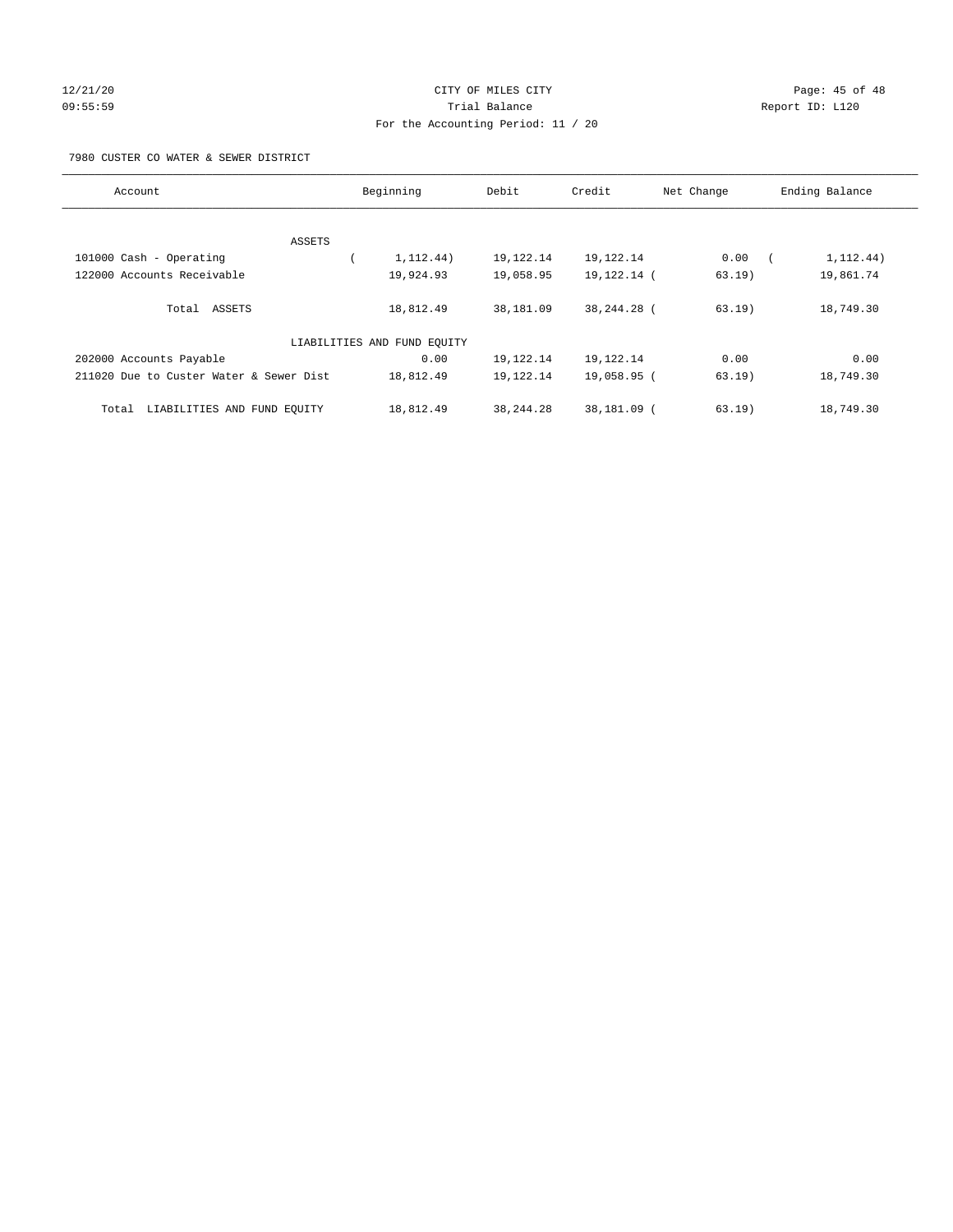CITY OF MILES CITY
Trial Balance
For the Accounting Period: 11 / 20

12/21/20
09:55:59

Report ID: L120

7980 CUSTER CO WATER & SEWER DISTRICT

| Account | Beginning | Debit | Credit | Net Change | Ending Balance |
|---|---|---|---|---|---|
| ASSETS | | | | | |
| 101000 Cash - Operating | ( 1,112.44) | 19,122.14 | 19,122.14 | 0.00 | ( 1,112.44) |
| 122000 Accounts Receivable | 19,924.93 | 19,058.95 | 19,122.14 | ( 63.19) | 19,861.74 |
| Total ASSETS | 18,812.49 | 38,181.09 | 38,244.28 | ( 63.19) | 18,749.30 |
| LIABILITIES AND FUND EQUITY | | | | | |
| 202000 Accounts Payable | 0.00 | 19,122.14 | 19,122.14 | 0.00 | 0.00 |
| 211020 Due to Custer Water & Sewer Dist | 18,812.49 | 19,122.14 | 19,058.95 | ( 63.19) | 18,749.30 |
| Total LIABILITIES AND FUND EQUITY | 18,812.49 | 38,244.28 | 38,181.09 | ( 63.19) | 18,749.30 |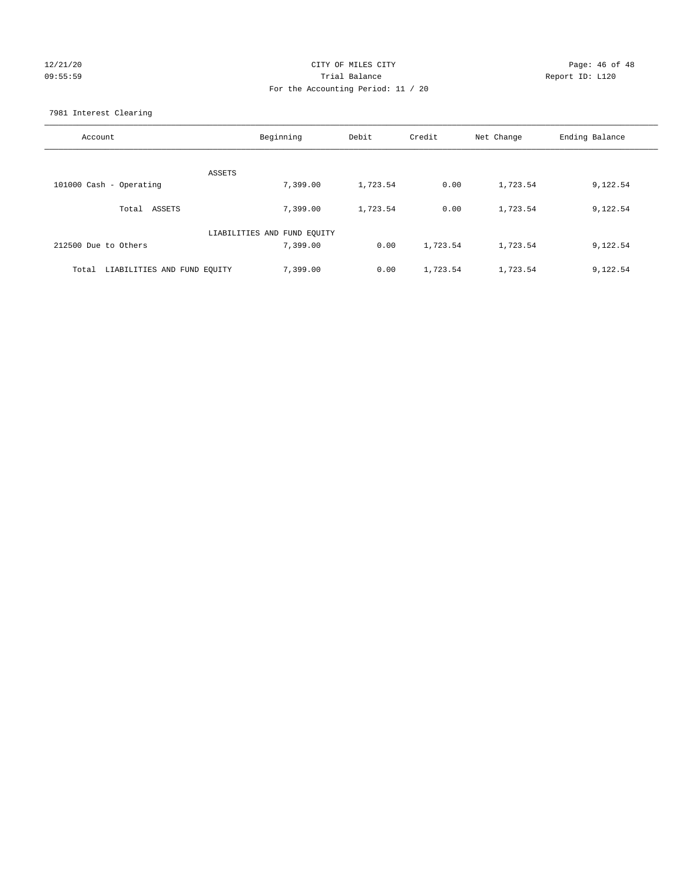CITY OF MILES CITY

Trial Balance

For the Accounting Period: 11 / 20

7981 Interest Clearing

| Account | Beginning | Debit | Credit | Net Change | Ending Balance |
|---|---|---|---|---|---|
| ASSETS | | | | | |
| 101000 Cash - Operating | 7,399.00 | 1,723.54 | 0.00 | 1,723.54 | 9,122.54 |
| Total ASSETS | 7,399.00 | 1,723.54 | 0.00 | 1,723.54 | 9,122.54 |
| LIABILITIES AND FUND EQUITY | | | | | |
| 212500 Due to Others | 7,399.00 | 0.00 | 1,723.54 | 1,723.54 | 9,122.54 |
| Total LIABILITIES AND FUND EQUITY | 7,399.00 | 0.00 | 1,723.54 | 1,723.54 | 9,122.54 |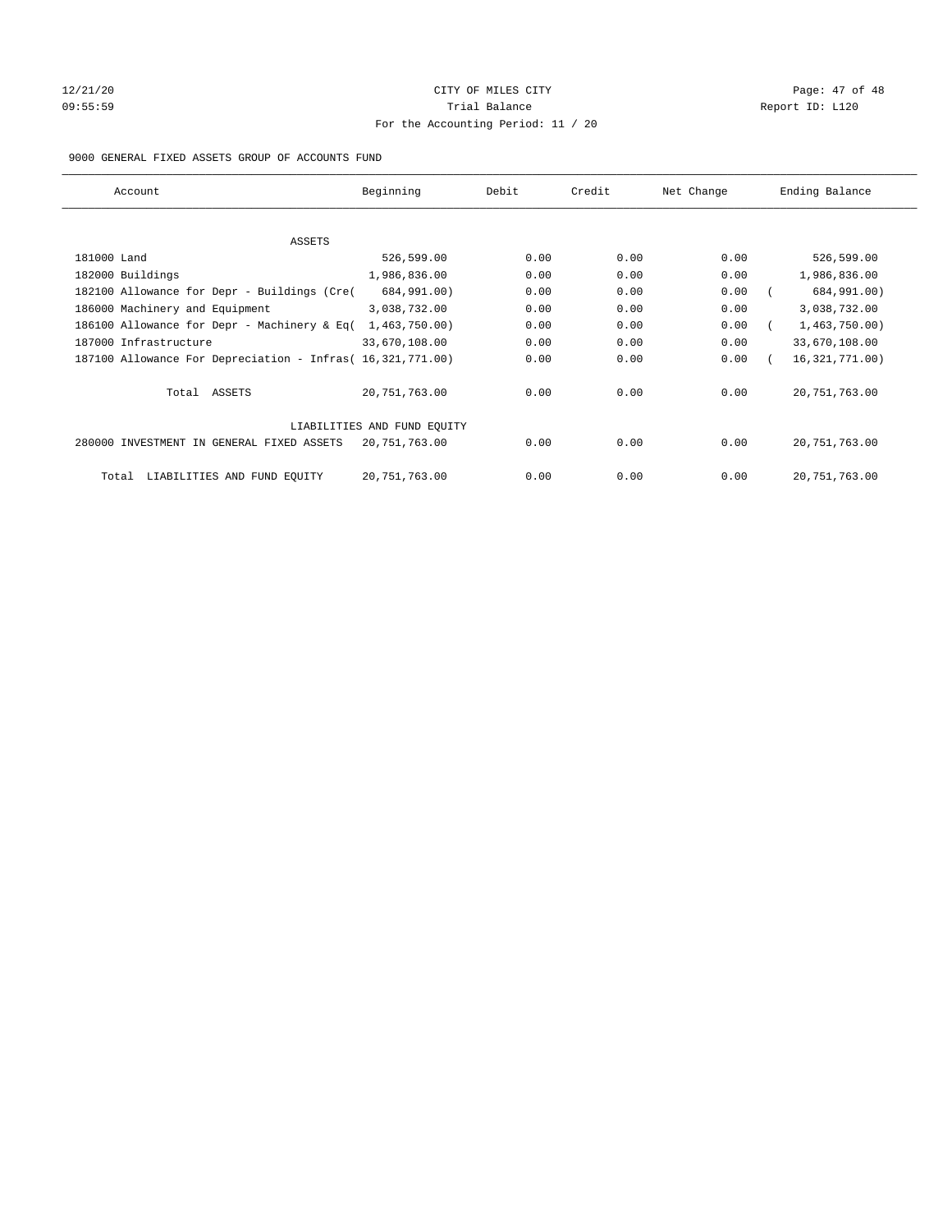CITY OF MILES CITY

Trial Balance

For the Accounting Period: 11 / 20

9000 GENERAL FIXED ASSETS GROUP OF ACCOUNTS FUND

| Account | Beginning | Debit | Credit | Net Change | Ending Balance |
|---|---|---|---|---|---|
| ASSETS | | | | | |
| 181000 Land | 526,599.00 | 0.00 | 0.00 | 0.00 | 526,599.00 |
| 182000 Buildings | 1,986,836.00 | 0.00 | 0.00 | 0.00 | 1,986,836.00 |
| 182100 Allowance for Depr - Buildings (Cre( | 684,991.00) | 0.00 | 0.00 | 0.00 | ( 684,991.00) |
| 186000 Machinery and Equipment | 3,038,732.00 | 0.00 | 0.00 | 0.00 | 3,038,732.00 |
| 186100 Allowance for Depr - Machinery & Eq( | 1,463,750.00) | 0.00 | 0.00 | 0.00 | ( 1,463,750.00) |
| 187000 Infrastructure | 33,670,108.00 | 0.00 | 0.00 | 0.00 | 33,670,108.00 |
| 187100 Allowance For Depreciation - Infras( | 16,321,771.00) | 0.00 | 0.00 | 0.00 | ( 16,321,771.00) |
| Total ASSETS | 20,751,763.00 | 0.00 | 0.00 | 0.00 | 20,751,763.00 |
| LIABILITIES AND FUND EQUITY | | | | | |
| 280000 INVESTMENT IN GENERAL FIXED ASSETS | 20,751,763.00 | 0.00 | 0.00 | 0.00 | 20,751,763.00 |
| Total LIABILITIES AND FUND EQUITY | 20,751,763.00 | 0.00 | 0.00 | 0.00 | 20,751,763.00 |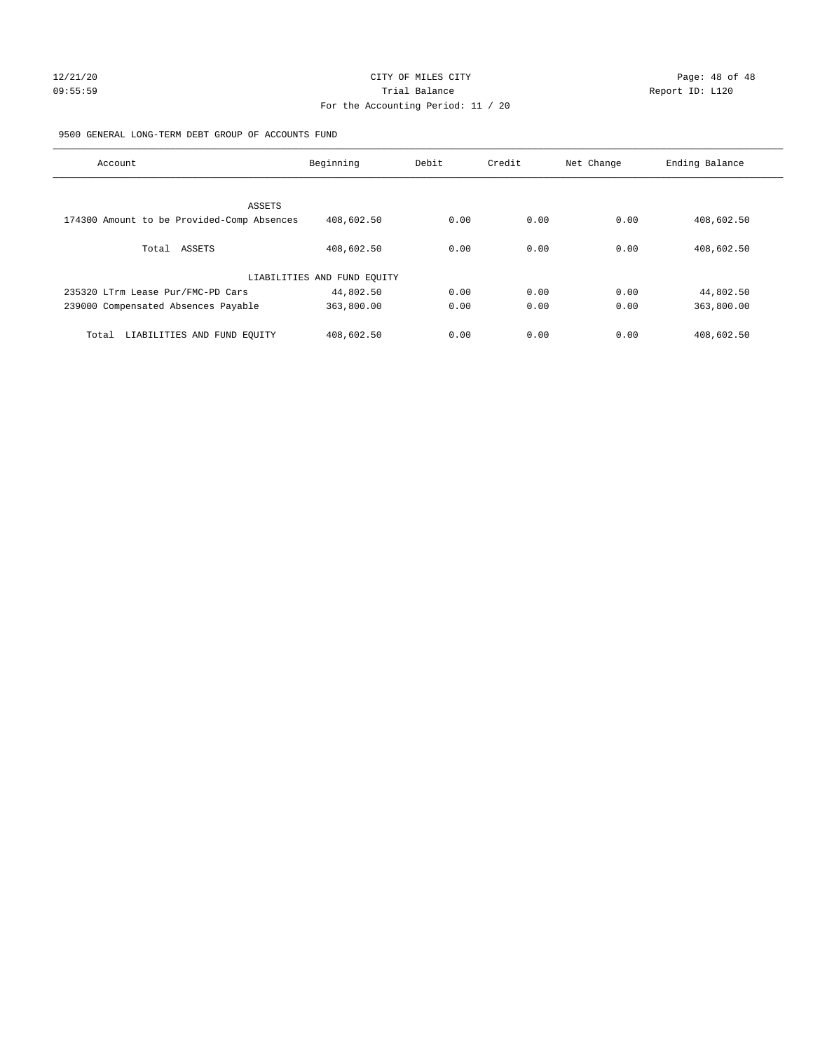12/21/20 CITY OF MILES CITY

09:55:59 Trial Balance Report ID: L120

For the Accounting Period: 11 / 20

9500 GENERAL LONG-TERM DEBT GROUP OF ACCOUNTS FUND

| Account | Beginning | Debit | Credit | Net Change | Ending Balance |
|---|---|---|---|---|---|
| ASSETS | | | | | |
| 174300 Amount to be Provided-Comp Absences | 408,602.50 | 0.00 | 0.00 | 0.00 | 408,602.50 |
| Total ASSETS | 408,602.50 | 0.00 | 0.00 | 0.00 | 408,602.50 |
| LIABILITIES AND FUND EQUITY | | | | | |
| 235320 LTrm Lease Pur/FMC-PD Cars | 44,802.50 | 0.00 | 0.00 | 0.00 | 44,802.50 |
| 239000 Compensated Absences Payable | 363,800.00 | 0.00 | 0.00 | 0.00 | 363,800.00 |
| Total LIABILITIES AND FUND EQUITY | 408,602.50 | 0.00 | 0.00 | 0.00 | 408,602.50 |